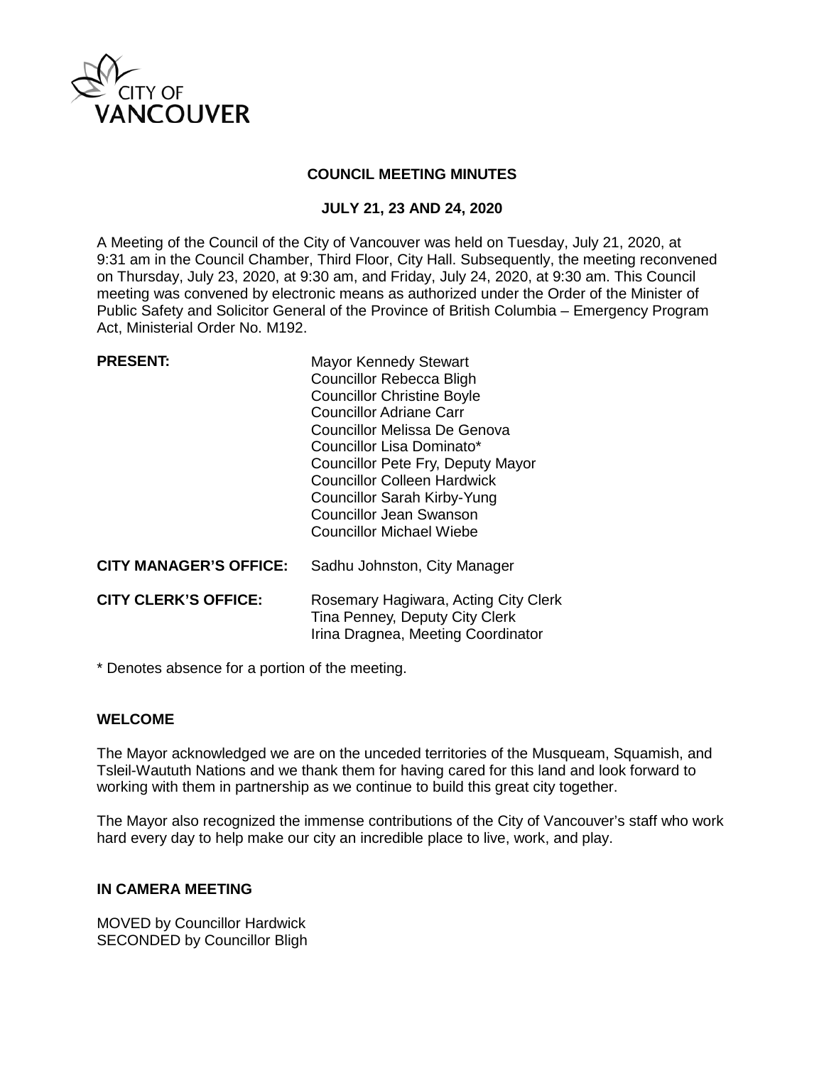# COUNCIL MEETING MINUTES

## JULY 21, 23 AND 24, 2020

A Meeting of the Council of the City of Vancouver was held on Tuesday, July 21, 2020, at 9:31 am in the Council Chamber, Third Floor, City Hall. Subsequently, the meeting reconvened on Thursday, July 23, 2020, at 9:30 am, and Friday, July 24, 2020, at 9:30 am. This Council meeting was convened by electronic means as authorized under the Order of the Minister of Public Safety and Solicitor General of the Province of British Columbia – Emergency Program Act, Ministerial Order No. M192.

| | |
|---|---|
| **PRESENT:** | Mayor Kennedy Stewart<br>Councillor Rebecca Bligh<br>Councillor Christine Boyle<br>Councillor Adriane Carr<br>Councillor Melissa De Genova<br>Councillor Lisa Dominato*<br>Councillor Pete Fry, Deputy Mayor<br>Councillor Colleen Hardwick<br>Councillor Sarah Kirby-Yung<br>Councillor Jean Swanson<br>Councillor Michael Wiebe |
| **CITY MANAGER'S OFFICE:** | Sadhu Johnston, City Manager |
| **CITY CLERK'S OFFICE:** | Rosemary Hagiwara, Acting City Clerk<br>Tina Penney, Deputy City Clerk<br>Irina Dragnea, Meeting Coordinator |

* Denotes absence for a portion of the meeting.

### WELCOME

The Mayor acknowledged we are on the unceded territories of the Musqueam, Squamish, and Tsleil-Waututh Nations and we thank them for having cared for this land and look forward to working with them in partnership as we continue to build this great city together.

The Mayor also recognized the immense contributions of the City of Vancouver's staff who work hard every day to help make our city an incredible place to live, work, and play.

### IN CAMERA MEETING

MOVED by Councillor Hardwick
SECONDED by Councillor Bligh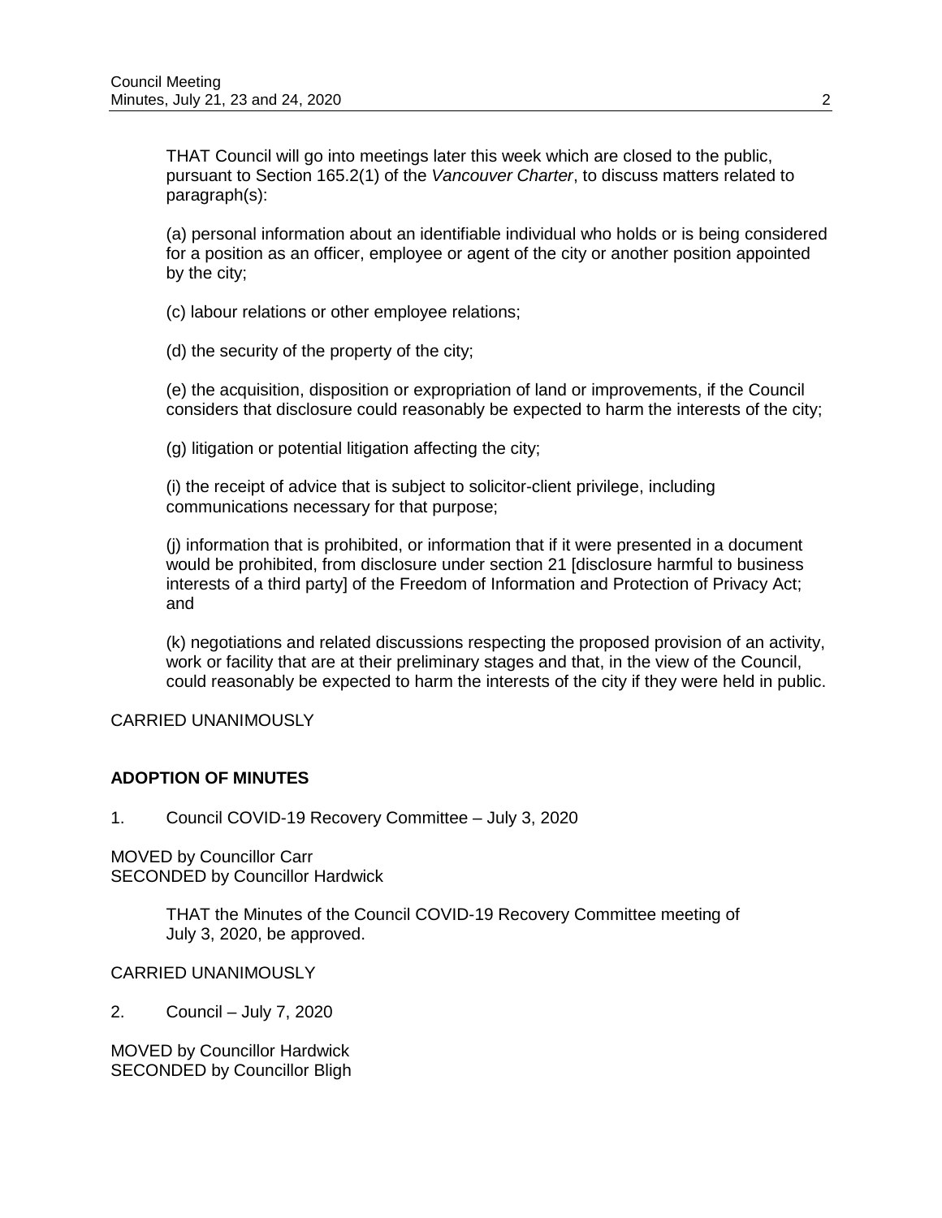THAT Council will go into meetings later this week which are closed to the public, pursuant to Section 165.2(1) of the *Vancouver Charter*, to discuss matters related to paragraph(s):

(a) personal information about an identifiable individual who holds or is being considered for a position as an officer, employee or agent of the city or another position appointed by the city;

(c) labour relations or other employee relations;

(d) the security of the property of the city;

(e) the acquisition, disposition or expropriation of land or improvements, if the Council considers that disclosure could reasonably be expected to harm the interests of the city;

(g) litigation or potential litigation affecting the city;

(i) the receipt of advice that is subject to solicitor-client privilege, including communications necessary for that purpose;

(j) information that is prohibited, or information that if it were presented in a document would be prohibited, from disclosure under section 21 [disclosure harmful to business interests of a third party] of the Freedom of Information and Protection of Privacy Act; and

(k) negotiations and related discussions respecting the proposed provision of an activity, work or facility that are at their preliminary stages and that, in the view of the Council, could reasonably be expected to harm the interests of the city if they were held in public.

CARRIED UNANIMOUSLY

## ADOPTION OF MINUTES

1. Council COVID-19 Recovery Committee – July 3, 2020

MOVED by Councillor Carr
SECONDED by Councillor Hardwick

THAT the Minutes of the Council COVID-19 Recovery Committee meeting of July 3, 2020, be approved.

CARRIED UNANIMOUSLY

2. Council – July 7, 2020

MOVED by Councillor Hardwick
SECONDED by Councillor Bligh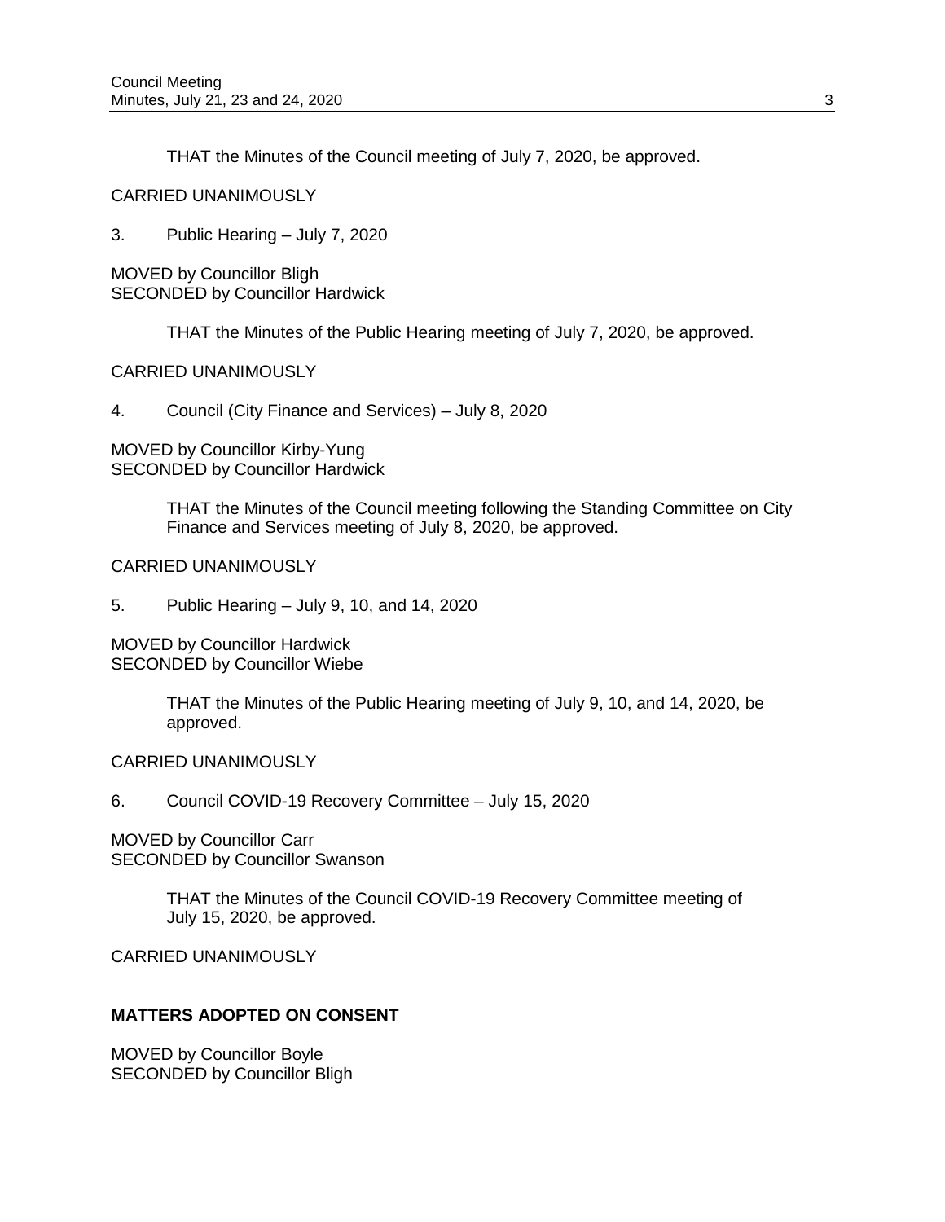THAT the Minutes of the Council meeting of July 7, 2020, be approved.

CARRIED UNANIMOUSLY

3. Public Hearing – July 7, 2020

MOVED by Councillor Bligh
SECONDED by Councillor Hardwick

THAT the Minutes of the Public Hearing meeting of July 7, 2020, be approved.

CARRIED UNANIMOUSLY

4. Council (City Finance and Services) – July 8, 2020

MOVED by Councillor Kirby-Yung
SECONDED by Councillor Hardwick

THAT the Minutes of the Council meeting following the Standing Committee on City Finance and Services meeting of July 8, 2020, be approved.

CARRIED UNANIMOUSLY

5. Public Hearing – July 9, 10, and 14, 2020

MOVED by Councillor Hardwick
SECONDED by Councillor Wiebe

THAT the Minutes of the Public Hearing meeting of July 9, 10, and 14, 2020, be approved.

CARRIED UNANIMOUSLY

6. Council COVID-19 Recovery Committee – July 15, 2020

MOVED by Councillor Carr
SECONDED by Councillor Swanson

THAT the Minutes of the Council COVID-19 Recovery Committee meeting of July 15, 2020, be approved.

CARRIED UNANIMOUSLY

**MATTERS ADOPTED ON CONSENT**

MOVED by Councillor Boyle
SECONDED by Councillor Bligh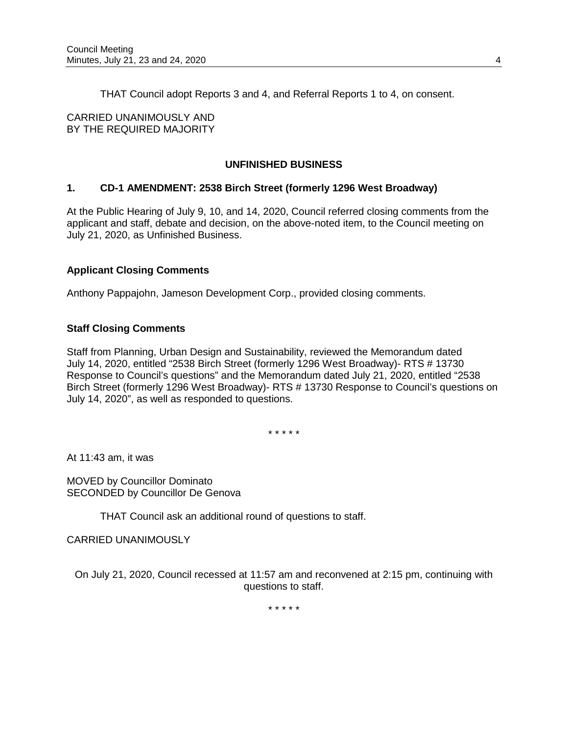THAT Council adopt Reports 3 and 4, and Referral Reports 1 to 4, on consent.

CARRIED UNANIMOUSLY AND
BY THE REQUIRED MAJORITY

## UNFINISHED BUSINESS

### 1. CD-1 AMENDMENT: 2538 Birch Street (formerly 1296 West Broadway)

At the Public Hearing of July 9, 10, and 14, 2020, Council referred closing comments from the applicant and staff, debate and decision, on the above-noted item, to the Council meeting on July 21, 2020, as Unfinished Business.

**Applicant Closing Comments**

Anthony Pappajohn, Jameson Development Corp., provided closing comments.

**Staff Closing Comments**

Staff from Planning, Urban Design and Sustainability, reviewed the Memorandum dated July 14, 2020, entitled "2538 Birch Street (formerly 1296 West Broadway)- RTS # 13730 Response to Council's questions" and the Memorandum dated July 21, 2020, entitled "2538 Birch Street (formerly 1296 West Broadway)- RTS # 13730 Response to Council's questions on July 14, 2020", as well as responded to questions.

* * * * *

At 11:43 am, it was

MOVED by Councillor Dominato
SECONDED by Councillor De Genova

THAT Council ask an additional round of questions to staff.

CARRIED UNANIMOUSLY

On July 21, 2020, Council recessed at 11:57 am and reconvened at 2:15 pm, continuing with questions to staff.

* * * * *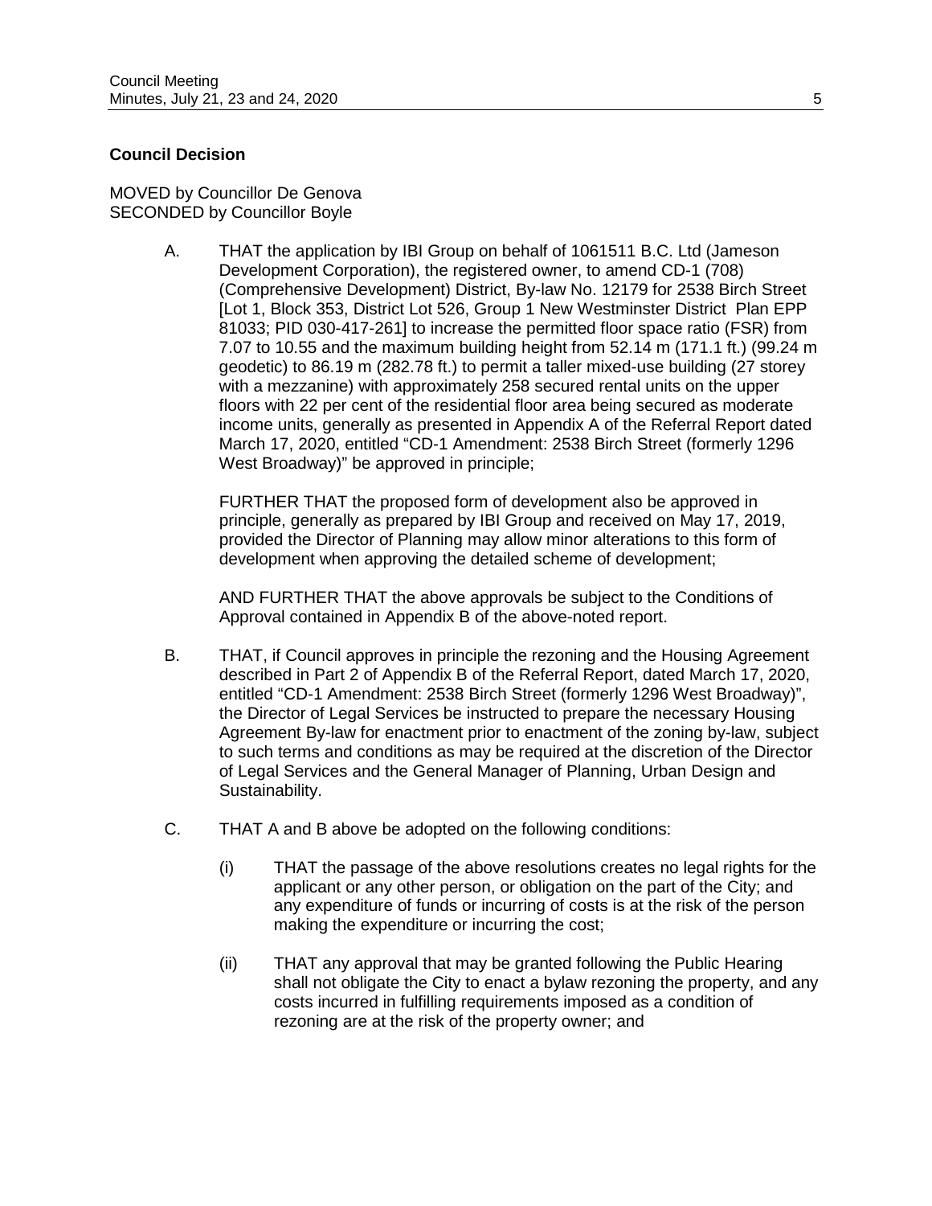**Council Decision**

MOVED by Councillor De Genova
SECONDED by Councillor Boyle

A. THAT the application by IBI Group on behalf of 1061511 B.C. Ltd (Jameson Development Corporation), the registered owner, to amend CD-1 (708) (Comprehensive Development) District, By-law No. 12179 for 2538 Birch Street [Lot 1, Block 353, District Lot 526, Group 1 New Westminster District Plan EPP 81033; PID 030-417-261] to increase the permitted floor space ratio (FSR) from 7.07 to 10.55 and the maximum building height from 52.14 m (171.1 ft.) (99.24 m geodetic) to 86.19 m (282.78 ft.) to permit a taller mixed-use building (27 storey with a mezzanine) with approximately 258 secured rental units on the upper floors with 22 per cent of the residential floor area being secured as moderate income units, generally as presented in Appendix A of the Referral Report dated March 17, 2020, entitled "CD-1 Amendment: 2538 Birch Street (formerly 1296 West Broadway)" be approved in principle;

   FURTHER THAT the proposed form of development also be approved in principle, generally as prepared by IBI Group and received on May 17, 2019, provided the Director of Planning may allow minor alterations to this form of development when approving the detailed scheme of development;

   AND FURTHER THAT the above approvals be subject to the Conditions of Approval contained in Appendix B of the above-noted report.

B. THAT, if Council approves in principle the rezoning and the Housing Agreement described in Part 2 of Appendix B of the Referral Report, dated March 17, 2020, entitled "CD-1 Amendment: 2538 Birch Street (formerly 1296 West Broadway)", the Director of Legal Services be instructed to prepare the necessary Housing Agreement By-law for enactment prior to enactment of the zoning by-law, subject to such terms and conditions as may be required at the discretion of the Director of Legal Services and the General Manager of Planning, Urban Design and Sustainability.

C. THAT A and B above be adopted on the following conditions:

   (i) THAT the passage of the above resolutions creates no legal rights for the applicant or any other person, or obligation on the part of the City; and any expenditure of funds or incurring of costs is at the risk of the person making the expenditure or incurring the cost;

   (ii) THAT any approval that may be granted following the Public Hearing shall not obligate the City to enact a bylaw rezoning the property, and any costs incurred in fulfilling requirements imposed as a condition of rezoning are at the risk of the property owner; and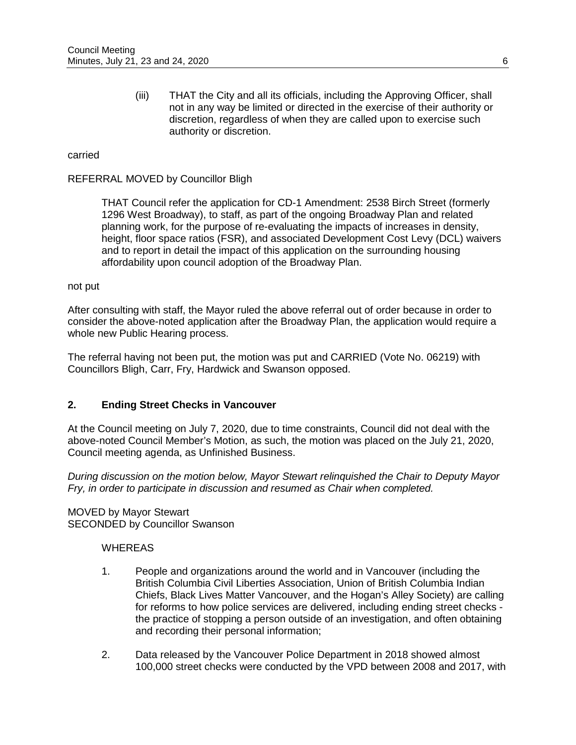(iii) THAT the City and all its officials, including the Approving Officer, shall not in any way be limited or directed in the exercise of their authority or discretion, regardless of when they are called upon to exercise such authority or discretion.

carried

REFERRAL MOVED by Councillor Bligh

> THAT Council refer the application for CD-1 Amendment: 2538 Birch Street (formerly 1296 West Broadway), to staff, as part of the ongoing Broadway Plan and related planning work, for the purpose of re-evaluating the impacts of increases in density, height, floor space ratios (FSR), and associated Development Cost Levy (DCL) waivers and to report in detail the impact of this application on the surrounding housing affordability upon council adoption of the Broadway Plan.

not put

After consulting with staff, the Mayor ruled the above referral out of order because in order to consider the above-noted application after the Broadway Plan, the application would require a whole new Public Hearing process.

The referral having not been put, the motion was put and CARRIED (Vote No. 06219) with Councillors Bligh, Carr, Fry, Hardwick and Swanson opposed.

## 2. Ending Street Checks in Vancouver

At the Council meeting on July 7, 2020, due to time constraints, Council did not deal with the above-noted Council Member's Motion, as such, the motion was placed on the July 21, 2020, Council meeting agenda, as Unfinished Business.

*During discussion on the motion below, Mayor Stewart relinquished the Chair to Deputy Mayor Fry, in order to participate in discussion and resumed as Chair when completed.*

MOVED by Mayor Stewart
SECONDED by Councillor Swanson

WHEREAS

1. People and organizations around the world and in Vancouver (including the British Columbia Civil Liberties Association, Union of British Columbia Indian Chiefs, Black Lives Matter Vancouver, and the Hogan's Alley Society) are calling for reforms to how police services are delivered, including ending street checks - the practice of stopping a person outside of an investigation, and often obtaining and recording their personal information;

2. Data released by the Vancouver Police Department in 2018 showed almost 100,000 street checks were conducted by the VPD between 2008 and 2017, with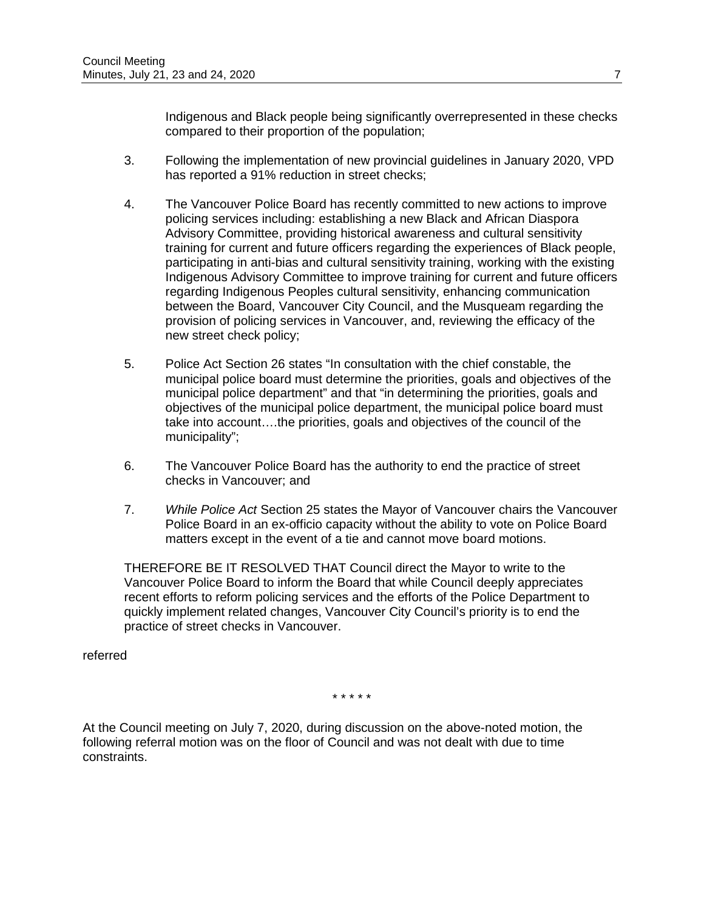Indigenous and Black people being significantly overrepresented in these checks compared to their proportion of the population;

3. Following the implementation of new provincial guidelines in January 2020, VPD has reported a 91% reduction in street checks;

4. The Vancouver Police Board has recently committed to new actions to improve policing services including: establishing a new Black and African Diaspora Advisory Committee, providing historical awareness and cultural sensitivity training for current and future officers regarding the experiences of Black people, participating in anti-bias and cultural sensitivity training, working with the existing Indigenous Advisory Committee to improve training for current and future officers regarding Indigenous Peoples cultural sensitivity, enhancing communication between the Board, Vancouver City Council, and the Musqueam regarding the provision of policing services in Vancouver, and, reviewing the efficacy of the new street check policy;

5. Police Act Section 26 states "In consultation with the chief constable, the municipal police board must determine the priorities, goals and objectives of the municipal police department" and that "in determining the priorities, goals and objectives of the municipal police department, the municipal police board must take into account….the priorities, goals and objectives of the council of the municipality";

6. The Vancouver Police Board has the authority to end the practice of street checks in Vancouver; and

7. *While Police Act* Section 25 states the Mayor of Vancouver chairs the Vancouver Police Board in an ex-officio capacity without the ability to vote on Police Board matters except in the event of a tie and cannot move board motions.

THEREFORE BE IT RESOLVED THAT Council direct the Mayor to write to the Vancouver Police Board to inform the Board that while Council deeply appreciates recent efforts to reform policing services and the efforts of the Police Department to quickly implement related changes, Vancouver City Council's priority is to end the practice of street checks in Vancouver.

referred

\* \* \* \* \*

At the Council meeting on July 7, 2020, during discussion on the above-noted motion, the following referral motion was on the floor of Council and was not dealt with due to time constraints.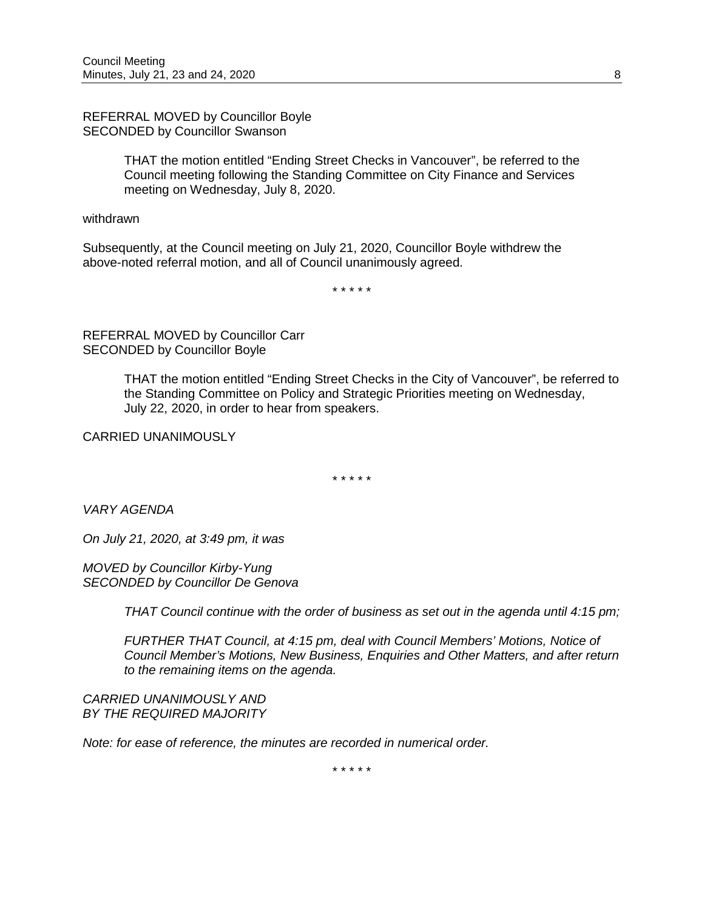REFERRAL MOVED by Councillor Boyle
SECONDED by Councillor Swanson

> THAT the motion entitled "Ending Street Checks in Vancouver", be referred to the Council meeting following the Standing Committee on City Finance and Services meeting on Wednesday, July 8, 2020.

withdrawn

Subsequently, at the Council meeting on July 21, 2020, Councillor Boyle withdrew the above-noted referral motion, and all of Council unanimously agreed.

* * * * *

REFERRAL MOVED by Councillor Carr
SECONDED by Councillor Boyle

> THAT the motion entitled "Ending Street Checks in the City of Vancouver", be referred to the Standing Committee on Policy and Strategic Priorities meeting on Wednesday, July 22, 2020, in order to hear from speakers.

CARRIED UNANIMOUSLY

* * * * *

*VARY AGENDA*

*On July 21, 2020, at 3:49 pm, it was*

*MOVED by Councillor Kirby-Yung*
*SECONDED by Councillor De Genova*

> *THAT Council continue with the order of business as set out in the agenda until 4:15 pm;*
>
> *FURTHER THAT Council, at 4:15 pm, deal with Council Members' Motions, Notice of Council Member's Motions, New Business, Enquiries and Other Matters, and after return to the remaining items on the agenda.*

*CARRIED UNANIMOUSLY AND*
*BY THE REQUIRED MAJORITY*

*Note: for ease of reference, the minutes are recorded in numerical order.*

* * * * *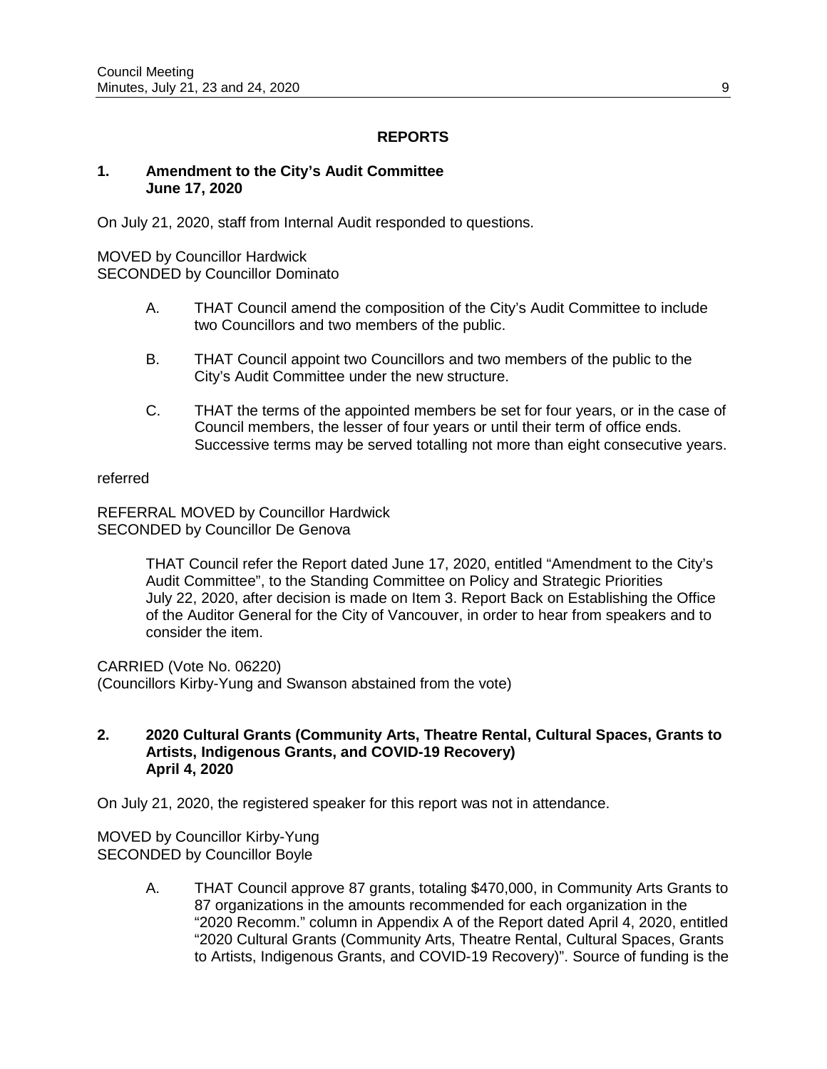## REPORTS

### 1. Amendment to the City's Audit Committee June 17, 2020

On July 21, 2020, staff from Internal Audit responded to questions.

MOVED by Councillor Hardwick
SECONDED by Councillor Dominato

A. THAT Council amend the composition of the City's Audit Committee to include two Councillors and two members of the public.

B. THAT Council appoint two Councillors and two members of the public to the City's Audit Committee under the new structure.

C. THAT the terms of the appointed members be set for four years, or in the case of Council members, the lesser of four years or until their term of office ends. Successive terms may be served totalling not more than eight consecutive years.

referred

REFERRAL MOVED by Councillor Hardwick
SECONDED by Councillor De Genova

> THAT Council refer the Report dated June 17, 2020, entitled "Amendment to the City's Audit Committee", to the Standing Committee on Policy and Strategic Priorities July 22, 2020, after decision is made on Item 3. Report Back on Establishing the Office of the Auditor General for the City of Vancouver, in order to hear from speakers and to consider the item.

CARRIED (Vote No. 06220)
(Councillors Kirby-Yung and Swanson abstained from the vote)

### 2. 2020 Cultural Grants (Community Arts, Theatre Rental, Cultural Spaces, Grants to Artists, Indigenous Grants, and COVID-19 Recovery) April 4, 2020

On July 21, 2020, the registered speaker for this report was not in attendance.

MOVED by Councillor Kirby-Yung
SECONDED by Councillor Boyle

A. THAT Council approve 87 grants, totaling $470,000, in Community Arts Grants to 87 organizations in the amounts recommended for each organization in the "2020 Recomm." column in Appendix A of the Report dated April 4, 2020, entitled "2020 Cultural Grants (Community Arts, Theatre Rental, Cultural Spaces, Grants to Artists, Indigenous Grants, and COVID-19 Recovery)". Source of funding is the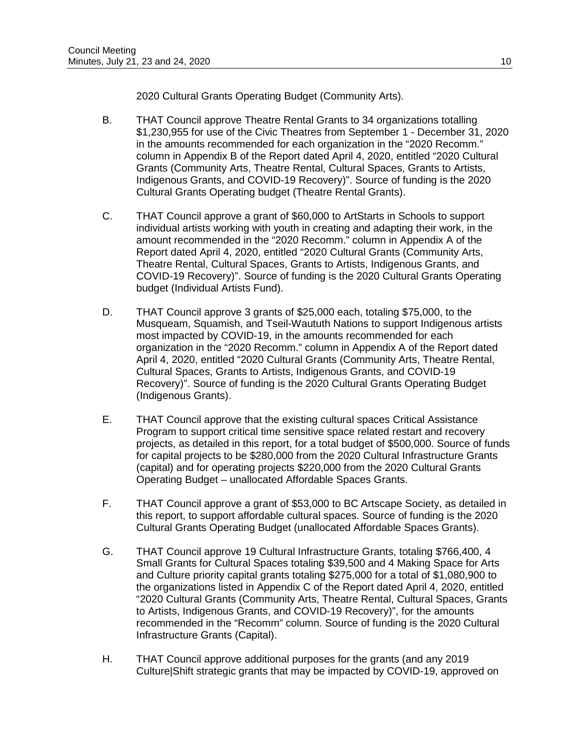2020 Cultural Grants Operating Budget (Community Arts).

B. THAT Council approve Theatre Rental Grants to 34 organizations totalling $1,230,955 for use of the Civic Theatres from September 1 - December 31, 2020 in the amounts recommended for each organization in the "2020 Recomm." column in Appendix B of the Report dated April 4, 2020, entitled "2020 Cultural Grants (Community Arts, Theatre Rental, Cultural Spaces, Grants to Artists, Indigenous Grants, and COVID-19 Recovery)". Source of funding is the 2020 Cultural Grants Operating budget (Theatre Rental Grants).

C. THAT Council approve a grant of $60,000 to ArtStarts in Schools to support individual artists working with youth in creating and adapting their work, in the amount recommended in the "2020 Recomm." column in Appendix A of the Report dated April 4, 2020, entitled "2020 Cultural Grants (Community Arts, Theatre Rental, Cultural Spaces, Grants to Artists, Indigenous Grants, and COVID-19 Recovery)". Source of funding is the 2020 Cultural Grants Operating budget (Individual Artists Fund).

D. THAT Council approve 3 grants of $25,000 each, totaling $75,000, to the Musqueam, Squamish, and Tseil-Waututh Nations to support Indigenous artists most impacted by COVID-19, in the amounts recommended for each organization in the "2020 Recomm." column in Appendix A of the Report dated April 4, 2020, entitled "2020 Cultural Grants (Community Arts, Theatre Rental, Cultural Spaces, Grants to Artists, Indigenous Grants, and COVID-19 Recovery)". Source of funding is the 2020 Cultural Grants Operating Budget (Indigenous Grants).

E. THAT Council approve that the existing cultural spaces Critical Assistance Program to support critical time sensitive space related restart and recovery projects, as detailed in this report, for a total budget of $500,000. Source of funds for capital projects to be $280,000 from the 2020 Cultural Infrastructure Grants (capital) and for operating projects $220,000 from the 2020 Cultural Grants Operating Budget – unallocated Affordable Spaces Grants.

F. THAT Council approve a grant of $53,000 to BC Artscape Society, as detailed in this report, to support affordable cultural spaces. Source of funding is the 2020 Cultural Grants Operating Budget (unallocated Affordable Spaces Grants).

G. THAT Council approve 19 Cultural Infrastructure Grants, totaling $766,400, 4 Small Grants for Cultural Spaces totaling $39,500 and 4 Making Space for Arts and Culture priority capital grants totaling $275,000 for a total of $1,080,900 to the organizations listed in Appendix C of the Report dated April 4, 2020, entitled "2020 Cultural Grants (Community Arts, Theatre Rental, Cultural Spaces, Grants to Artists, Indigenous Grants, and COVID-19 Recovery)", for the amounts recommended in the "Recomm" column. Source of funding is the 2020 Cultural Infrastructure Grants (Capital).

H. THAT Council approve additional purposes for the grants (and any 2019 Culture|Shift strategic grants that may be impacted by COVID-19, approved on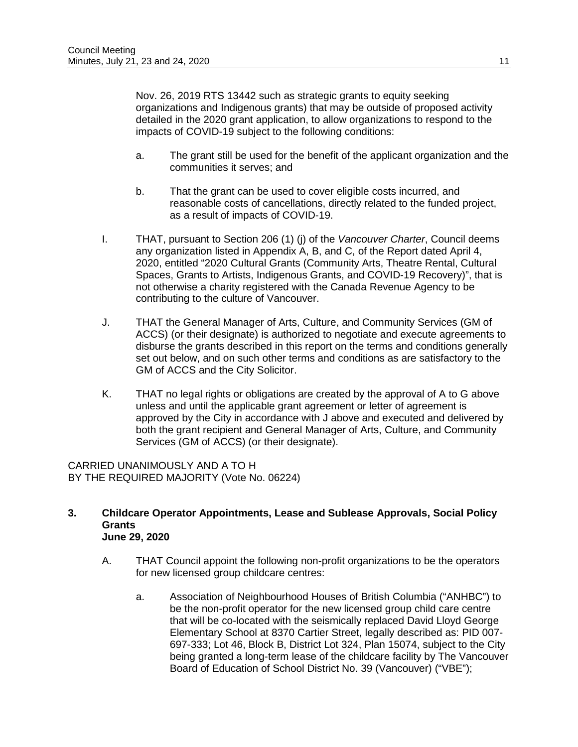Nov. 26, 2019 RTS 13442 such as strategic grants to equity seeking organizations and Indigenous grants) that may be outside of proposed activity detailed in the 2020 grant application, to allow organizations to respond to the impacts of COVID-19 subject to the following conditions:

a. The grant still be used for the benefit of the applicant organization and the communities it serves; and

b. That the grant can be used to cover eligible costs incurred, and reasonable costs of cancellations, directly related to the funded project, as a result of impacts of COVID-19.

I. THAT, pursuant to Section 206 (1) (j) of the *Vancouver Charter*, Council deems any organization listed in Appendix A, B, and C, of the Report dated April 4, 2020, entitled "2020 Cultural Grants (Community Arts, Theatre Rental, Cultural Spaces, Grants to Artists, Indigenous Grants, and COVID-19 Recovery)", that is not otherwise a charity registered with the Canada Revenue Agency to be contributing to the culture of Vancouver.

J. THAT the General Manager of Arts, Culture, and Community Services (GM of ACCS) (or their designate) is authorized to negotiate and execute agreements to disburse the grants described in this report on the terms and conditions generally set out below, and on such other terms and conditions as are satisfactory to the GM of ACCS and the City Solicitor.

K. THAT no legal rights or obligations are created by the approval of A to G above unless and until the applicable grant agreement or letter of agreement is approved by the City in accordance with J above and executed and delivered by both the grant recipient and General Manager of Arts, Culture, and Community Services (GM of ACCS) (or their designate).

CARRIED UNANIMOUSLY AND A TO H
BY THE REQUIRED MAJORITY (Vote No. 06224)

**3. Childcare Operator Appointments, Lease and Sublease Approvals, Social Policy Grants**
**June 29, 2020**

A. THAT Council appoint the following non-profit organizations to be the operators for new licensed group childcare centres:

a. Association of Neighbourhood Houses of British Columbia ("ANHBC") to be the non-profit operator for the new licensed group child care centre that will be co-located with the seismically replaced David Lloyd George Elementary School at 8370 Cartier Street, legally described as: PID 007-697-333; Lot 46, Block B, District Lot 324, Plan 15074, subject to the City being granted a long-term lease of the childcare facility by The Vancouver Board of Education of School District No. 39 (Vancouver) ("VBE");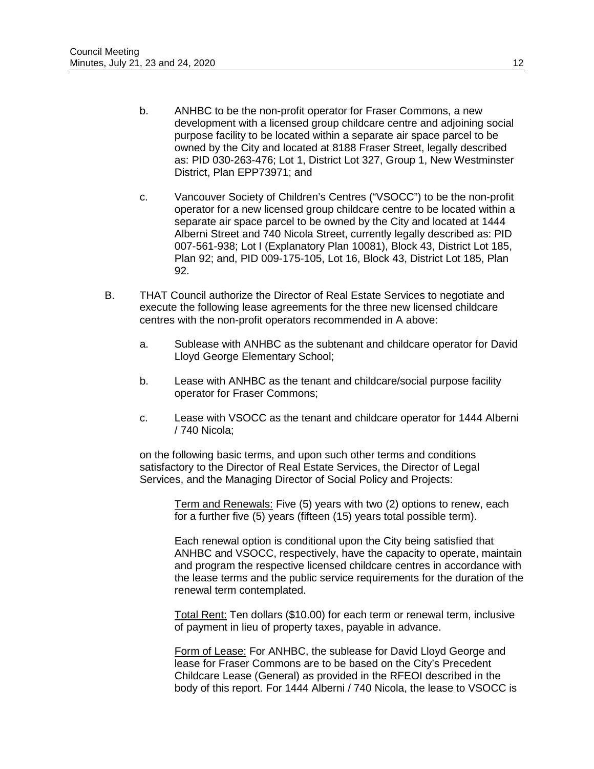b. ANHBC to be the non-profit operator for Fraser Commons, a new development with a licensed group childcare centre and adjoining social purpose facility to be located within a separate air space parcel to be owned by the City and located at 8188 Fraser Street, legally described as: PID 030-263-476; Lot 1, District Lot 327, Group 1, New Westminster District, Plan EPP73971; and

c. Vancouver Society of Children's Centres ("VSOCC") to be the non-profit operator for a new licensed group childcare centre to be located within a separate air space parcel to be owned by the City and located at 1444 Alberni Street and 740 Nicola Street, currently legally described as: PID 007-561-938; Lot I (Explanatory Plan 10081), Block 43, District Lot 185, Plan 92; and, PID 009-175-105, Lot 16, Block 43, District Lot 185, Plan 92.

B. THAT Council authorize the Director of Real Estate Services to negotiate and execute the following lease agreements for the three new licensed childcare centres with the non-profit operators recommended in A above:

a. Sublease with ANHBC as the subtenant and childcare operator for David Lloyd George Elementary School;

b. Lease with ANHBC as the tenant and childcare/social purpose facility operator for Fraser Commons;

c. Lease with VSOCC as the tenant and childcare operator for 1444 Alberni / 740 Nicola;

on the following basic terms, and upon such other terms and conditions satisfactory to the Director of Real Estate Services, the Director of Legal Services, and the Managing Director of Social Policy and Projects:

Term and Renewals: Five (5) years with two (2) options to renew, each for a further five (5) years (fifteen (15) years total possible term).

Each renewal option is conditional upon the City being satisfied that ANHBC and VSOCC, respectively, have the capacity to operate, maintain and program the respective licensed childcare centres in accordance with the lease terms and the public service requirements for the duration of the renewal term contemplated.

Total Rent: Ten dollars ($10.00) for each term or renewal term, inclusive of payment in lieu of property taxes, payable in advance.

Form of Lease: For ANHBC, the sublease for David Lloyd George and lease for Fraser Commons are to be based on the City's Precedent Childcare Lease (General) as provided in the RFEOI described in the body of this report. For 1444 Alberni / 740 Nicola, the lease to VSOCC is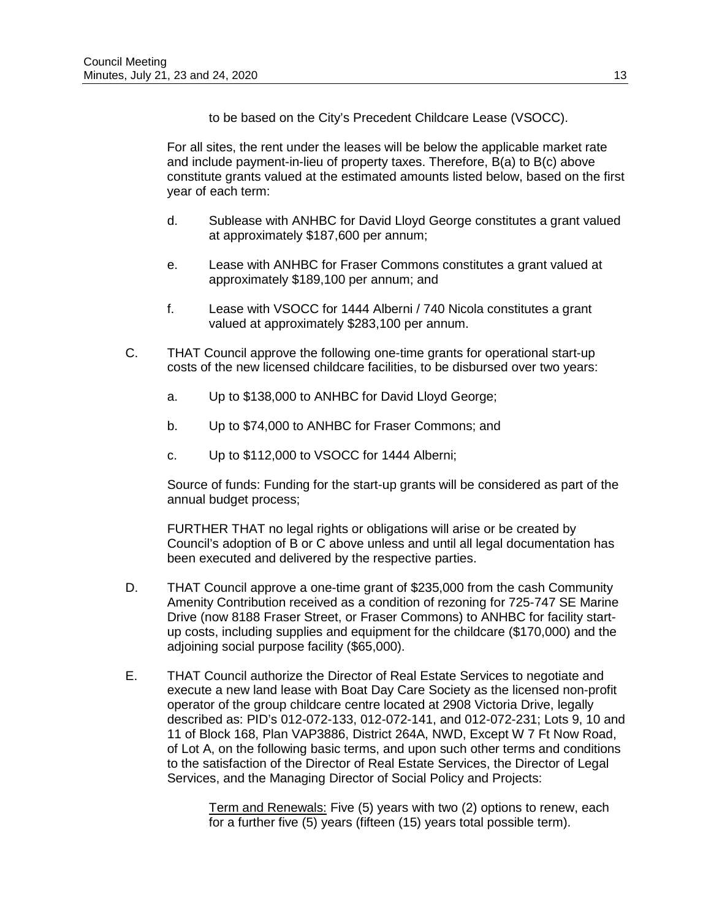to be based on the City's Precedent Childcare Lease (VSOCC).

For all sites, the rent under the leases will be below the applicable market rate and include payment-in-lieu of property taxes. Therefore, B(a) to B(c) above constitute grants valued at the estimated amounts listed below, based on the first year of each term:

d. Sublease with ANHBC for David Lloyd George constitutes a grant valued at approximately $187,600 per annum;

e. Lease with ANHBC for Fraser Commons constitutes a grant valued at approximately $189,100 per annum; and

f. Lease with VSOCC for 1444 Alberni / 740 Nicola constitutes a grant valued at approximately $283,100 per annum.

C. THAT Council approve the following one-time grants for operational start-up costs of the new licensed childcare facilities, to be disbursed over two years:

a. Up to $138,000 to ANHBC for David Lloyd George;

b. Up to $74,000 to ANHBC for Fraser Commons; and

c. Up to $112,000 to VSOCC for 1444 Alberni;

Source of funds: Funding for the start-up grants will be considered as part of the annual budget process;

FURTHER THAT no legal rights or obligations will arise or be created by Council's adoption of B or C above unless and until all legal documentation has been executed and delivered by the respective parties.

D. THAT Council approve a one-time grant of $235,000 from the cash Community Amenity Contribution received as a condition of rezoning for 725-747 SE Marine Drive (now 8188 Fraser Street, or Fraser Commons) to ANHBC for facility start-up costs, including supplies and equipment for the childcare ($170,000) and the adjoining social purpose facility ($65,000).

E. THAT Council authorize the Director of Real Estate Services to negotiate and execute a new land lease with Boat Day Care Society as the licensed non-profit operator of the group childcare centre located at 2908 Victoria Drive, legally described as: PID's 012-072-133, 012-072-141, and 012-072-231; Lots 9, 10 and 11 of Block 168, Plan VAP3886, District 264A, NWD, Except W 7 Ft Now Road, of Lot A, on the following basic terms, and upon such other terms and conditions to the satisfaction of the Director of Real Estate Services, the Director of Legal Services, and the Managing Director of Social Policy and Projects:

<u>Term and Renewals:</u> Five (5) years with two (2) options to renew, each for a further five (5) years (fifteen (15) years total possible term).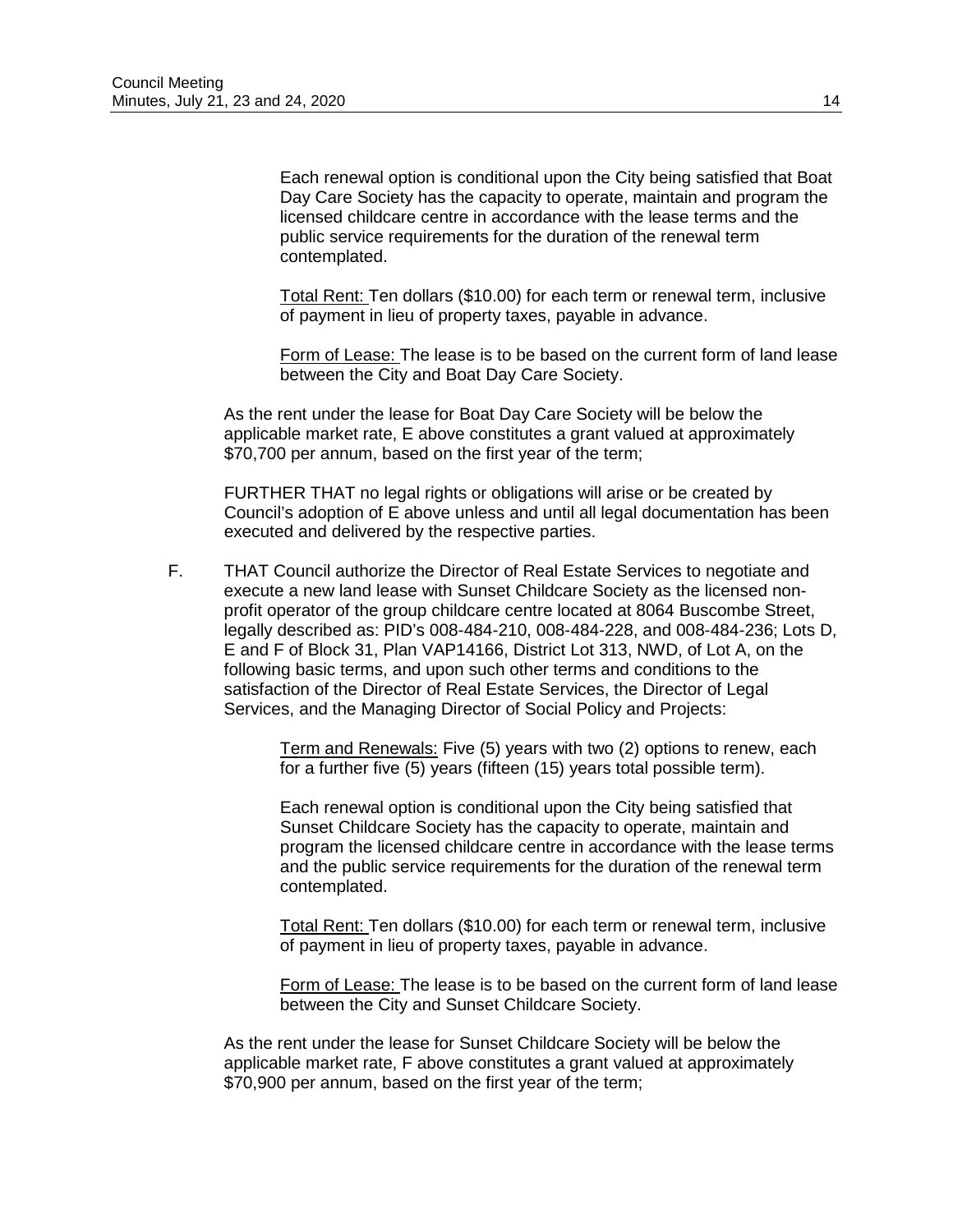Each renewal option is conditional upon the City being satisfied that Boat Day Care Society has the capacity to operate, maintain and program the licensed childcare centre in accordance with the lease terms and the public service requirements for the duration of the renewal term contemplated.

Total Rent: Ten dollars ($10.00) for each term or renewal term, inclusive of payment in lieu of property taxes, payable in advance.

Form of Lease: The lease is to be based on the current form of land lease between the City and Boat Day Care Society.

As the rent under the lease for Boat Day Care Society will be below the applicable market rate, E above constitutes a grant valued at approximately $70,700 per annum, based on the first year of the term;

FURTHER THAT no legal rights or obligations will arise or be created by Council's adoption of E above unless and until all legal documentation has been executed and delivered by the respective parties.

F. THAT Council authorize the Director of Real Estate Services to negotiate and execute a new land lease with Sunset Childcare Society as the licensed non-profit operator of the group childcare centre located at 8064 Buscombe Street, legally described as: PID's 008-484-210, 008-484-228, and 008-484-236; Lots D, E and F of Block 31, Plan VAP14166, District Lot 313, NWD, of Lot A, on the following basic terms, and upon such other terms and conditions to the satisfaction of the Director of Real Estate Services, the Director of Legal Services, and the Managing Director of Social Policy and Projects:

Term and Renewals: Five (5) years with two (2) options to renew, each for a further five (5) years (fifteen (15) years total possible term).

Each renewal option is conditional upon the City being satisfied that Sunset Childcare Society has the capacity to operate, maintain and program the licensed childcare centre in accordance with the lease terms and the public service requirements for the duration of the renewal term contemplated.

Total Rent: Ten dollars ($10.00) for each term or renewal term, inclusive of payment in lieu of property taxes, payable in advance.

Form of Lease: The lease is to be based on the current form of land lease between the City and Sunset Childcare Society.

As the rent under the lease for Sunset Childcare Society will be below the applicable market rate, F above constitutes a grant valued at approximately $70,900 per annum, based on the first year of the term;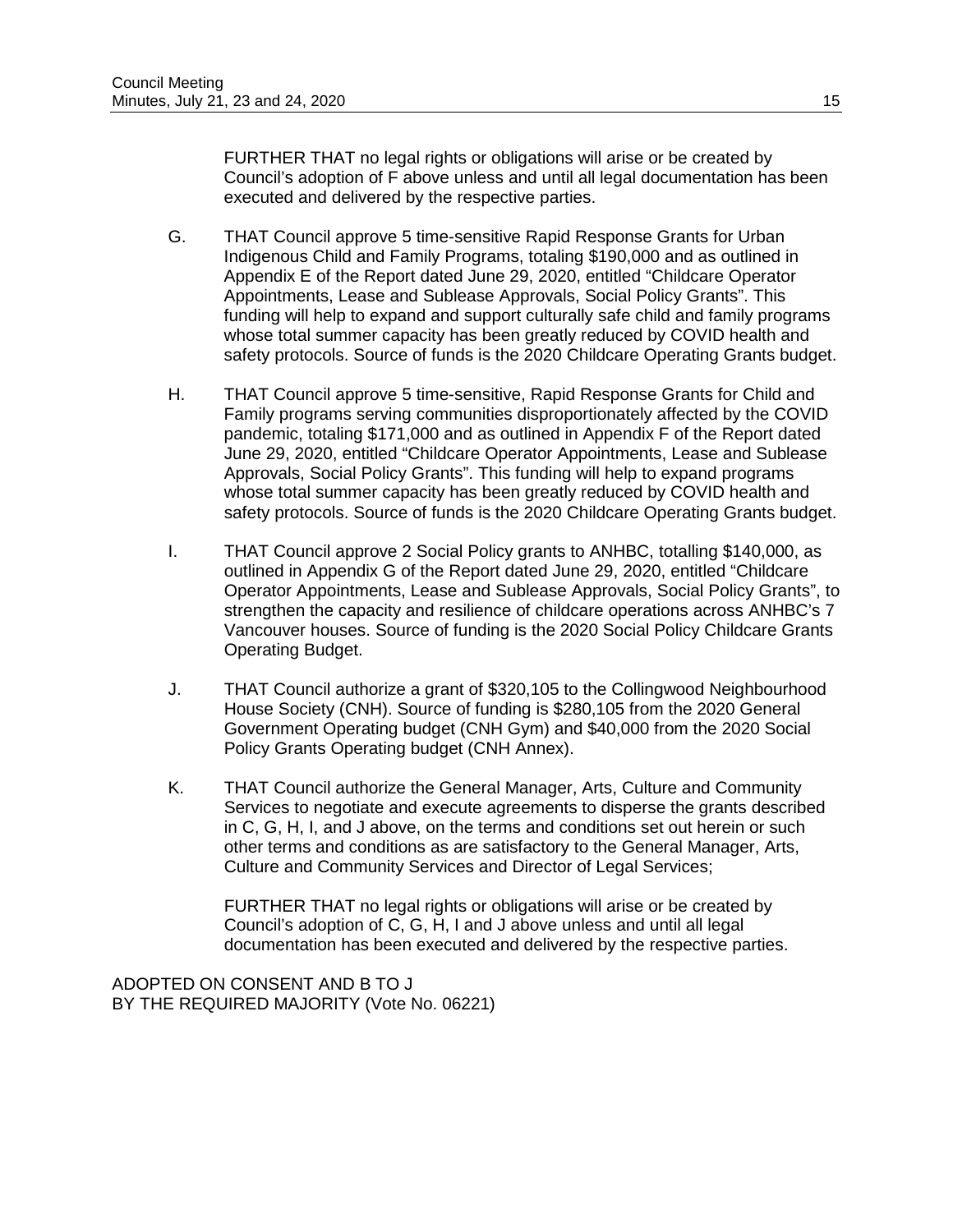FURTHER THAT no legal rights or obligations will arise or be created by Council's adoption of F above unless and until all legal documentation has been executed and delivered by the respective parties.

G. THAT Council approve 5 time-sensitive Rapid Response Grants for Urban Indigenous Child and Family Programs, totaling $190,000 and as outlined in Appendix E of the Report dated June 29, 2020, entitled "Childcare Operator Appointments, Lease and Sublease Approvals, Social Policy Grants". This funding will help to expand and support culturally safe child and family programs whose total summer capacity has been greatly reduced by COVID health and safety protocols. Source of funds is the 2020 Childcare Operating Grants budget.

H. THAT Council approve 5 time-sensitive, Rapid Response Grants for Child and Family programs serving communities disproportionately affected by the COVID pandemic, totaling $171,000 and as outlined in Appendix F of the Report dated June 29, 2020, entitled "Childcare Operator Appointments, Lease and Sublease Approvals, Social Policy Grants". This funding will help to expand programs whose total summer capacity has been greatly reduced by COVID health and safety protocols. Source of funds is the 2020 Childcare Operating Grants budget.

I. THAT Council approve 2 Social Policy grants to ANHBC, totalling $140,000, as outlined in Appendix G of the Report dated June 29, 2020, entitled "Childcare Operator Appointments, Lease and Sublease Approvals, Social Policy Grants", to strengthen the capacity and resilience of childcare operations across ANHBC's 7 Vancouver houses. Source of funding is the 2020 Social Policy Childcare Grants Operating Budget.

J. THAT Council authorize a grant of $320,105 to the Collingwood Neighbourhood House Society (CNH). Source of funding is $280,105 from the 2020 General Government Operating budget (CNH Gym) and $40,000 from the 2020 Social Policy Grants Operating budget (CNH Annex).

K. THAT Council authorize the General Manager, Arts, Culture and Community Services to negotiate and execute agreements to disperse the grants described in C, G, H, I, and J above, on the terms and conditions set out herein or such other terms and conditions as are satisfactory to the General Manager, Arts, Culture and Community Services and Director of Legal Services;

FURTHER THAT no legal rights or obligations will arise or be created by Council's adoption of C, G, H, I and J above unless and until all legal documentation has been executed and delivered by the respective parties.

ADOPTED ON CONSENT AND B TO J
BY THE REQUIRED MAJORITY (Vote No. 06221)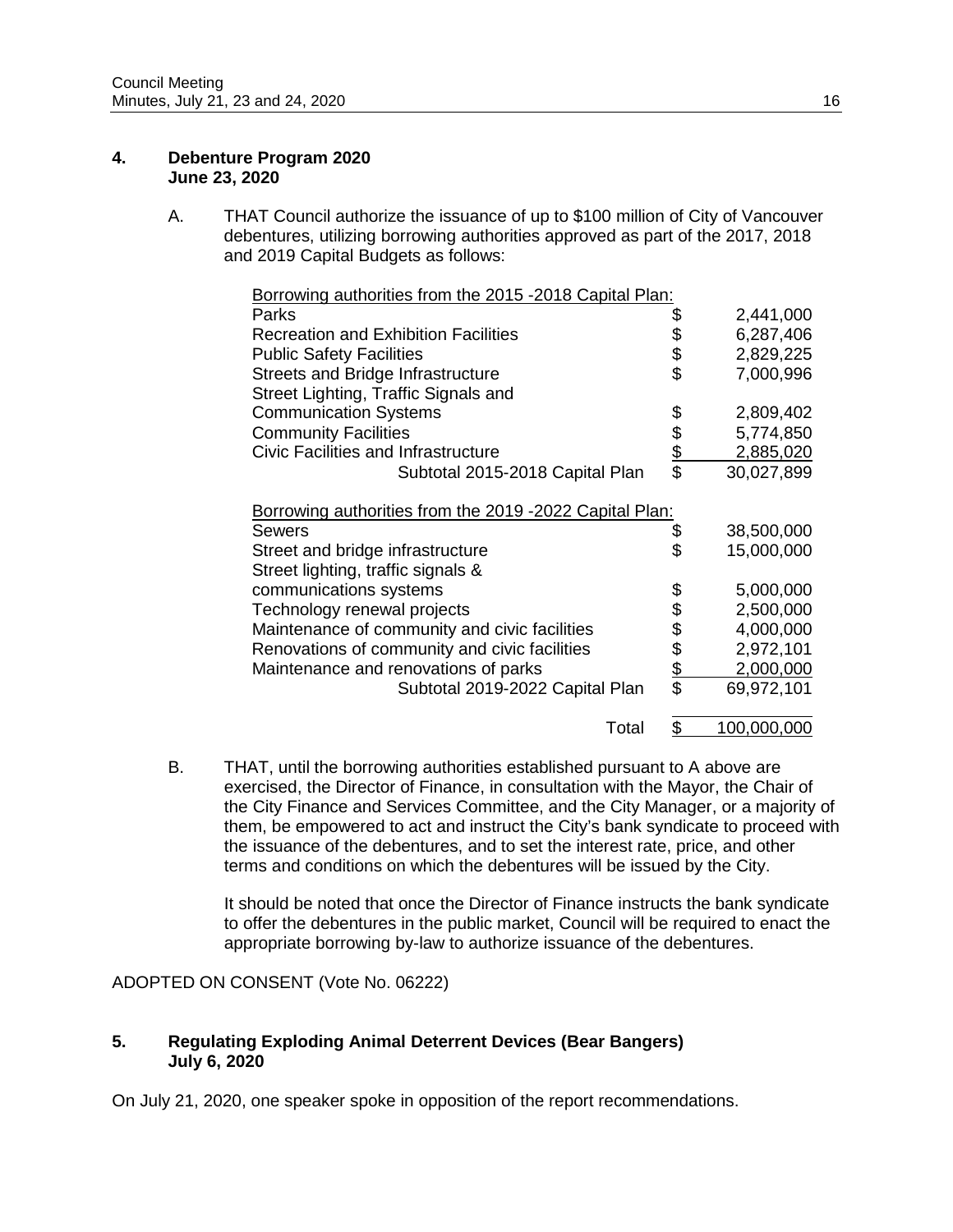### 4. Debenture Program 2020
**June 23, 2020**

A. THAT Council authorize the issuance of up to $100 million of City of Vancouver debentures, utilizing borrowing authorities approved as part of the 2017, 2018 and 2019 Capital Budgets as follows:

| Borrowing authorities from the 2015 -2018 Capital Plan: | | |
|---|---|---|
| Parks | $ | 2,441,000 |
| Recreation and Exhibition Facilities | $ | 6,287,406 |
| Public Safety Facilities | $ | 2,829,225 |
| Streets and Bridge Infrastructure | $ | 7,000,996 |
| Street Lighting, Traffic Signals and Communication Systems | $ | 2,809,402 |
| Community Facilities | $ | 5,774,850 |
| Civic Facilities and Infrastructure | $ | 2,885,020 |
| Subtotal 2015-2018 Capital Plan | $ | 30,027,899 |
| **Borrowing authorities from the 2019 -2022 Capital Plan:** | | |
| Sewers | $ | 38,500,000 |
| Street and bridge infrastructure | $ | 15,000,000 |
| Street lighting, traffic signals & communications systems | $ | 5,000,000 |
| Technology renewal projects | $ | 2,500,000 |
| Maintenance of community and civic facilities | $ | 4,000,000 |
| Renovations of community and civic facilities | $ | 2,972,101 |
| Maintenance and renovations of parks | $ | 2,000,000 |
| Subtotal 2019-2022 Capital Plan | $ | 69,972,101 |
| Total | $ | 100,000,000 |

B. THAT, until the borrowing authorities established pursuant to A above are exercised, the Director of Finance, in consultation with the Mayor, the Chair of the City Finance and Services Committee, and the City Manager, or a majority of them, be empowered to act and instruct the City's bank syndicate to proceed with the issuance of the debentures, and to set the interest rate, price, and other terms and conditions on which the debentures will be issued by the City.

It should be noted that once the Director of Finance instructs the bank syndicate to offer the debentures in the public market, Council will be required to enact the appropriate borrowing by-law to authorize issuance of the debentures.

ADOPTED ON CONSENT (Vote No. 06222)

### 5. Regulating Exploding Animal Deterrent Devices (Bear Bangers)
**July 6, 2020**

On July 21, 2020, one speaker spoke in opposition of the report recommendations.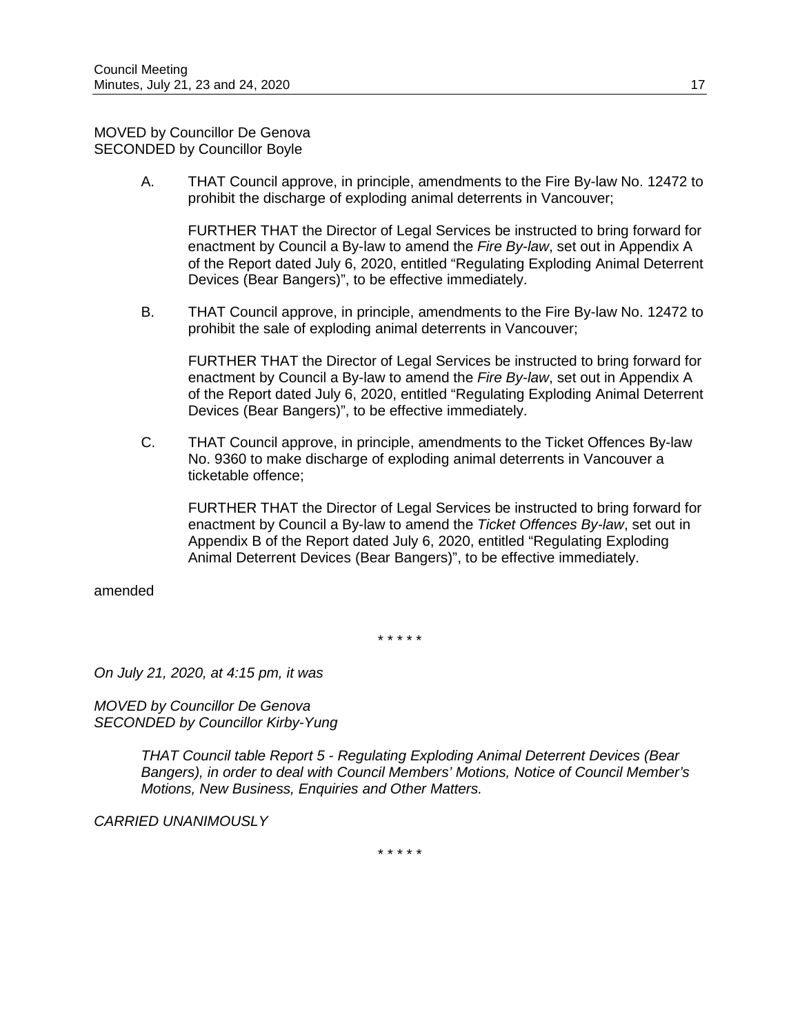MOVED by Councillor De Genova
SECONDED by Councillor Boyle

> A. THAT Council approve, in principle, amendments to the Fire By-law No. 12472 to prohibit the discharge of exploding animal deterrents in Vancouver;
>
> FURTHER THAT the Director of Legal Services be instructed to bring forward for enactment by Council a By-law to amend the *Fire By-law*, set out in Appendix A of the Report dated July 6, 2020, entitled "Regulating Exploding Animal Deterrent Devices (Bear Bangers)", to be effective immediately.
>
> B. THAT Council approve, in principle, amendments to the Fire By-law No. 12472 to prohibit the sale of exploding animal deterrents in Vancouver;
>
> FURTHER THAT the Director of Legal Services be instructed to bring forward for enactment by Council a By-law to amend the *Fire By-law*, set out in Appendix A of the Report dated July 6, 2020, entitled "Regulating Exploding Animal Deterrent Devices (Bear Bangers)", to be effective immediately.
>
> C. THAT Council approve, in principle, amendments to the Ticket Offences By-law No. 9360 to make discharge of exploding animal deterrents in Vancouver a ticketable offence;
>
> FURTHER THAT the Director of Legal Services be instructed to bring forward for enactment by Council a By-law to amend the *Ticket Offences By-law*, set out in Appendix B of the Report dated July 6, 2020, entitled "Regulating Exploding Animal Deterrent Devices (Bear Bangers)", to be effective immediately.

amended

\* \* \* \* \*

*On July 21, 2020, at 4:15 pm, it was*

*MOVED by Councillor De Genova*
*SECONDED by Councillor Kirby-Yung*

> *THAT Council table Report 5 - Regulating Exploding Animal Deterrent Devices (Bear Bangers), in order to deal with Council Members' Motions, Notice of Council Member's Motions, New Business, Enquiries and Other Matters.*

*CARRIED UNANIMOUSLY*

\* \* \* \* \*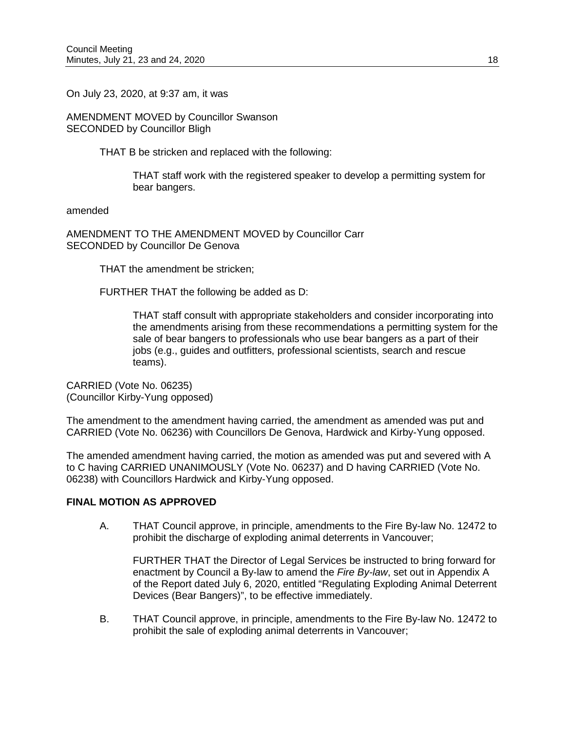On July 23, 2020, at 9:37 am, it was

AMENDMENT MOVED by Councillor Swanson
SECONDED by Councillor Bligh

> THAT B be stricken and replaced with the following:
>
> > THAT staff work with the registered speaker to develop a permitting system for bear bangers.

amended

AMENDMENT TO THE AMENDMENT MOVED by Councillor Carr
SECONDED by Councillor De Genova

> THAT the amendment be stricken;
>
> FURTHER THAT the following be added as D:
>
> > THAT staff consult with appropriate stakeholders and consider incorporating into the amendments arising from these recommendations a permitting system for the sale of bear bangers to professionals who use bear bangers as a part of their jobs (e.g., guides and outfitters, professional scientists, search and rescue teams).

CARRIED (Vote No. 06235)
(Councillor Kirby-Yung opposed)

The amendment to the amendment having carried, the amendment as amended was put and CARRIED (Vote No. 06236) with Councillors De Genova, Hardwick and Kirby-Yung opposed.

The amended amendment having carried, the motion as amended was put and severed with A to C having CARRIED UNANIMOUSLY (Vote No. 06237) and D having CARRIED (Vote No. 06238) with Councillors Hardwick and Kirby-Yung opposed.

**FINAL MOTION AS APPROVED**

A. THAT Council approve, in principle, amendments to the Fire By-law No. 12472 to prohibit the discharge of exploding animal deterrents in Vancouver;

   FURTHER THAT the Director of Legal Services be instructed to bring forward for enactment by Council a By-law to amend the *Fire By-law*, set out in Appendix A of the Report dated July 6, 2020, entitled "Regulating Exploding Animal Deterrent Devices (Bear Bangers)", to be effective immediately.

B. THAT Council approve, in principle, amendments to the Fire By-law No. 12472 to prohibit the sale of exploding animal deterrents in Vancouver;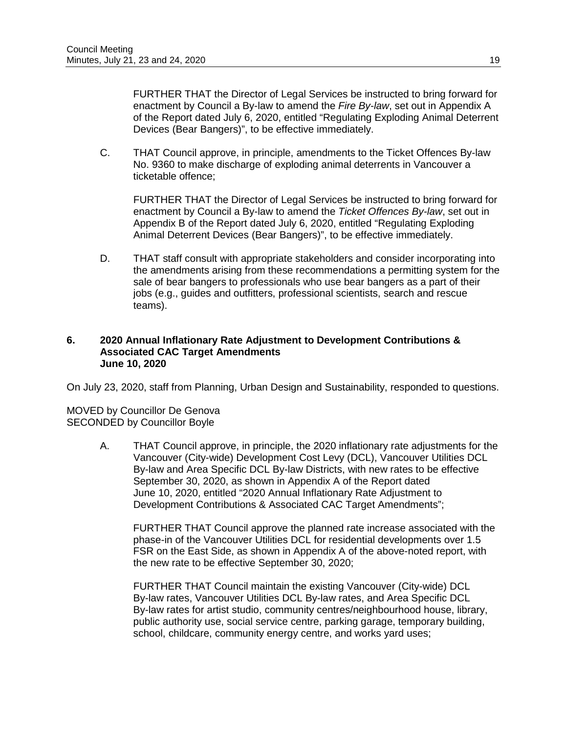FURTHER THAT the Director of Legal Services be instructed to bring forward for enactment by Council a By-law to amend the *Fire By-law*, set out in Appendix A of the Report dated July 6, 2020, entitled "Regulating Exploding Animal Deterrent Devices (Bear Bangers)", to be effective immediately.

C. THAT Council approve, in principle, amendments to the Ticket Offences By-law No. 9360 to make discharge of exploding animal deterrents in Vancouver a ticketable offence;

FURTHER THAT the Director of Legal Services be instructed to bring forward for enactment by Council a By-law to amend the *Ticket Offences By-law*, set out in Appendix B of the Report dated July 6, 2020, entitled "Regulating Exploding Animal Deterrent Devices (Bear Bangers)", to be effective immediately.

D. THAT staff consult with appropriate stakeholders and consider incorporating into the amendments arising from these recommendations a permitting system for the sale of bear bangers to professionals who use bear bangers as a part of their jobs (e.g., guides and outfitters, professional scientists, search and rescue teams).

### 6. 2020 Annual Inflationary Rate Adjustment to Development Contributions & Associated CAC Target Amendments June 10, 2020

On July 23, 2020, staff from Planning, Urban Design and Sustainability, responded to questions.

MOVED by Councillor De Genova
SECONDED by Councillor Boyle

A. THAT Council approve, in principle, the 2020 inflationary rate adjustments for the Vancouver (City-wide) Development Cost Levy (DCL), Vancouver Utilities DCL By-law and Area Specific DCL By-law Districts, with new rates to be effective September 30, 2020, as shown in Appendix A of the Report dated June 10, 2020, entitled "2020 Annual Inflationary Rate Adjustment to Development Contributions & Associated CAC Target Amendments";

FURTHER THAT Council approve the planned rate increase associated with the phase-in of the Vancouver Utilities DCL for residential developments over 1.5 FSR on the East Side, as shown in Appendix A of the above-noted report, with the new rate to be effective September 30, 2020;

FURTHER THAT Council maintain the existing Vancouver (City-wide) DCL By-law rates, Vancouver Utilities DCL By-law rates, and Area Specific DCL By-law rates for artist studio, community centres/neighbourhood house, library, public authority use, social service centre, parking garage, temporary building, school, childcare, community energy centre, and works yard uses;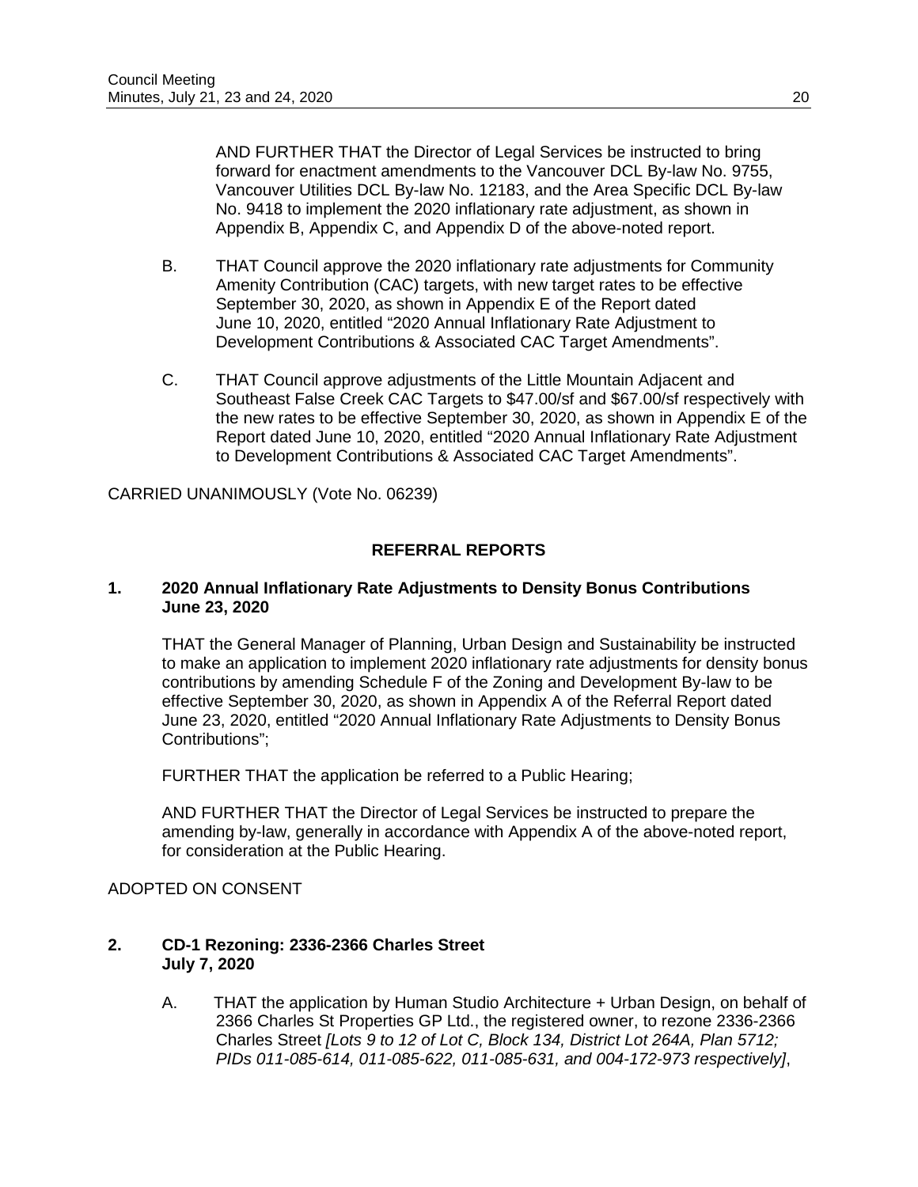AND FURTHER THAT the Director of Legal Services be instructed to bring forward for enactment amendments to the Vancouver DCL By-law No. 9755, Vancouver Utilities DCL By-law No. 12183, and the Area Specific DCL By-law No. 9418 to implement the 2020 inflationary rate adjustment, as shown in Appendix B, Appendix C, and Appendix D of the above-noted report.

B. THAT Council approve the 2020 inflationary rate adjustments for Community Amenity Contribution (CAC) targets, with new target rates to be effective September 30, 2020, as shown in Appendix E of the Report dated June 10, 2020, entitled "2020 Annual Inflationary Rate Adjustment to Development Contributions & Associated CAC Target Amendments".

C. THAT Council approve adjustments of the Little Mountain Adjacent and Southeast False Creek CAC Targets to $47.00/sf and $67.00/sf respectively with the new rates to be effective September 30, 2020, as shown in Appendix E of the Report dated June 10, 2020, entitled "2020 Annual Inflationary Rate Adjustment to Development Contributions & Associated CAC Target Amendments".

CARRIED UNANIMOUSLY (Vote No. 06239)

## REFERRAL REPORTS

### 1. 2020 Annual Inflationary Rate Adjustments to Density Bonus Contributions June 23, 2020

THAT the General Manager of Planning, Urban Design and Sustainability be instructed to make an application to implement 2020 inflationary rate adjustments for density bonus contributions by amending Schedule F of the Zoning and Development By-law to be effective September 30, 2020, as shown in Appendix A of the Referral Report dated June 23, 2020, entitled "2020 Annual Inflationary Rate Adjustments to Density Bonus Contributions";

FURTHER THAT the application be referred to a Public Hearing;

AND FURTHER THAT the Director of Legal Services be instructed to prepare the amending by-law, generally in accordance with Appendix A of the above-noted report, for consideration at the Public Hearing.

ADOPTED ON CONSENT

### 2. CD-1 Rezoning: 2336-2366 Charles Street July 7, 2020

A. THAT the application by Human Studio Architecture + Urban Design, on behalf of 2366 Charles St Properties GP Ltd., the registered owner, to rezone 2336-2366 Charles Street *[Lots 9 to 12 of Lot C, Block 134, District Lot 264A, Plan 5712; PIDs 011-085-614, 011-085-622, 011-085-631, and 004-172-973 respectively]*,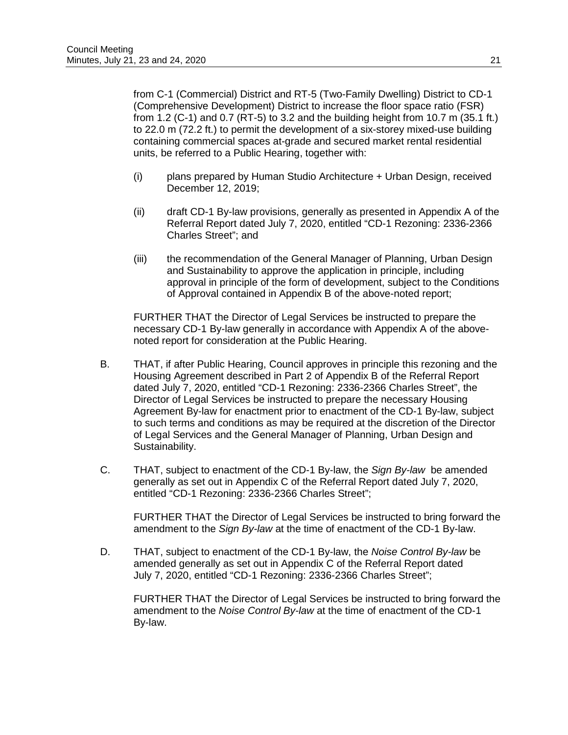from C-1 (Commercial) District and RT-5 (Two-Family Dwelling) District to CD-1 (Comprehensive Development) District to increase the floor space ratio (FSR) from 1.2 (C-1) and 0.7 (RT-5) to 3.2 and the building height from 10.7 m (35.1 ft.) to 22.0 m (72.2 ft.) to permit the development of a six-storey mixed-use building containing commercial spaces at-grade and secured market rental residential units, be referred to a Public Hearing, together with:

(i) plans prepared by Human Studio Architecture + Urban Design, received December 12, 2019;

(ii) draft CD-1 By-law provisions, generally as presented in Appendix A of the Referral Report dated July 7, 2020, entitled "CD-1 Rezoning: 2336-2366 Charles Street"; and

(iii) the recommendation of the General Manager of Planning, Urban Design and Sustainability to approve the application in principle, including approval in principle of the form of development, subject to the Conditions of Approval contained in Appendix B of the above-noted report;

FURTHER THAT the Director of Legal Services be instructed to prepare the necessary CD-1 By-law generally in accordance with Appendix A of the above-noted report for consideration at the Public Hearing.

B. THAT, if after Public Hearing, Council approves in principle this rezoning and the Housing Agreement described in Part 2 of Appendix B of the Referral Report dated July 7, 2020, entitled "CD-1 Rezoning: 2336-2366 Charles Street", the Director of Legal Services be instructed to prepare the necessary Housing Agreement By-law for enactment prior to enactment of the CD-1 By-law, subject to such terms and conditions as may be required at the discretion of the Director of Legal Services and the General Manager of Planning, Urban Design and Sustainability.

C. THAT, subject to enactment of the CD-1 By-law, the *Sign By-law* be amended generally as set out in Appendix C of the Referral Report dated July 7, 2020, entitled "CD-1 Rezoning: 2336-2366 Charles Street";

FURTHER THAT the Director of Legal Services be instructed to bring forward the amendment to the *Sign By-law* at the time of enactment of the CD-1 By-law.

D. THAT, subject to enactment of the CD-1 By-law, the *Noise Control By-law* be amended generally as set out in Appendix C of the Referral Report dated July 7, 2020, entitled "CD-1 Rezoning: 2336-2366 Charles Street";

FURTHER THAT the Director of Legal Services be instructed to bring forward the amendment to the *Noise Control By-law* at the time of enactment of the CD-1 By-law.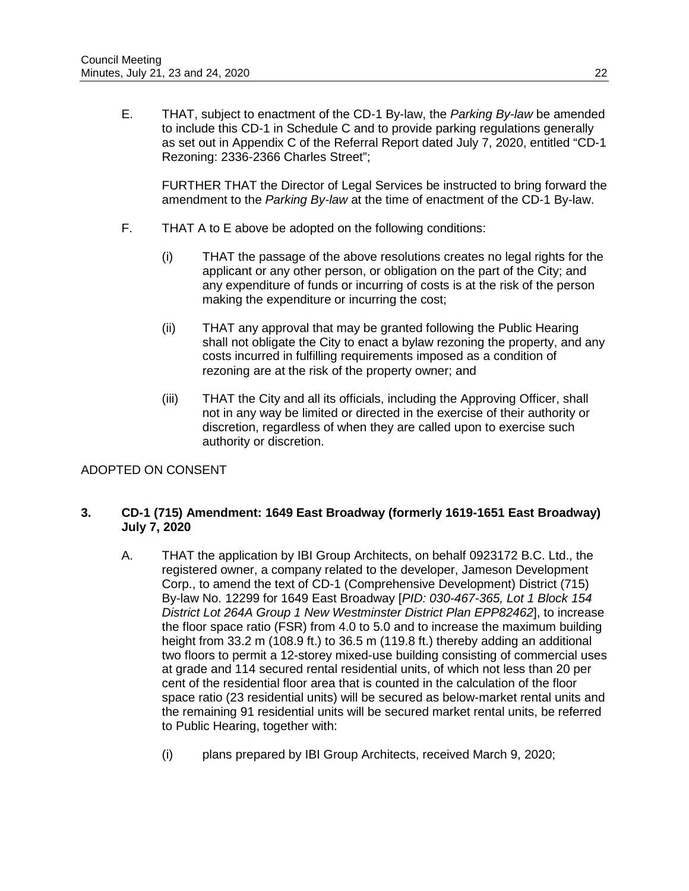E. THAT, subject to enactment of the CD-1 By-law, the *Parking By-law* be amended to include this CD-1 in Schedule C and to provide parking regulations generally as set out in Appendix C of the Referral Report dated July 7, 2020, entitled "CD-1 Rezoning: 2336-2366 Charles Street";

FURTHER THAT the Director of Legal Services be instructed to bring forward the amendment to the *Parking By-law* at the time of enactment of the CD-1 By-law.

F. THAT A to E above be adopted on the following conditions:

(i) THAT the passage of the above resolutions creates no legal rights for the applicant or any other person, or obligation on the part of the City; and any expenditure of funds or incurring of costs is at the risk of the person making the expenditure or incurring the cost;

(ii) THAT any approval that may be granted following the Public Hearing shall not obligate the City to enact a bylaw rezoning the property, and any costs incurred in fulfilling requirements imposed as a condition of rezoning are at the risk of the property owner; and

(iii) THAT the City and all its officials, including the Approving Officer, shall not in any way be limited or directed in the exercise of their authority or discretion, regardless of when they are called upon to exercise such authority or discretion.

ADOPTED ON CONSENT

**3. CD-1 (715) Amendment: 1649 East Broadway (formerly 1619-1651 East Broadway) July 7, 2020**

A. THAT the application by IBI Group Architects, on behalf 0923172 B.C. Ltd., the registered owner, a company related to the developer, Jameson Development Corp., to amend the text of CD-1 (Comprehensive Development) District (715) By-law No. 12299 for 1649 East Broadway [*PID: 030-467-365, Lot 1 Block 154 District Lot 264A Group 1 New Westminster District Plan EPP82462*], to increase the floor space ratio (FSR) from 4.0 to 5.0 and to increase the maximum building height from 33.2 m (108.9 ft.) to 36.5 m (119.8 ft.) thereby adding an additional two floors to permit a 12-storey mixed-use building consisting of commercial uses at grade and 114 secured rental residential units, of which not less than 20 per cent of the residential floor area that is counted in the calculation of the floor space ratio (23 residential units) will be secured as below-market rental units and the remaining 91 residential units will be secured market rental units, be referred to Public Hearing, together with:

(i) plans prepared by IBI Group Architects, received March 9, 2020;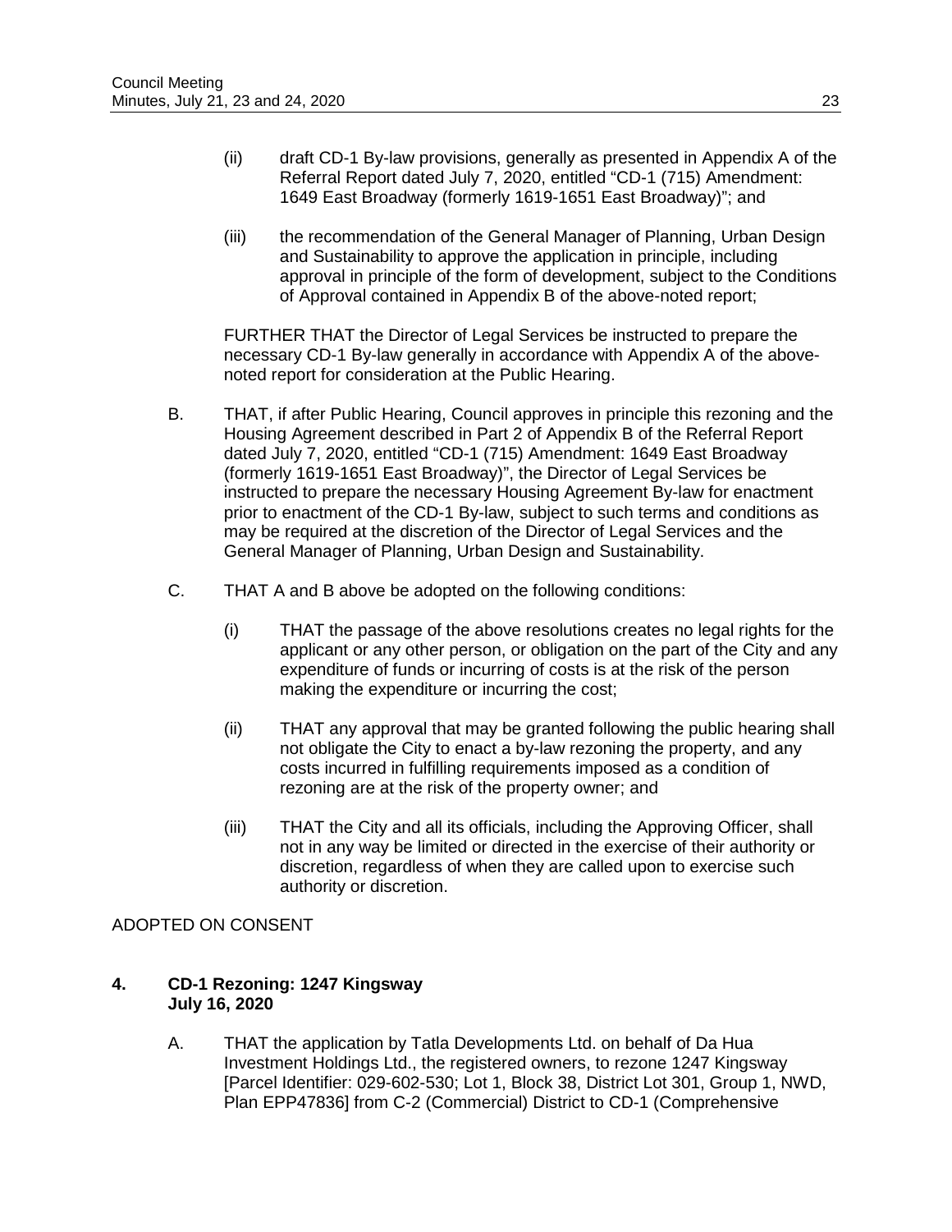(ii) draft CD-1 By-law provisions, generally as presented in Appendix A of the Referral Report dated July 7, 2020, entitled "CD-1 (715) Amendment: 1649 East Broadway (formerly 1619-1651 East Broadway)"; and

(iii) the recommendation of the General Manager of Planning, Urban Design and Sustainability to approve the application in principle, including approval in principle of the form of development, subject to the Conditions of Approval contained in Appendix B of the above-noted report;

FURTHER THAT the Director of Legal Services be instructed to prepare the necessary CD-1 By-law generally in accordance with Appendix A of the above-noted report for consideration at the Public Hearing.

B. THAT, if after Public Hearing, Council approves in principle this rezoning and the Housing Agreement described in Part 2 of Appendix B of the Referral Report dated July 7, 2020, entitled "CD-1 (715) Amendment: 1649 East Broadway (formerly 1619-1651 East Broadway)", the Director of Legal Services be instructed to prepare the necessary Housing Agreement By-law for enactment prior to enactment of the CD-1 By-law, subject to such terms and conditions as may be required at the discretion of the Director of Legal Services and the General Manager of Planning, Urban Design and Sustainability.

C. THAT A and B above be adopted on the following conditions:

(i) THAT the passage of the above resolutions creates no legal rights for the applicant or any other person, or obligation on the part of the City and any expenditure of funds or incurring of costs is at the risk of the person making the expenditure or incurring the cost;

(ii) THAT any approval that may be granted following the public hearing shall not obligate the City to enact a by-law rezoning the property, and any costs incurred in fulfilling requirements imposed as a condition of rezoning are at the risk of the property owner; and

(iii) THAT the City and all its officials, including the Approving Officer, shall not in any way be limited or directed in the exercise of their authority or discretion, regardless of when they are called upon to exercise such authority or discretion.

ADOPTED ON CONSENT

**4. CD-1 Rezoning: 1247 Kingsway**
**July 16, 2020**

A. THAT the application by Tatla Developments Ltd. on behalf of Da Hua Investment Holdings Ltd., the registered owners, to rezone 1247 Kingsway [Parcel Identifier: 029-602-530; Lot 1, Block 38, District Lot 301, Group 1, NWD, Plan EPP47836] from C-2 (Commercial) District to CD-1 (Comprehensive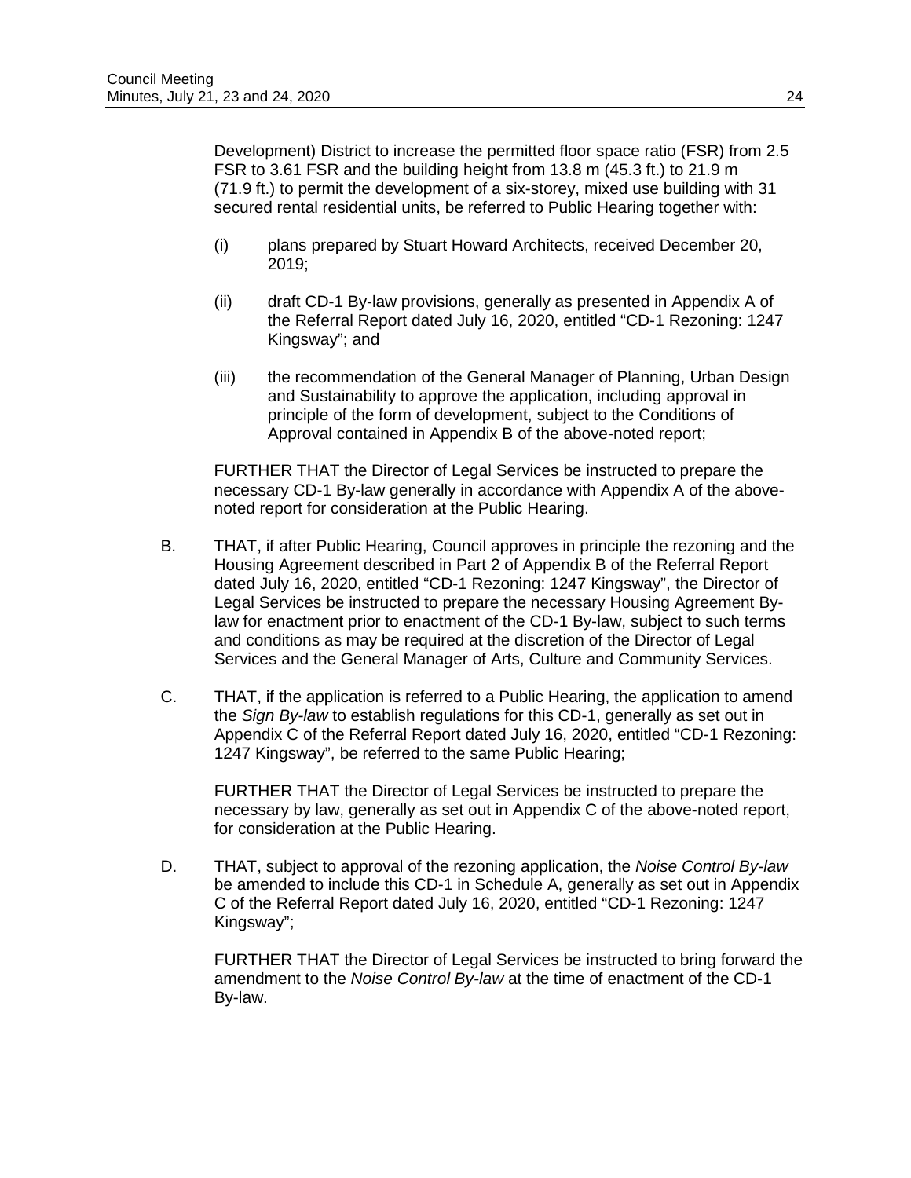Development) District to increase the permitted floor space ratio (FSR) from 2.5 FSR to 3.61 FSR and the building height from 13.8 m (45.3 ft.) to 21.9 m (71.9 ft.) to permit the development of a six-storey, mixed use building with 31 secured rental residential units, be referred to Public Hearing together with:

(i) plans prepared by Stuart Howard Architects, received December 20, 2019;

(ii) draft CD-1 By-law provisions, generally as presented in Appendix A of the Referral Report dated July 16, 2020, entitled "CD-1 Rezoning: 1247 Kingsway"; and

(iii) the recommendation of the General Manager of Planning, Urban Design and Sustainability to approve the application, including approval in principle of the form of development, subject to the Conditions of Approval contained in Appendix B of the above-noted report;

FURTHER THAT the Director of Legal Services be instructed to prepare the necessary CD-1 By-law generally in accordance with Appendix A of the above-noted report for consideration at the Public Hearing.

B. THAT, if after Public Hearing, Council approves in principle the rezoning and the Housing Agreement described in Part 2 of Appendix B of the Referral Report dated July 16, 2020, entitled "CD-1 Rezoning: 1247 Kingsway", the Director of Legal Services be instructed to prepare the necessary Housing Agreement By-law for enactment prior to enactment of the CD-1 By-law, subject to such terms and conditions as may be required at the discretion of the Director of Legal Services and the General Manager of Arts, Culture and Community Services.

C. THAT, if the application is referred to a Public Hearing, the application to amend the *Sign By-law* to establish regulations for this CD-1, generally as set out in Appendix C of the Referral Report dated July 16, 2020, entitled "CD-1 Rezoning: 1247 Kingsway", be referred to the same Public Hearing;

FURTHER THAT the Director of Legal Services be instructed to prepare the necessary by law, generally as set out in Appendix C of the above-noted report, for consideration at the Public Hearing.

D. THAT, subject to approval of the rezoning application, the *Noise Control By-law* be amended to include this CD-1 in Schedule A, generally as set out in Appendix C of the Referral Report dated July 16, 2020, entitled "CD-1 Rezoning: 1247 Kingsway";

FURTHER THAT the Director of Legal Services be instructed to bring forward the amendment to the *Noise Control By-law* at the time of enactment of the CD-1 By-law.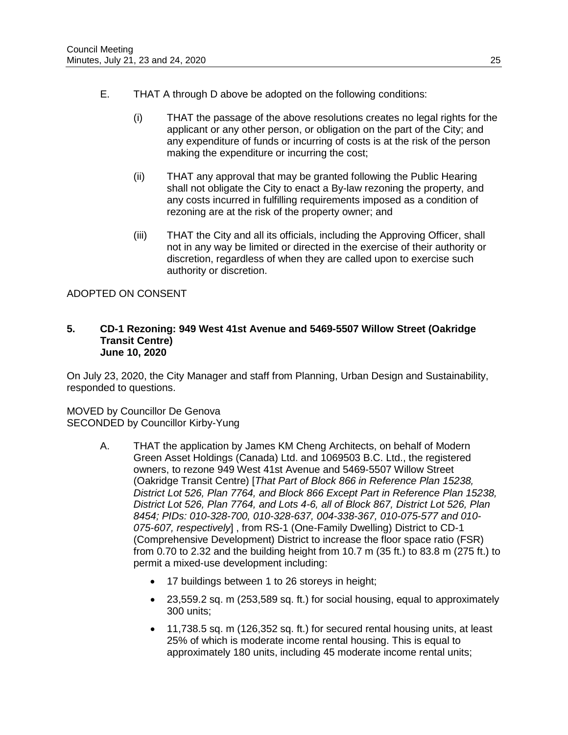E. THAT A through D above be adopted on the following conditions:

   (i) THAT the passage of the above resolutions creates no legal rights for the applicant or any other person, or obligation on the part of the City; and any expenditure of funds or incurring of costs is at the risk of the person making the expenditure or incurring the cost;

   (ii) THAT any approval that may be granted following the Public Hearing shall not obligate the City to enact a By-law rezoning the property, and any costs incurred in fulfilling requirements imposed as a condition of rezoning are at the risk of the property owner; and

   (iii) THAT the City and all its officials, including the Approving Officer, shall not in any way be limited or directed in the exercise of their authority or discretion, regardless of when they are called upon to exercise such authority or discretion.

ADOPTED ON CONSENT

**5. CD-1 Rezoning: 949 West 41st Avenue and 5469-5507 Willow Street (Oakridge Transit Centre)**
**June 10, 2020**

On July 23, 2020, the City Manager and staff from Planning, Urban Design and Sustainability, responded to questions.

MOVED by Councillor De Genova
SECONDED by Councillor Kirby-Yung

A. THAT the application by James KM Cheng Architects, on behalf of Modern Green Asset Holdings (Canada) Ltd. and 1069503 B.C. Ltd., the registered owners, to rezone 949 West 41st Avenue and 5469-5507 Willow Street (Oakridge Transit Centre) [*That Part of Block 866 in Reference Plan 15238, District Lot 526, Plan 7764, and Block 866 Except Part in Reference Plan 15238, District Lot 526, Plan 7764, and Lots 4-6, all of Block 867, District Lot 526, Plan 8454; PIDs: 010-328-700, 010-328-637, 004-338-367, 010-075-577 and 010-075-607, respectively*] , from RS-1 (One-Family Dwelling) District to CD-1 (Comprehensive Development) District to increase the floor space ratio (FSR) from 0.70 to 2.32 and the building height from 10.7 m (35 ft.) to 83.8 m (275 ft.) to permit a mixed-use development including:

   - 17 buildings between 1 to 26 storeys in height;
   - 23,559.2 sq. m (253,589 sq. ft.) for social housing, equal to approximately 300 units;
   - 11,738.5 sq. m (126,352 sq. ft.) for secured rental housing units, at least 25% of which is moderate income rental housing. This is equal to approximately 180 units, including 45 moderate income rental units;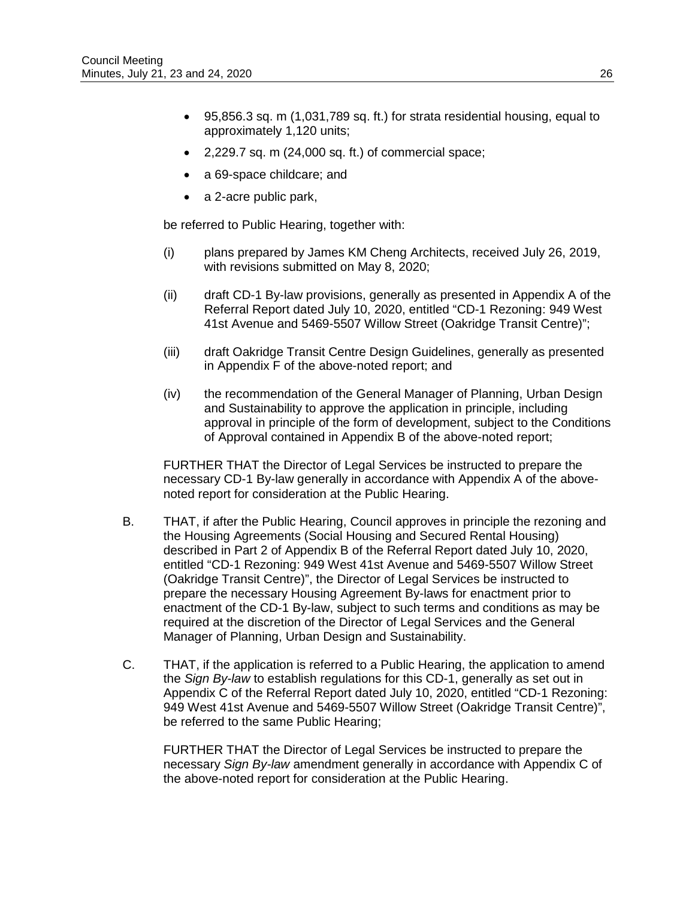- 95,856.3 sq. m (1,031,789 sq. ft.) for strata residential housing, equal to approximately 1,120 units;
- 2,229.7 sq. m (24,000 sq. ft.) of commercial space;
- a 69-space childcare; and
- a 2-acre public park,

be referred to Public Hearing, together with:

(i) plans prepared by James KM Cheng Architects, received July 26, 2019, with revisions submitted on May 8, 2020;

(ii) draft CD-1 By-law provisions, generally as presented in Appendix A of the Referral Report dated July 10, 2020, entitled "CD-1 Rezoning: 949 West 41st Avenue and 5469-5507 Willow Street (Oakridge Transit Centre)";

(iii) draft Oakridge Transit Centre Design Guidelines, generally as presented in Appendix F of the above-noted report; and

(iv) the recommendation of the General Manager of Planning, Urban Design and Sustainability to approve the application in principle, including approval in principle of the form of development, subject to the Conditions of Approval contained in Appendix B of the above-noted report;

FURTHER THAT the Director of Legal Services be instructed to prepare the necessary CD-1 By-law generally in accordance with Appendix A of the above-noted report for consideration at the Public Hearing.

B. THAT, if after the Public Hearing, Council approves in principle the rezoning and the Housing Agreements (Social Housing and Secured Rental Housing) described in Part 2 of Appendix B of the Referral Report dated July 10, 2020, entitled "CD-1 Rezoning: 949 West 41st Avenue and 5469-5507 Willow Street (Oakridge Transit Centre)", the Director of Legal Services be instructed to prepare the necessary Housing Agreement By-laws for enactment prior to enactment of the CD-1 By-law, subject to such terms and conditions as may be required at the discretion of the Director of Legal Services and the General Manager of Planning, Urban Design and Sustainability.

C. THAT, if the application is referred to a Public Hearing, the application to amend the *Sign By-law* to establish regulations for this CD-1, generally as set out in Appendix C of the Referral Report dated July 10, 2020, entitled "CD-1 Rezoning: 949 West 41st Avenue and 5469-5507 Willow Street (Oakridge Transit Centre)", be referred to the same Public Hearing;

FURTHER THAT the Director of Legal Services be instructed to prepare the necessary *Sign By-law* amendment generally in accordance with Appendix C of the above-noted report for consideration at the Public Hearing.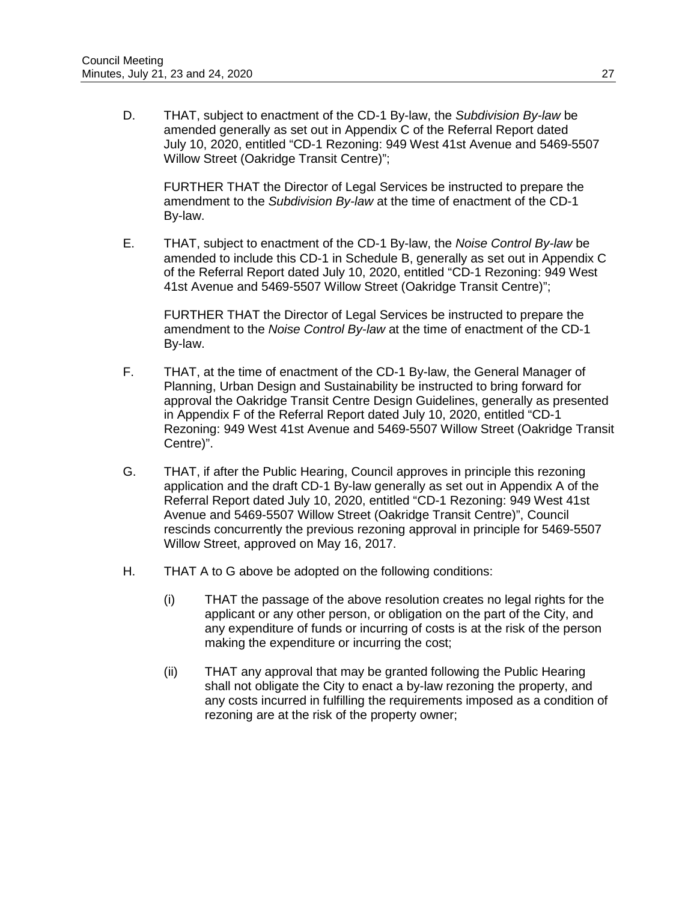D. THAT, subject to enactment of the CD-1 By-law, the *Subdivision By-law* be amended generally as set out in Appendix C of the Referral Report dated July 10, 2020, entitled "CD-1 Rezoning: 949 West 41st Avenue and 5469-5507 Willow Street (Oakridge Transit Centre)";

FURTHER THAT the Director of Legal Services be instructed to prepare the amendment to the *Subdivision By-law* at the time of enactment of the CD-1 By-law.

E. THAT, subject to enactment of the CD-1 By-law, the *Noise Control By-law* be amended to include this CD-1 in Schedule B, generally as set out in Appendix C of the Referral Report dated July 10, 2020, entitled "CD-1 Rezoning: 949 West 41st Avenue and 5469-5507 Willow Street (Oakridge Transit Centre)";

FURTHER THAT the Director of Legal Services be instructed to prepare the amendment to the *Noise Control By-law* at the time of enactment of the CD-1 By-law.

F. THAT, at the time of enactment of the CD-1 By-law, the General Manager of Planning, Urban Design and Sustainability be instructed to bring forward for approval the Oakridge Transit Centre Design Guidelines, generally as presented in Appendix F of the Referral Report dated July 10, 2020, entitled "CD-1 Rezoning: 949 West 41st Avenue and 5469-5507 Willow Street (Oakridge Transit Centre)".

G. THAT, if after the Public Hearing, Council approves in principle this rezoning application and the draft CD-1 By-law generally as set out in Appendix A of the Referral Report dated July 10, 2020, entitled "CD-1 Rezoning: 949 West 41st Avenue and 5469-5507 Willow Street (Oakridge Transit Centre)", Council rescinds concurrently the previous rezoning approval in principle for 5469-5507 Willow Street, approved on May 16, 2017.

H. THAT A to G above be adopted on the following conditions:

(i) THAT the passage of the above resolution creates no legal rights for the applicant or any other person, or obligation on the part of the City, and any expenditure of funds or incurring of costs is at the risk of the person making the expenditure or incurring the cost;

(ii) THAT any approval that may be granted following the Public Hearing shall not obligate the City to enact a by-law rezoning the property, and any costs incurred in fulfilling the requirements imposed as a condition of rezoning are at the risk of the property owner;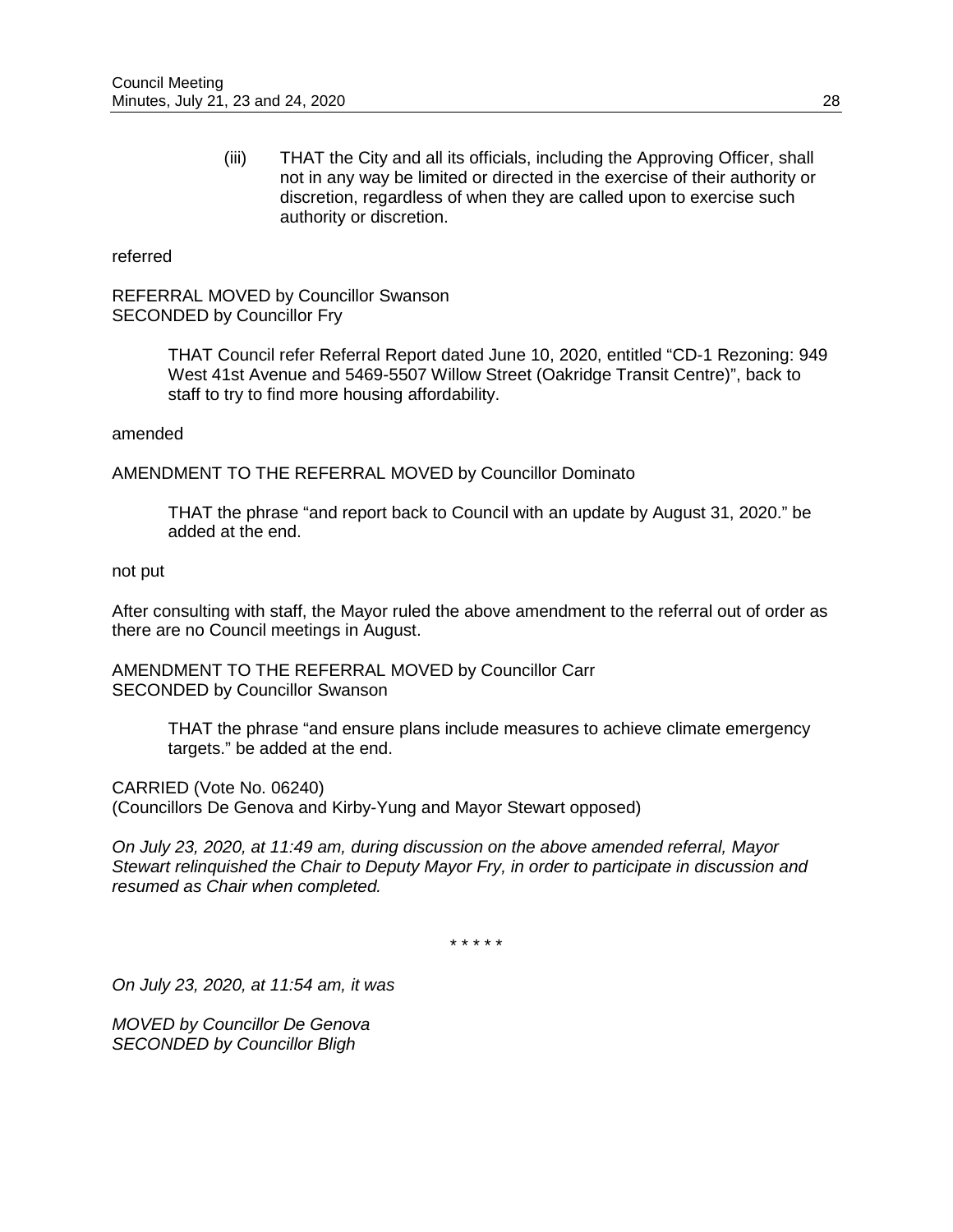(iii) THAT the City and all its officials, including the Approving Officer, shall not in any way be limited or directed in the exercise of their authority or discretion, regardless of when they are called upon to exercise such authority or discretion.

referred

REFERRAL MOVED by Councillor Swanson
SECONDED by Councillor Fry

> THAT Council refer Referral Report dated June 10, 2020, entitled "CD-1 Rezoning: 949 West 41st Avenue and 5469-5507 Willow Street (Oakridge Transit Centre)", back to staff to try to find more housing affordability.

amended

AMENDMENT TO THE REFERRAL MOVED by Councillor Dominato

> THAT the phrase "and report back to Council with an update by August 31, 2020." be added at the end.

not put

After consulting with staff, the Mayor ruled the above amendment to the referral out of order as there are no Council meetings in August.

AMENDMENT TO THE REFERRAL MOVED by Councillor Carr
SECONDED by Councillor Swanson

> THAT the phrase "and ensure plans include measures to achieve climate emergency targets." be added at the end.

CARRIED (Vote No. 06240)
(Councillors De Genova and Kirby-Yung and Mayor Stewart opposed)

*On July 23, 2020, at 11:49 am, during discussion on the above amended referral, Mayor Stewart relinquished the Chair to Deputy Mayor Fry, in order to participate in discussion and resumed as Chair when completed.*

\* \* \* \* \*

*On July 23, 2020, at 11:54 am, it was*

*MOVED by Councillor De Genova*
*SECONDED by Councillor Bligh*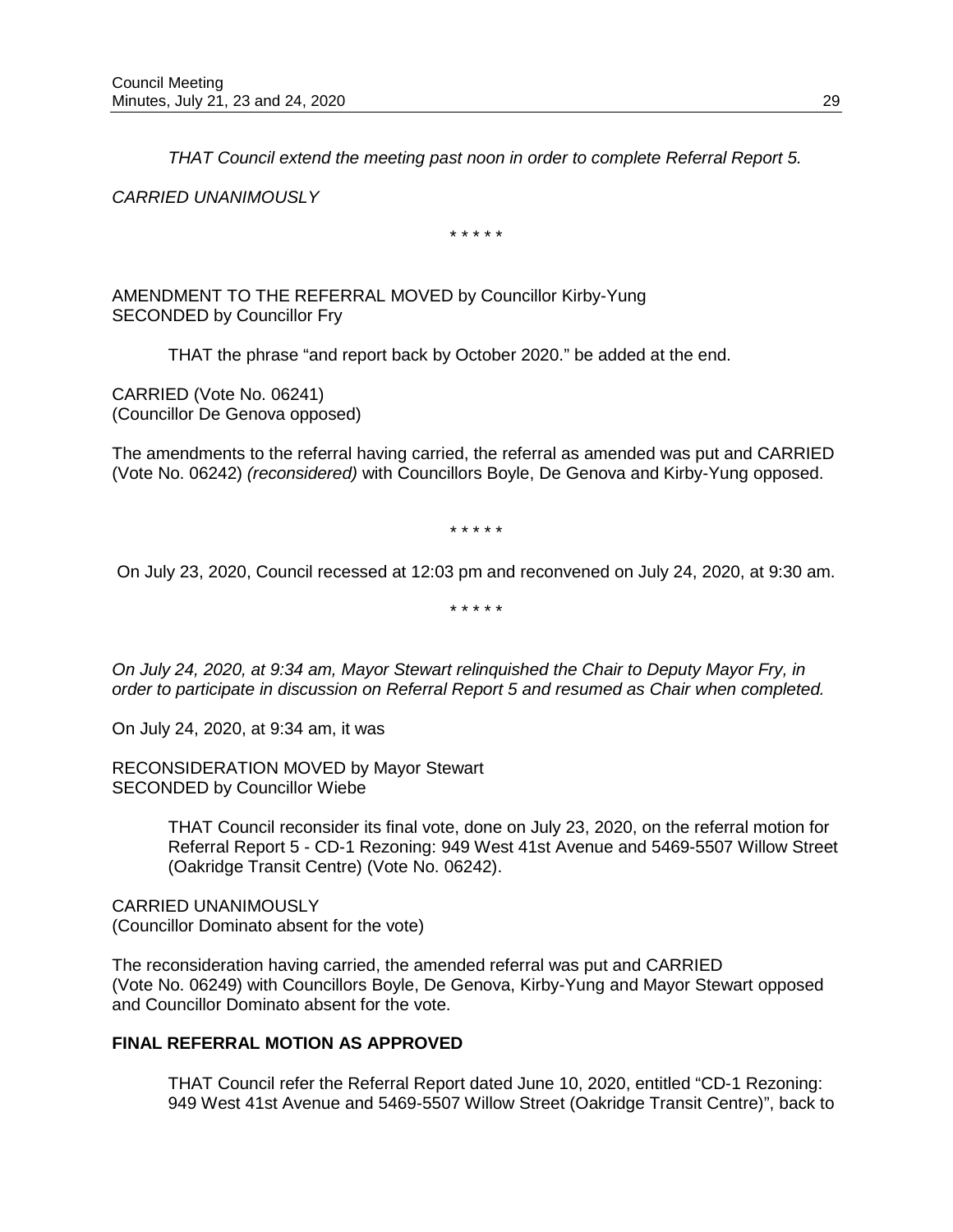*THAT Council extend the meeting past noon in order to complete Referral Report 5.*

*CARRIED UNANIMOUSLY*

\* \* \* \* \*

AMENDMENT TO THE REFERRAL MOVED by Councillor Kirby-Yung
SECONDED by Councillor Fry

> THAT the phrase "and report back by October 2020." be added at the end.

CARRIED (Vote No. 06241)
(Councillor De Genova opposed)

The amendments to the referral having carried, the referral as amended was put and CARRIED (Vote No. 06242) *(reconsidered)* with Councillors Boyle, De Genova and Kirby-Yung opposed.

\* \* \* \* \*

On July 23, 2020, Council recessed at 12:03 pm and reconvened on July 24, 2020, at 9:30 am.

\* \* \* \* \*

*On July 24, 2020, at 9:34 am, Mayor Stewart relinquished the Chair to Deputy Mayor Fry, in order to participate in discussion on Referral Report 5 and resumed as Chair when completed.*

On July 24, 2020, at 9:34 am, it was

RECONSIDERATION MOVED by Mayor Stewart
SECONDED by Councillor Wiebe

> THAT Council reconsider its final vote, done on July 23, 2020, on the referral motion for Referral Report 5 - CD-1 Rezoning: 949 West 41st Avenue and 5469-5507 Willow Street (Oakridge Transit Centre) (Vote No. 06242).

CARRIED UNANIMOUSLY
(Councillor Dominato absent for the vote)

The reconsideration having carried, the amended referral was put and CARRIED (Vote No. 06249) with Councillors Boyle, De Genova, Kirby-Yung and Mayor Stewart opposed and Councillor Dominato absent for the vote.

**FINAL REFERRAL MOTION AS APPROVED**

> THAT Council refer the Referral Report dated June 10, 2020, entitled "CD-1 Rezoning: 949 West 41st Avenue and 5469-5507 Willow Street (Oakridge Transit Centre)", back to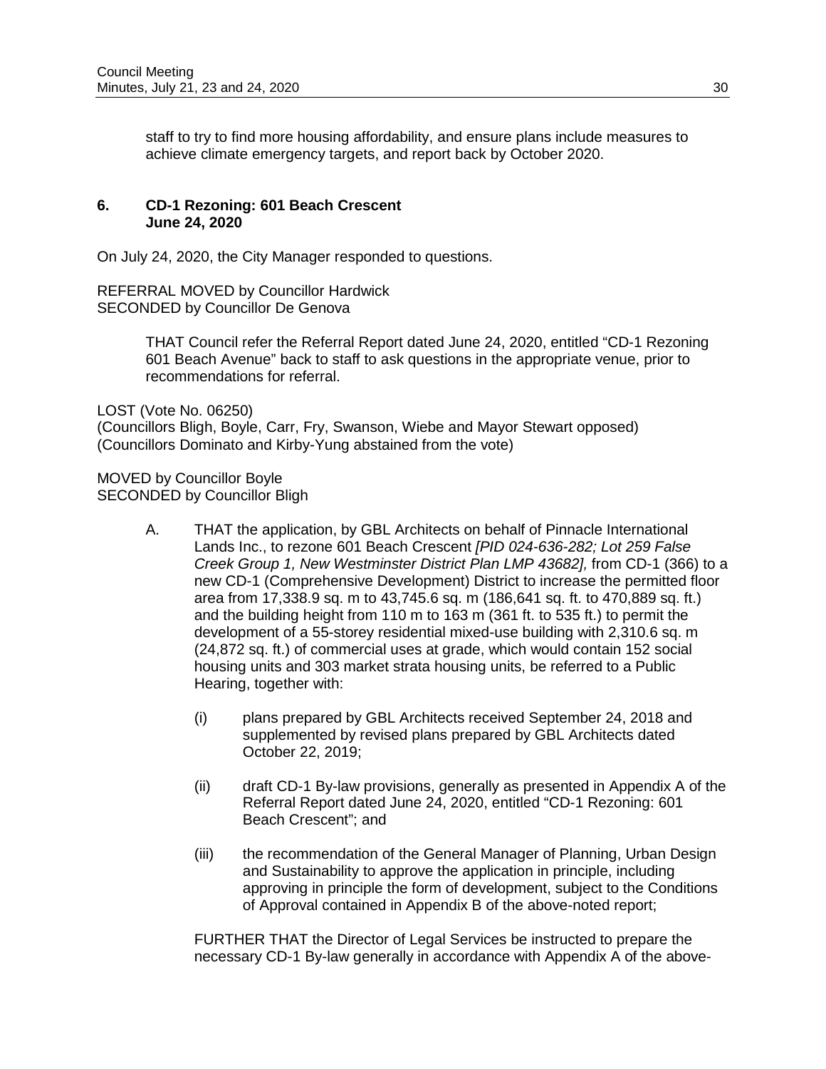staff to try to find more housing affordability, and ensure plans include measures to achieve climate emergency targets, and report back by October 2020.

### 6. CD-1 Rezoning: 601 Beach Crescent
**June 24, 2020**

On July 24, 2020, the City Manager responded to questions.

REFERRAL MOVED by Councillor Hardwick
SECONDED by Councillor De Genova

> THAT Council refer the Referral Report dated June 24, 2020, entitled "CD-1 Rezoning 601 Beach Avenue" back to staff to ask questions in the appropriate venue, prior to recommendations for referral.

LOST (Vote No. 06250)
(Councillors Bligh, Boyle, Carr, Fry, Swanson, Wiebe and Mayor Stewart opposed)
(Councillors Dominato and Kirby-Yung abstained from the vote)

MOVED by Councillor Boyle
SECONDED by Councillor Bligh

A. THAT the application, by GBL Architects on behalf of Pinnacle International Lands Inc., to rezone 601 Beach Crescent *[PID 024-636-282; Lot 259 False Creek Group 1, New Westminster District Plan LMP 43682],* from CD-1 (366) to a new CD-1 (Comprehensive Development) District to increase the permitted floor area from 17,338.9 sq. m to 43,745.6 sq. m (186,641 sq. ft. to 470,889 sq. ft.) and the building height from 110 m to 163 m (361 ft. to 535 ft.) to permit the development of a 55-storey residential mixed-use building with 2,310.6 sq. m (24,872 sq. ft.) of commercial uses at grade, which would contain 152 social housing units and 303 market strata housing units, be referred to a Public Hearing, together with:

   (i) plans prepared by GBL Architects received September 24, 2018 and supplemented by revised plans prepared by GBL Architects dated October 22, 2019;

   (ii) draft CD-1 By-law provisions, generally as presented in Appendix A of the Referral Report dated June 24, 2020, entitled "CD-1 Rezoning: 601 Beach Crescent"; and

   (iii) the recommendation of the General Manager of Planning, Urban Design and Sustainability to approve the application in principle, including approving in principle the form of development, subject to the Conditions of Approval contained in Appendix B of the above-noted report;

   FURTHER THAT the Director of Legal Services be instructed to prepare the necessary CD-1 By-law generally in accordance with Appendix A of the above-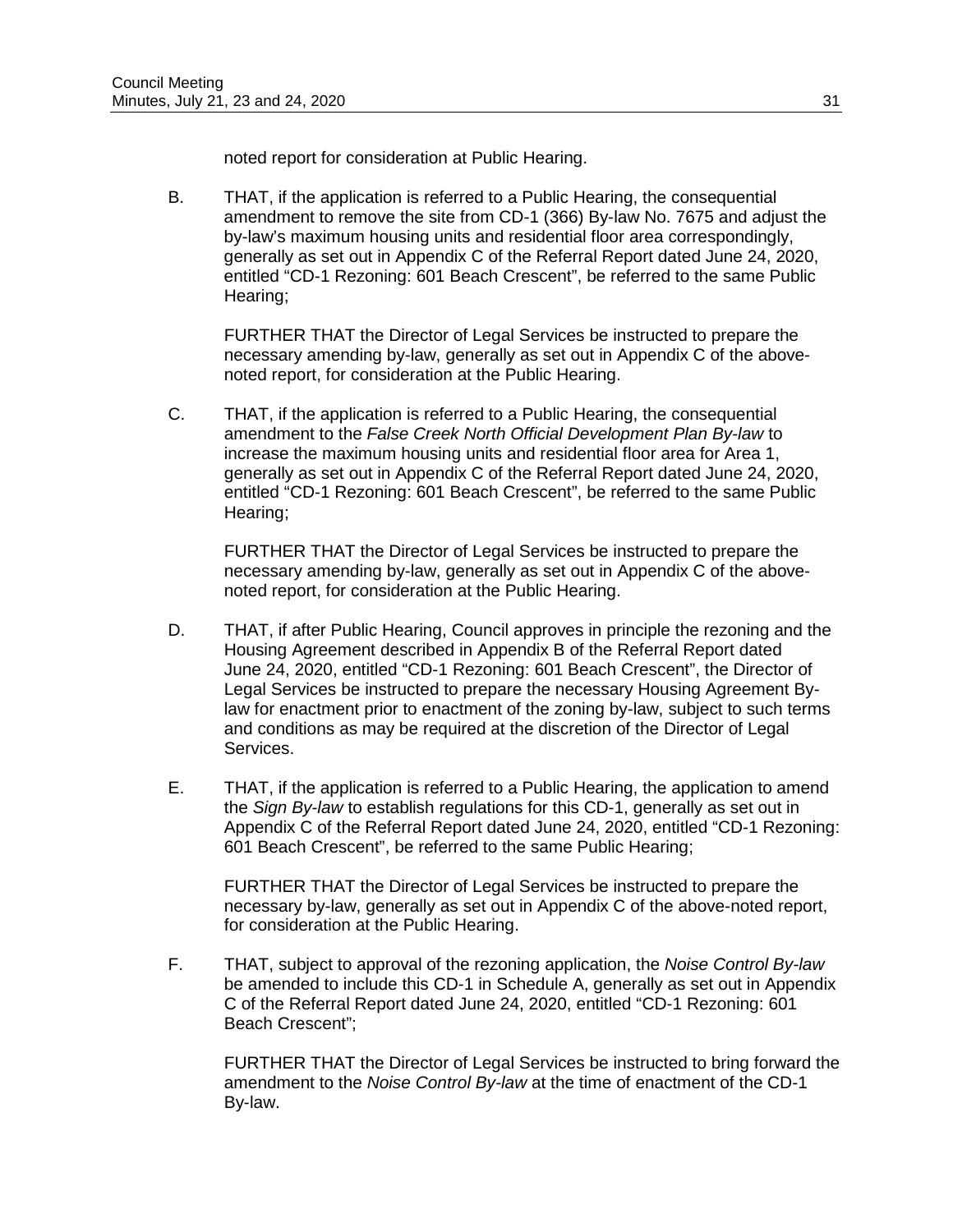noted report for consideration at Public Hearing.

B. THAT, if the application is referred to a Public Hearing, the consequential amendment to remove the site from CD-1 (366) By-law No. 7675 and adjust the by-law's maximum housing units and residential floor area correspondingly, generally as set out in Appendix C of the Referral Report dated June 24, 2020, entitled "CD-1 Rezoning: 601 Beach Crescent", be referred to the same Public Hearing;

   FURTHER THAT the Director of Legal Services be instructed to prepare the necessary amending by-law, generally as set out in Appendix C of the above-noted report, for consideration at the Public Hearing.

C. THAT, if the application is referred to a Public Hearing, the consequential amendment to the *False Creek North Official Development Plan By-law* to increase the maximum housing units and residential floor area for Area 1, generally as set out in Appendix C of the Referral Report dated June 24, 2020, entitled "CD-1 Rezoning: 601 Beach Crescent", be referred to the same Public Hearing;

   FURTHER THAT the Director of Legal Services be instructed to prepare the necessary amending by-law, generally as set out in Appendix C of the above-noted report, for consideration at the Public Hearing.

D. THAT, if after Public Hearing, Council approves in principle the rezoning and the Housing Agreement described in Appendix B of the Referral Report dated June 24, 2020, entitled "CD-1 Rezoning: 601 Beach Crescent", the Director of Legal Services be instructed to prepare the necessary Housing Agreement By-law for enactment prior to enactment of the zoning by-law, subject to such terms and conditions as may be required at the discretion of the Director of Legal Services.

E. THAT, if the application is referred to a Public Hearing, the application to amend the *Sign By-law* to establish regulations for this CD-1, generally as set out in Appendix C of the Referral Report dated June 24, 2020, entitled "CD-1 Rezoning: 601 Beach Crescent", be referred to the same Public Hearing;

   FURTHER THAT the Director of Legal Services be instructed to prepare the necessary by-law, generally as set out in Appendix C of the above-noted report, for consideration at the Public Hearing.

F. THAT, subject to approval of the rezoning application, the *Noise Control By-law* be amended to include this CD-1 in Schedule A, generally as set out in Appendix C of the Referral Report dated June 24, 2020, entitled "CD-1 Rezoning: 601 Beach Crescent";

   FURTHER THAT the Director of Legal Services be instructed to bring forward the amendment to the *Noise Control By-law* at the time of enactment of the CD-1 By-law.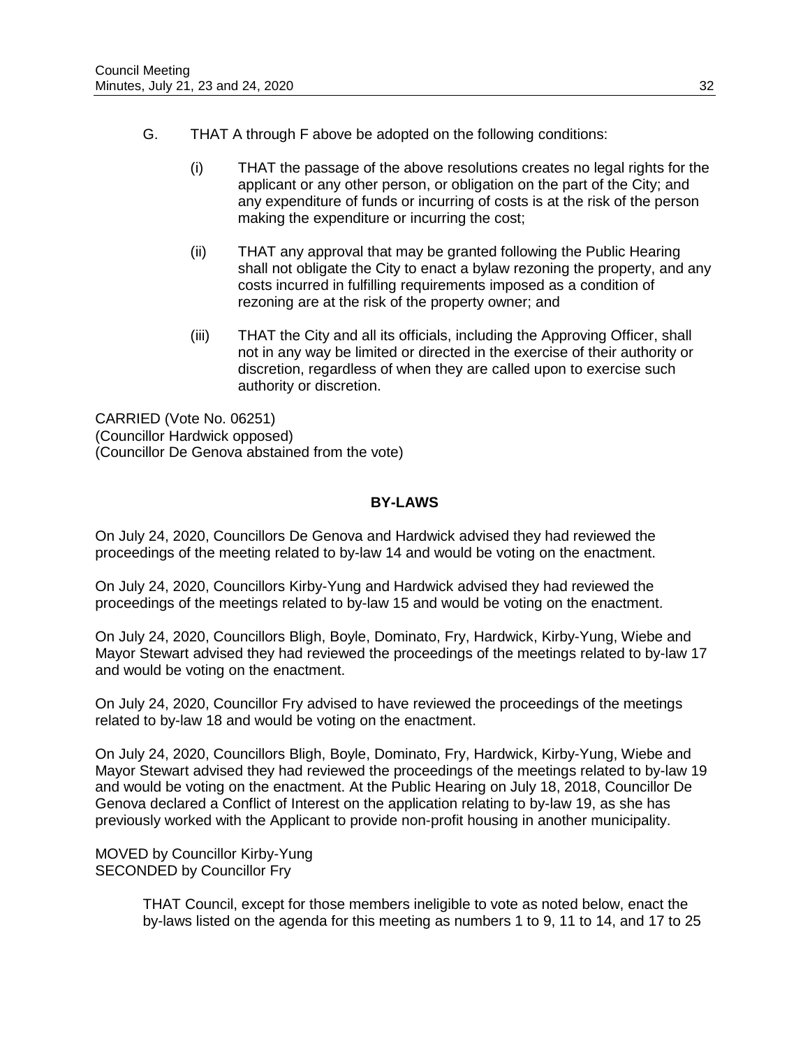G. THAT A through F above be adopted on the following conditions:

   (i) THAT the passage of the above resolutions creates no legal rights for the applicant or any other person, or obligation on the part of the City; and any expenditure of funds or incurring of costs is at the risk of the person making the expenditure or incurring the cost;

   (ii) THAT any approval that may be granted following the Public Hearing shall not obligate the City to enact a bylaw rezoning the property, and any costs incurred in fulfilling requirements imposed as a condition of rezoning are at the risk of the property owner; and

   (iii) THAT the City and all its officials, including the Approving Officer, shall not in any way be limited or directed in the exercise of their authority or discretion, regardless of when they are called upon to exercise such authority or discretion.

CARRIED (Vote No. 06251)
(Councillor Hardwick opposed)
(Councillor De Genova abstained from the vote)

## BY-LAWS

On July 24, 2020, Councillors De Genova and Hardwick advised they had reviewed the proceedings of the meeting related to by-law 14 and would be voting on the enactment.

On July 24, 2020, Councillors Kirby-Yung and Hardwick advised they had reviewed the proceedings of the meetings related to by-law 15 and would be voting on the enactment.

On July 24, 2020, Councillors Bligh, Boyle, Dominato, Fry, Hardwick, Kirby-Yung, Wiebe and Mayor Stewart advised they had reviewed the proceedings of the meetings related to by-law 17 and would be voting on the enactment.

On July 24, 2020, Councillor Fry advised to have reviewed the proceedings of the meetings related to by-law 18 and would be voting on the enactment.

On July 24, 2020, Councillors Bligh, Boyle, Dominato, Fry, Hardwick, Kirby-Yung, Wiebe and Mayor Stewart advised they had reviewed the proceedings of the meetings related to by-law 19 and would be voting on the enactment. At the Public Hearing on July 18, 2018, Councillor De Genova declared a Conflict of Interest on the application relating to by-law 19, as she has previously worked with the Applicant to provide non-profit housing in another municipality.

MOVED by Councillor Kirby-Yung
SECONDED by Councillor Fry

> THAT Council, except for those members ineligible to vote as noted below, enact the by-laws listed on the agenda for this meeting as numbers 1 to 9, 11 to 14, and 17 to 25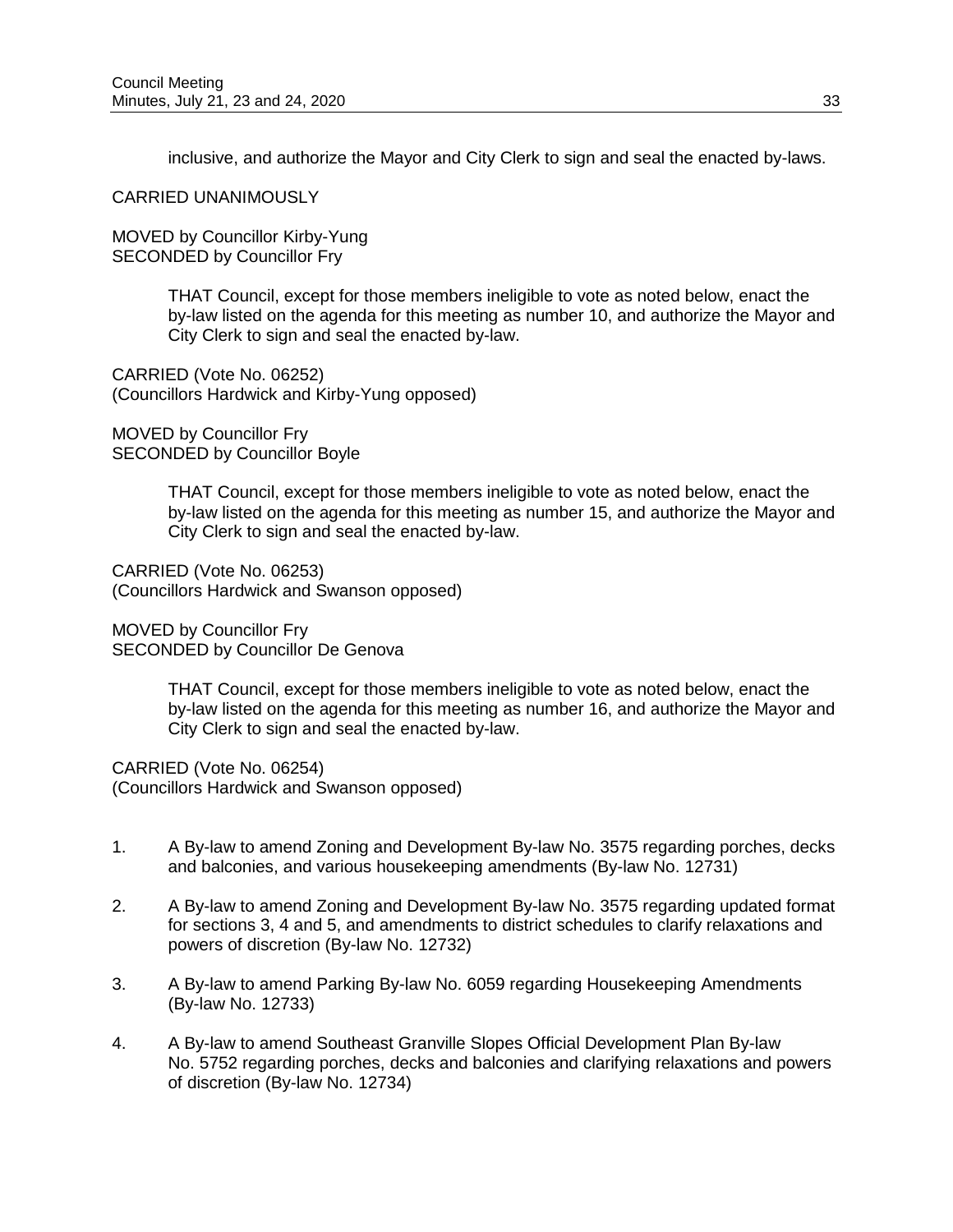inclusive, and authorize the Mayor and City Clerk to sign and seal the enacted by-laws.

CARRIED UNANIMOUSLY

MOVED by Councillor Kirby-Yung
SECONDED by Councillor Fry

> THAT Council, except for those members ineligible to vote as noted below, enact the by-law listed on the agenda for this meeting as number 10, and authorize the Mayor and City Clerk to sign and seal the enacted by-law.

CARRIED (Vote No. 06252)
(Councillors Hardwick and Kirby-Yung opposed)

MOVED by Councillor Fry
SECONDED by Councillor Boyle

> THAT Council, except for those members ineligible to vote as noted below, enact the by-law listed on the agenda for this meeting as number 15, and authorize the Mayor and City Clerk to sign and seal the enacted by-law.

CARRIED (Vote No. 06253)
(Councillors Hardwick and Swanson opposed)

MOVED by Councillor Fry
SECONDED by Councillor De Genova

> THAT Council, except for those members ineligible to vote as noted below, enact the by-law listed on the agenda for this meeting as number 16, and authorize the Mayor and City Clerk to sign and seal the enacted by-law.

CARRIED (Vote No. 06254)
(Councillors Hardwick and Swanson opposed)

1. A By-law to amend Zoning and Development By-law No. 3575 regarding porches, decks and balconies, and various housekeeping amendments (By-law No. 12731)

2. A By-law to amend Zoning and Development By-law No. 3575 regarding updated format for sections 3, 4 and 5, and amendments to district schedules to clarify relaxations and powers of discretion (By-law No. 12732)

3. A By-law to amend Parking By-law No. 6059 regarding Housekeeping Amendments (By-law No. 12733)

4. A By-law to amend Southeast Granville Slopes Official Development Plan By-law No. 5752 regarding porches, decks and balconies and clarifying relaxations and powers of discretion (By-law No. 12734)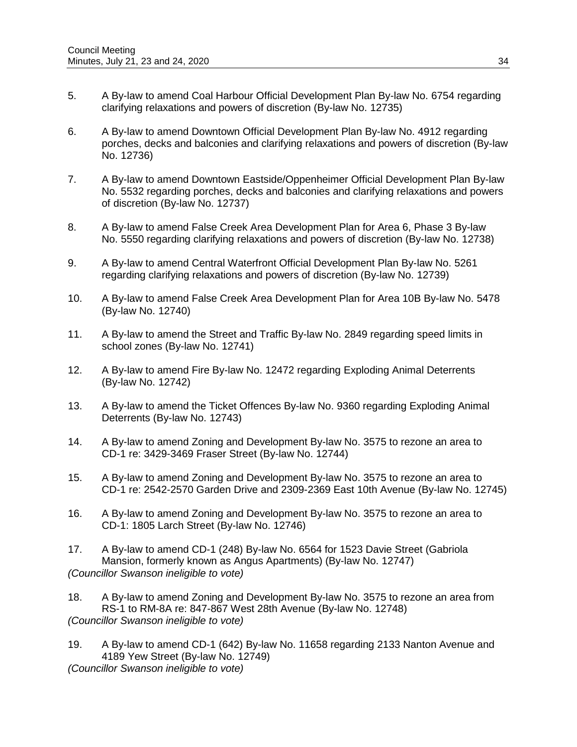5. A By-law to amend Coal Harbour Official Development Plan By-law No. 6754 regarding clarifying relaxations and powers of discretion (By-law No. 12735)

6. A By-law to amend Downtown Official Development Plan By-law No. 4912 regarding porches, decks and balconies and clarifying relaxations and powers of discretion (By-law No. 12736)

7. A By-law to amend Downtown Eastside/Oppenheimer Official Development Plan By-law No. 5532 regarding porches, decks and balconies and clarifying relaxations and powers of discretion (By-law No. 12737)

8. A By-law to amend False Creek Area Development Plan for Area 6, Phase 3 By-law No. 5550 regarding clarifying relaxations and powers of discretion (By-law No. 12738)

9. A By-law to amend Central Waterfront Official Development Plan By-law No. 5261 regarding clarifying relaxations and powers of discretion (By-law No. 12739)

10. A By-law to amend False Creek Area Development Plan for Area 10B By-law No. 5478 (By-law No. 12740)

11. A By-law to amend the Street and Traffic By-law No. 2849 regarding speed limits in school zones (By-law No. 12741)

12. A By-law to amend Fire By-law No. 12472 regarding Exploding Animal Deterrents (By-law No. 12742)

13. A By-law to amend the Ticket Offences By-law No. 9360 regarding Exploding Animal Deterrents (By-law No. 12743)

14. A By-law to amend Zoning and Development By-law No. 3575 to rezone an area to CD-1 re: 3429-3469 Fraser Street (By-law No. 12744)

15. A By-law to amend Zoning and Development By-law No. 3575 to rezone an area to CD-1 re: 2542-2570 Garden Drive and 2309-2369 East 10th Avenue (By-law No. 12745)

16. A By-law to amend Zoning and Development By-law No. 3575 to rezone an area to CD-1: 1805 Larch Street (By-law No. 12746)

17. A By-law to amend CD-1 (248) By-law No. 6564 for 1523 Davie Street (Gabriola Mansion, formerly known as Angus Apartments) (By-law No. 12747)
*(Councillor Swanson ineligible to vote)*

18. A By-law to amend Zoning and Development By-law No. 3575 to rezone an area from RS-1 to RM-8A re: 847-867 West 28th Avenue (By-law No. 12748)
*(Councillor Swanson ineligible to vote)*

19. A By-law to amend CD-1 (642) By-law No. 11658 regarding 2133 Nanton Avenue and 4189 Yew Street (By-law No. 12749)
*(Councillor Swanson ineligible to vote)*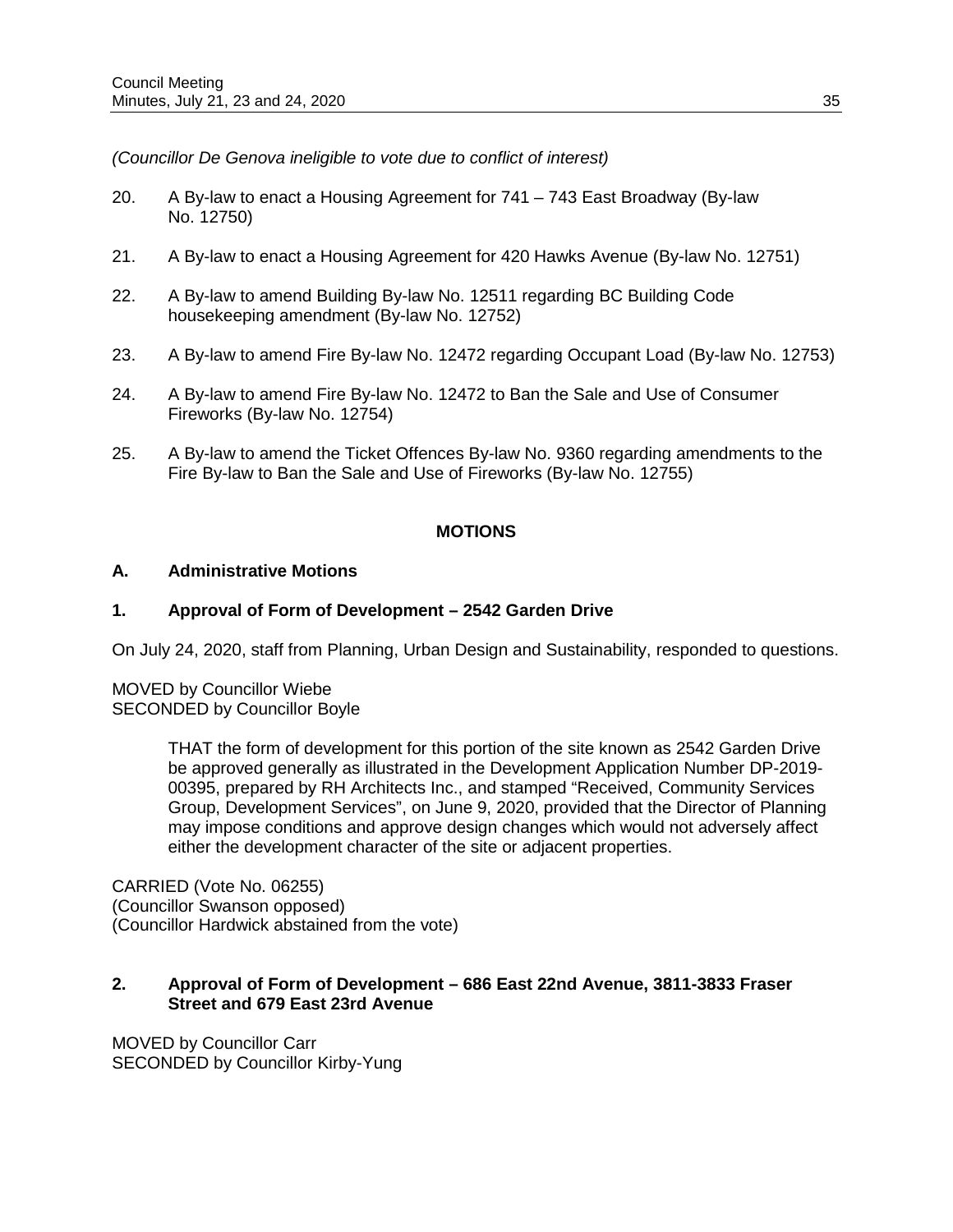*(Councillor De Genova ineligible to vote due to conflict of interest)*

20. A By-law to enact a Housing Agreement for 741 – 743 East Broadway (By-law No. 12750)

21. A By-law to enact a Housing Agreement for 420 Hawks Avenue (By-law No. 12751)

22. A By-law to amend Building By-law No. 12511 regarding BC Building Code housekeeping amendment (By-law No. 12752)

23. A By-law to amend Fire By-law No. 12472 regarding Occupant Load (By-law No. 12753)

24. A By-law to amend Fire By-law No. 12472 to Ban the Sale and Use of Consumer Fireworks (By-law No. 12754)

25. A By-law to amend the Ticket Offences By-law No. 9360 regarding amendments to the Fire By-law to Ban the Sale and Use of Fireworks (By-law No. 12755)

## MOTIONS

### A. Administrative Motions

### 1. Approval of Form of Development – 2542 Garden Drive

On July 24, 2020, staff from Planning, Urban Design and Sustainability, responded to questions.

MOVED by Councillor Wiebe
SECONDED by Councillor Boyle

> THAT the form of development for this portion of the site known as 2542 Garden Drive be approved generally as illustrated in the Development Application Number DP-2019-00395, prepared by RH Architects Inc., and stamped "Received, Community Services Group, Development Services", on June 9, 2020, provided that the Director of Planning may impose conditions and approve design changes which would not adversely affect either the development character of the site or adjacent properties.

CARRIED (Vote No. 06255)
(Councillor Swanson opposed)
(Councillor Hardwick abstained from the vote)

### 2. Approval of Form of Development – 686 East 22nd Avenue, 3811-3833 Fraser Street and 679 East 23rd Avenue

MOVED by Councillor Carr
SECONDED by Councillor Kirby-Yung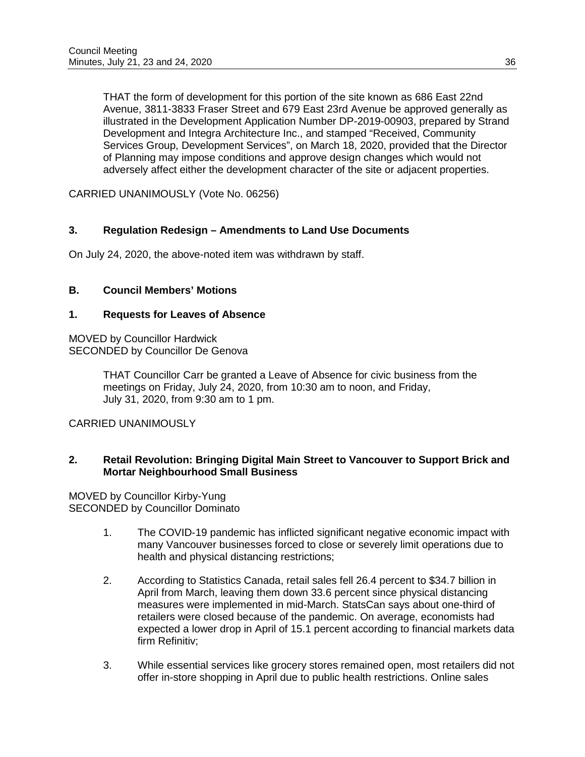THAT the form of development for this portion of the site known as 686 East 22nd Avenue, 3811-3833 Fraser Street and 679 East 23rd Avenue be approved generally as illustrated in the Development Application Number DP-2019-00903, prepared by Strand Development and Integra Architecture Inc., and stamped "Received, Community Services Group, Development Services", on March 18, 2020, provided that the Director of Planning may impose conditions and approve design changes which would not adversely affect either the development character of the site or adjacent properties.

CARRIED UNANIMOUSLY (Vote No. 06256)

### 3. Regulation Redesign – Amendments to Land Use Documents

On July 24, 2020, the above-noted item was withdrawn by staff.

## B. Council Members' Motions

### 1. Requests for Leaves of Absence

MOVED by Councillor Hardwick
SECONDED by Councillor De Genova

> THAT Councillor Carr be granted a Leave of Absence for civic business from the meetings on Friday, July 24, 2020, from 10:30 am to noon, and Friday, July 31, 2020, from 9:30 am to 1 pm.

CARRIED UNANIMOUSLY

### 2. Retail Revolution: Bringing Digital Main Street to Vancouver to Support Brick and Mortar Neighbourhood Small Business

MOVED by Councillor Kirby-Yung
SECONDED by Councillor Dominato

1. The COVID-19 pandemic has inflicted significant negative economic impact with many Vancouver businesses forced to close or severely limit operations due to health and physical distancing restrictions;

2. According to Statistics Canada, retail sales fell 26.4 percent to $34.7 billion in April from March, leaving them down 33.6 percent since physical distancing measures were implemented in mid-March. StatsCan says about one-third of retailers were closed because of the pandemic. On average, economists had expected a lower drop in April of 15.1 percent according to financial markets data firm Refinitiv;

3. While essential services like grocery stores remained open, most retailers did not offer in-store shopping in April due to public health restrictions. Online sales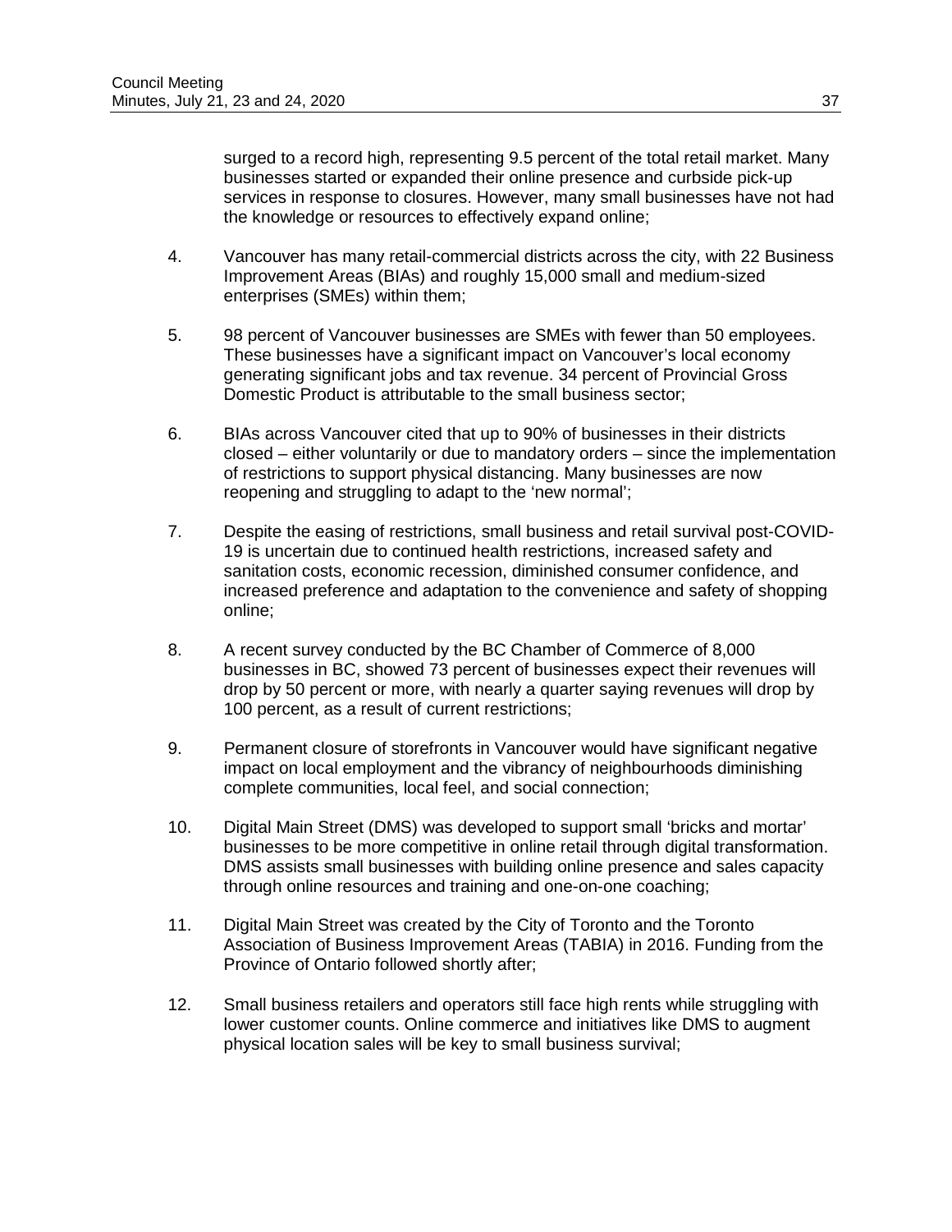surged to a record high, representing 9.5 percent of the total retail market. Many businesses started or expanded their online presence and curbside pick-up services in response to closures. However, many small businesses have not had the knowledge or resources to effectively expand online;

4. Vancouver has many retail-commercial districts across the city, with 22 Business Improvement Areas (BIAs) and roughly 15,000 small and medium-sized enterprises (SMEs) within them;

5. 98 percent of Vancouver businesses are SMEs with fewer than 50 employees. These businesses have a significant impact on Vancouver's local economy generating significant jobs and tax revenue. 34 percent of Provincial Gross Domestic Product is attributable to the small business sector;

6. BIAs across Vancouver cited that up to 90% of businesses in their districts closed – either voluntarily or due to mandatory orders – since the implementation of restrictions to support physical distancing. Many businesses are now reopening and struggling to adapt to the 'new normal';

7. Despite the easing of restrictions, small business and retail survival post-COVID-19 is uncertain due to continued health restrictions, increased safety and sanitation costs, economic recession, diminished consumer confidence, and increased preference and adaptation to the convenience and safety of shopping online;

8. A recent survey conducted by the BC Chamber of Commerce of 8,000 businesses in BC, showed 73 percent of businesses expect their revenues will drop by 50 percent or more, with nearly a quarter saying revenues will drop by 100 percent, as a result of current restrictions;

9. Permanent closure of storefronts in Vancouver would have significant negative impact on local employment and the vibrancy of neighbourhoods diminishing complete communities, local feel, and social connection;

10. Digital Main Street (DMS) was developed to support small 'bricks and mortar' businesses to be more competitive in online retail through digital transformation. DMS assists small businesses with building online presence and sales capacity through online resources and training and one-on-one coaching;

11. Digital Main Street was created by the City of Toronto and the Toronto Association of Business Improvement Areas (TABIA) in 2016. Funding from the Province of Ontario followed shortly after;

12. Small business retailers and operators still face high rents while struggling with lower customer counts. Online commerce and initiatives like DMS to augment physical location sales will be key to small business survival;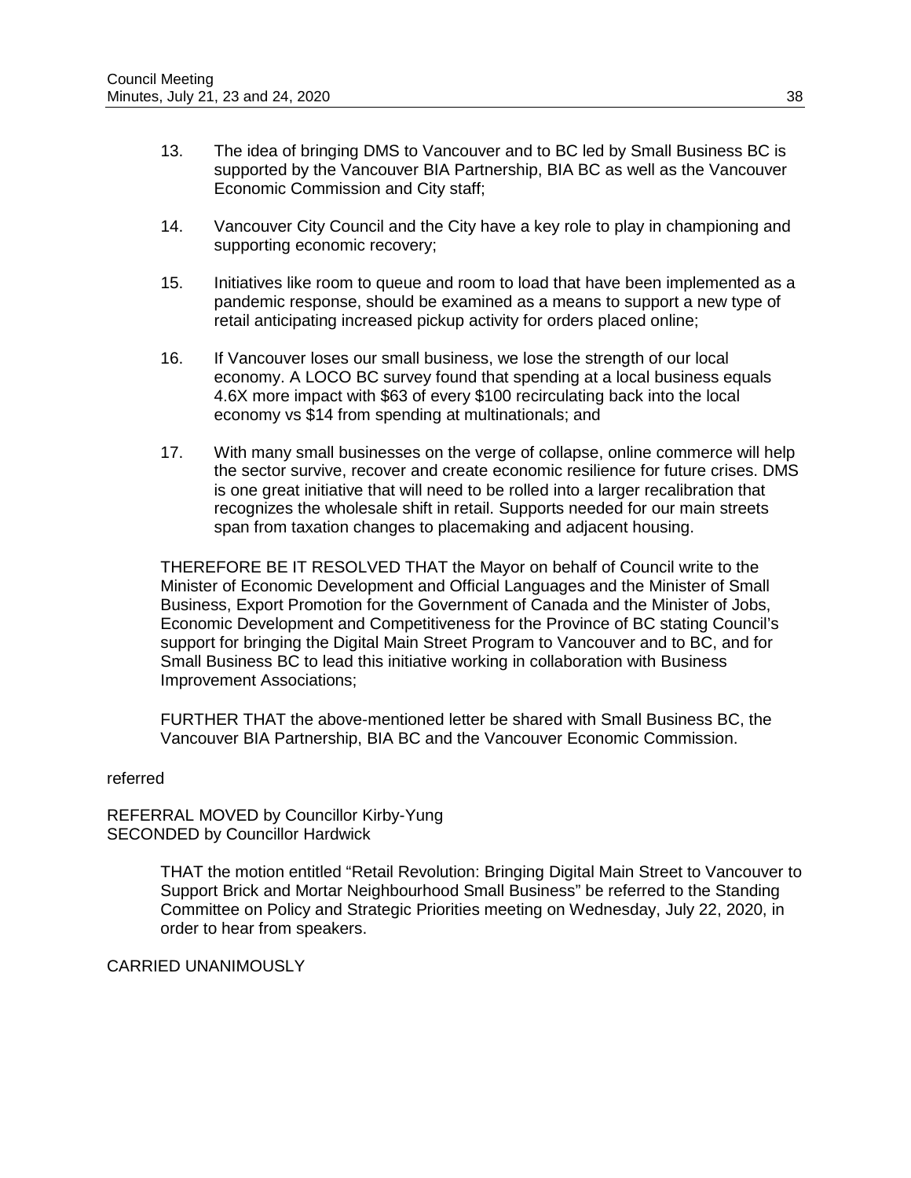13. The idea of bringing DMS to Vancouver and to BC led by Small Business BC is supported by the Vancouver BIA Partnership, BIA BC as well as the Vancouver Economic Commission and City staff;

14. Vancouver City Council and the City have a key role to play in championing and supporting economic recovery;

15. Initiatives like room to queue and room to load that have been implemented as a pandemic response, should be examined as a means to support a new type of retail anticipating increased pickup activity for orders placed online;

16. If Vancouver loses our small business, we lose the strength of our local economy. A LOCO BC survey found that spending at a local business equals 4.6X more impact with $63 of every $100 recirculating back into the local economy vs $14 from spending at multinationals; and

17. With many small businesses on the verge of collapse, online commerce will help the sector survive, recover and create economic resilience for future crises. DMS is one great initiative that will need to be rolled into a larger recalibration that recognizes the wholesale shift in retail. Supports needed for our main streets span from taxation changes to placemaking and adjacent housing.

THEREFORE BE IT RESOLVED THAT the Mayor on behalf of Council write to the Minister of Economic Development and Official Languages and the Minister of Small Business, Export Promotion for the Government of Canada and the Minister of Jobs, Economic Development and Competitiveness for the Province of BC stating Council's support for bringing the Digital Main Street Program to Vancouver and to BC, and for Small Business BC to lead this initiative working in collaboration with Business Improvement Associations;

FURTHER THAT the above-mentioned letter be shared with Small Business BC, the Vancouver BIA Partnership, BIA BC and the Vancouver Economic Commission.

referred

REFERRAL MOVED by Councillor Kirby-Yung
SECONDED by Councillor Hardwick

> THAT the motion entitled "Retail Revolution: Bringing Digital Main Street to Vancouver to Support Brick and Mortar Neighbourhood Small Business" be referred to the Standing Committee on Policy and Strategic Priorities meeting on Wednesday, July 22, 2020, in order to hear from speakers.

CARRIED UNANIMOUSLY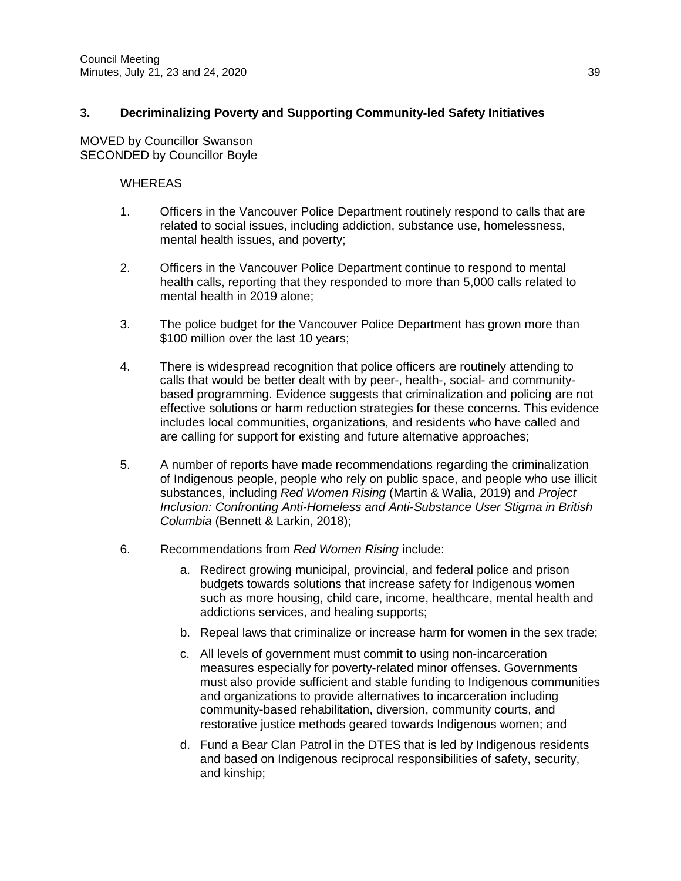### 3. Decriminalizing Poverty and Supporting Community-led Safety Initiatives

MOVED by Councillor Swanson
SECONDED by Councillor Boyle

WHEREAS

1. Officers in the Vancouver Police Department routinely respond to calls that are related to social issues, including addiction, substance use, homelessness, mental health issues, and poverty;

2. Officers in the Vancouver Police Department continue to respond to mental health calls, reporting that they responded to more than 5,000 calls related to mental health in 2019 alone;

3. The police budget for the Vancouver Police Department has grown more than $100 million over the last 10 years;

4. There is widespread recognition that police officers are routinely attending to calls that would be better dealt with by peer-, health-, social- and community-based programming. Evidence suggests that criminalization and policing are not effective solutions or harm reduction strategies for these concerns. This evidence includes local communities, organizations, and residents who have called and are calling for support for existing and future alternative approaches;

5. A number of reports have made recommendations regarding the criminalization of Indigenous people, people who rely on public space, and people who use illicit substances, including *Red Women Rising* (Martin & Walia, 2019) and *Project Inclusion: Confronting Anti-Homeless and Anti-Substance User Stigma in British Columbia* (Bennett & Larkin, 2018);

6. Recommendations from *Red Women Rising* include:

   a. Redirect growing municipal, provincial, and federal police and prison budgets towards solutions that increase safety for Indigenous women such as more housing, child care, income, healthcare, mental health and addictions services, and healing supports;

   b. Repeal laws that criminalize or increase harm for women in the sex trade;

   c. All levels of government must commit to using non-incarceration measures especially for poverty-related minor offenses. Governments must also provide sufficient and stable funding to Indigenous communities and organizations to provide alternatives to incarceration including community-based rehabilitation, diversion, community courts, and restorative justice methods geared towards Indigenous women; and

   d. Fund a Bear Clan Patrol in the DTES that is led by Indigenous residents and based on Indigenous reciprocal responsibilities of safety, security, and kinship;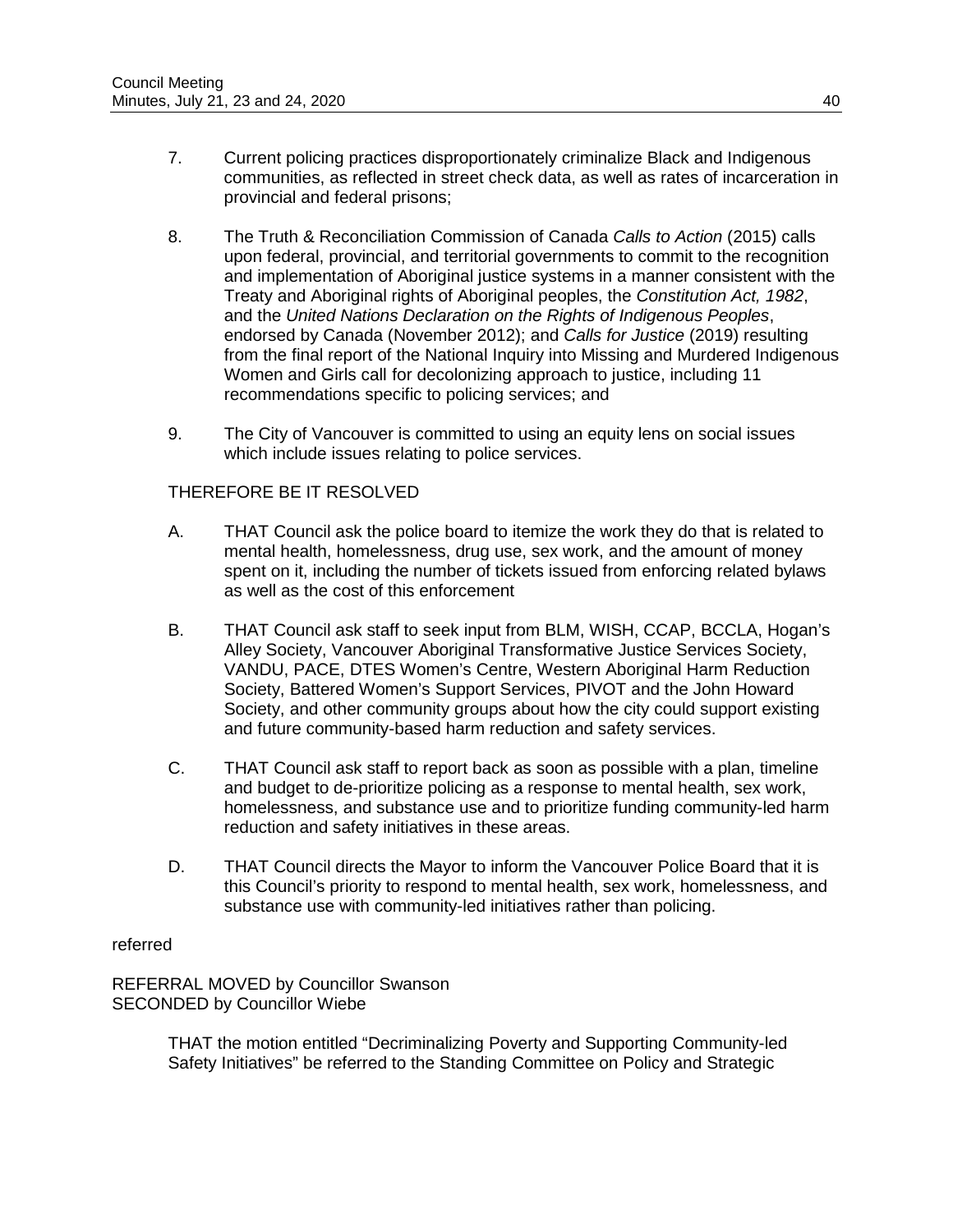7. Current policing practices disproportionately criminalize Black and Indigenous communities, as reflected in street check data, as well as rates of incarceration in provincial and federal prisons;

8. The Truth & Reconciliation Commission of Canada *Calls to Action* (2015) calls upon federal, provincial, and territorial governments to commit to the recognition and implementation of Aboriginal justice systems in a manner consistent with the Treaty and Aboriginal rights of Aboriginal peoples, the *Constitution Act, 1982*, and the *United Nations Declaration on the Rights of Indigenous Peoples*, endorsed by Canada (November 2012); and *Calls for Justice* (2019) resulting from the final report of the National Inquiry into Missing and Murdered Indigenous Women and Girls call for decolonizing approach to justice, including 11 recommendations specific to policing services; and

9. The City of Vancouver is committed to using an equity lens on social issues which include issues relating to police services.

THEREFORE BE IT RESOLVED

A. THAT Council ask the police board to itemize the work they do that is related to mental health, homelessness, drug use, sex work, and the amount of money spent on it, including the number of tickets issued from enforcing related bylaws as well as the cost of this enforcement

B. THAT Council ask staff to seek input from BLM, WISH, CCAP, BCCLA, Hogan's Alley Society, Vancouver Aboriginal Transformative Justice Services Society, VANDU, PACE, DTES Women's Centre, Western Aboriginal Harm Reduction Society, Battered Women's Support Services, PIVOT and the John Howard Society, and other community groups about how the city could support existing and future community-based harm reduction and safety services.

C. THAT Council ask staff to report back as soon as possible with a plan, timeline and budget to de-prioritize policing as a response to mental health, sex work, homelessness, and substance use and to prioritize funding community-led harm reduction and safety initiatives in these areas.

D. THAT Council directs the Mayor to inform the Vancouver Police Board that it is this Council's priority to respond to mental health, sex work, homelessness, and substance use with community-led initiatives rather than policing.

referred

REFERRAL MOVED by Councillor Swanson
SECONDED by Councillor Wiebe

THAT the motion entitled "Decriminalizing Poverty and Supporting Community-led Safety Initiatives" be referred to the Standing Committee on Policy and Strategic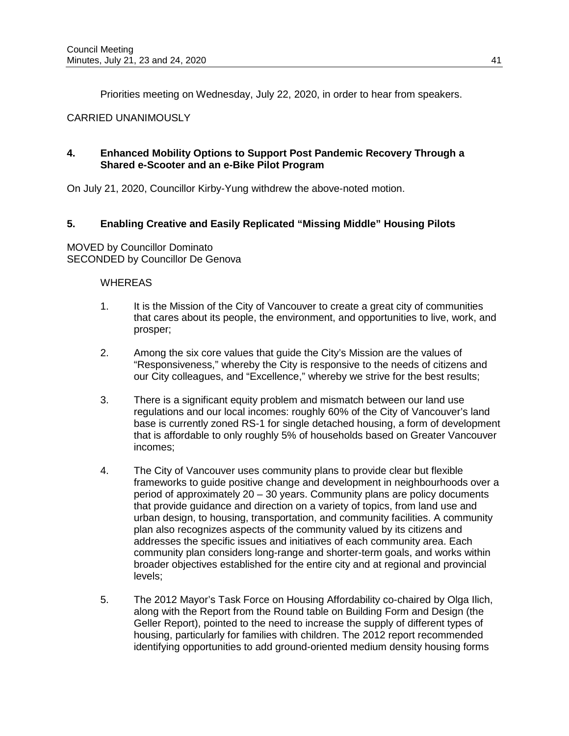Priorities meeting on Wednesday, July 22, 2020, in order to hear from speakers.

CARRIED UNANIMOUSLY

**4. Enhanced Mobility Options to Support Post Pandemic Recovery Through a Shared e-Scooter and an e-Bike Pilot Program**

On July 21, 2020, Councillor Kirby-Yung withdrew the above-noted motion.

**5. Enabling Creative and Easily Replicated "Missing Middle" Housing Pilots**

MOVED by Councillor Dominato
SECONDED by Councillor De Genova

WHEREAS

1. It is the Mission of the City of Vancouver to create a great city of communities that cares about its people, the environment, and opportunities to live, work, and prosper;

2. Among the six core values that guide the City's Mission are the values of "Responsiveness," whereby the City is responsive to the needs of citizens and our City colleagues, and "Excellence," whereby we strive for the best results;

3. There is a significant equity problem and mismatch between our land use regulations and our local incomes: roughly 60% of the City of Vancouver's land base is currently zoned RS-1 for single detached housing, a form of development that is affordable to only roughly 5% of households based on Greater Vancouver incomes;

4. The City of Vancouver uses community plans to provide clear but flexible frameworks to guide positive change and development in neighbourhoods over a period of approximately 20 – 30 years. Community plans are policy documents that provide guidance and direction on a variety of topics, from land use and urban design, to housing, transportation, and community facilities. A community plan also recognizes aspects of the community valued by its citizens and addresses the specific issues and initiatives of each community area. Each community plan considers long-range and shorter-term goals, and works within broader objectives established for the entire city and at regional and provincial levels;

5. The 2012 Mayor's Task Force on Housing Affordability co-chaired by Olga Ilich, along with the Report from the Round table on Building Form and Design (the Geller Report), pointed to the need to increase the supply of different types of housing, particularly for families with children. The 2012 report recommended identifying opportunities to add ground-oriented medium density housing forms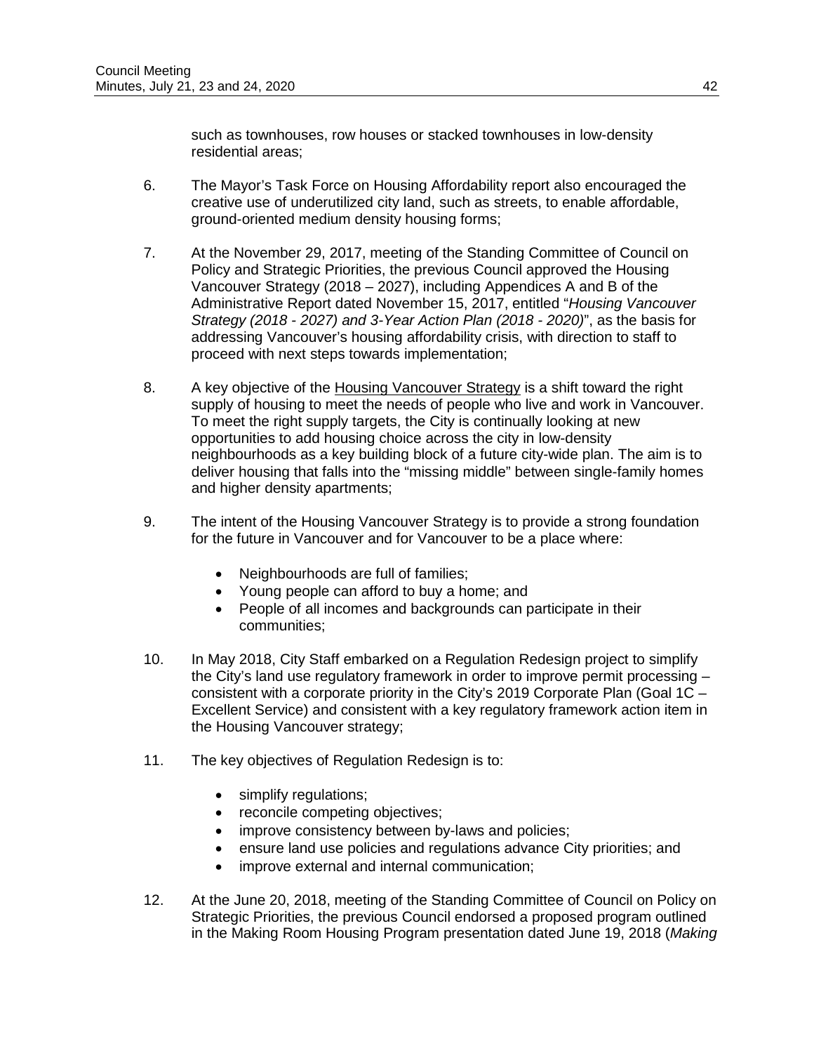such as townhouses, row houses or stacked townhouses in low-density residential areas;

6. The Mayor's Task Force on Housing Affordability report also encouraged the creative use of underutilized city land, such as streets, to enable affordable, ground-oriented medium density housing forms;

7. At the November 29, 2017, meeting of the Standing Committee of Council on Policy and Strategic Priorities, the previous Council approved the Housing Vancouver Strategy (2018 – 2027), including Appendices A and B of the Administrative Report dated November 15, 2017, entitled "*Housing Vancouver Strategy (2018 - 2027) and 3-Year Action Plan (2018 - 2020)*", as the basis for addressing Vancouver's housing affordability crisis, with direction to staff to proceed with next steps towards implementation;

8. A key objective of the Housing Vancouver Strategy is a shift toward the right supply of housing to meet the needs of people who live and work in Vancouver. To meet the right supply targets, the City is continually looking at new opportunities to add housing choice across the city in low-density neighbourhoods as a key building block of a future city-wide plan. The aim is to deliver housing that falls into the "missing middle" between single-family homes and higher density apartments;

9. The intent of the Housing Vancouver Strategy is to provide a strong foundation for the future in Vancouver and for Vancouver to be a place where:

   - Neighbourhoods are full of families;
   - Young people can afford to buy a home; and
   - People of all incomes and backgrounds can participate in their communities;

10. In May 2018, City Staff embarked on a Regulation Redesign project to simplify the City's land use regulatory framework in order to improve permit processing – consistent with a corporate priority in the City's 2019 Corporate Plan (Goal 1C – Excellent Service) and consistent with a key regulatory framework action item in the Housing Vancouver strategy;

11. The key objectives of Regulation Redesign is to:

    - simplify regulations;
    - reconcile competing objectives;
    - improve consistency between by-laws and policies;
    - ensure land use policies and regulations advance City priorities; and
    - improve external and internal communication;

12. At the June 20, 2018, meeting of the Standing Committee of Council on Policy on Strategic Priorities, the previous Council endorsed a proposed program outlined in the Making Room Housing Program presentation dated June 19, 2018 (*Making*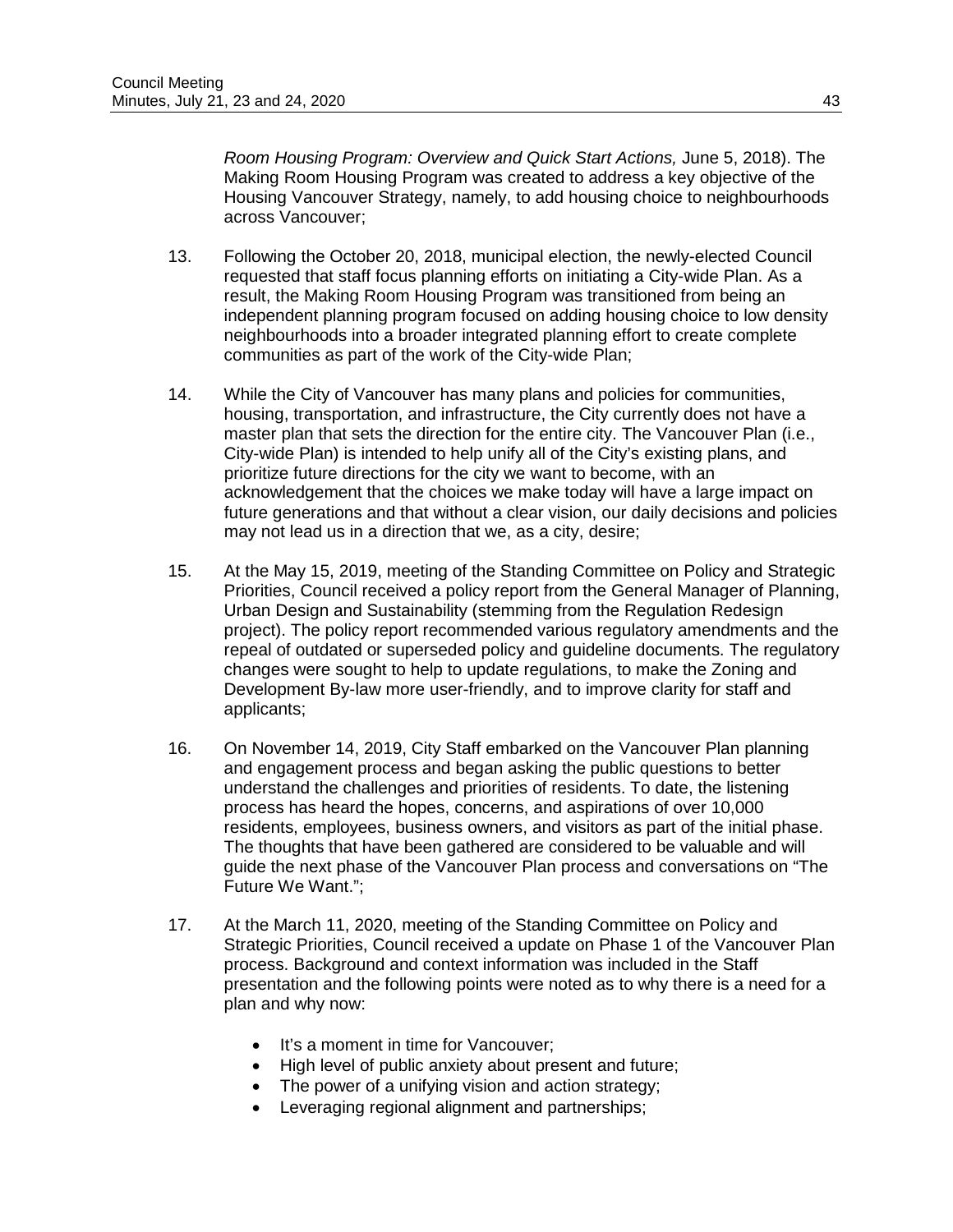*Room Housing Program: Overview and Quick Start Actions,* June 5, 2018). The Making Room Housing Program was created to address a key objective of the Housing Vancouver Strategy, namely, to add housing choice to neighbourhoods across Vancouver;

13. Following the October 20, 2018, municipal election, the newly-elected Council requested that staff focus planning efforts on initiating a City-wide Plan. As a result, the Making Room Housing Program was transitioned from being an independent planning program focused on adding housing choice to low density neighbourhoods into a broader integrated planning effort to create complete communities as part of the work of the City-wide Plan;

14. While the City of Vancouver has many plans and policies for communities, housing, transportation, and infrastructure, the City currently does not have a master plan that sets the direction for the entire city. The Vancouver Plan (i.e., City-wide Plan) is intended to help unify all of the City's existing plans, and prioritize future directions for the city we want to become, with an acknowledgement that the choices we make today will have a large impact on future generations and that without a clear vision, our daily decisions and policies may not lead us in a direction that we, as a city, desire;

15. At the May 15, 2019, meeting of the Standing Committee on Policy and Strategic Priorities, Council received a policy report from the General Manager of Planning, Urban Design and Sustainability (stemming from the Regulation Redesign project). The policy report recommended various regulatory amendments and the repeal of outdated or superseded policy and guideline documents. The regulatory changes were sought to help to update regulations, to make the Zoning and Development By-law more user-friendly, and to improve clarity for staff and applicants;

16. On November 14, 2019, City Staff embarked on the Vancouver Plan planning and engagement process and began asking the public questions to better understand the challenges and priorities of residents. To date, the listening process has heard the hopes, concerns, and aspirations of over 10,000 residents, employees, business owners, and visitors as part of the initial phase. The thoughts that have been gathered are considered to be valuable and will guide the next phase of the Vancouver Plan process and conversations on "The Future We Want.";

17. At the March 11, 2020, meeting of the Standing Committee on Policy and Strategic Priorities, Council received a update on Phase 1 of the Vancouver Plan process. Background and context information was included in the Staff presentation and the following points were noted as to why there is a need for a plan and why now:

    - It's a moment in time for Vancouver;
    - High level of public anxiety about present and future;
    - The power of a unifying vision and action strategy;
    - Leveraging regional alignment and partnerships;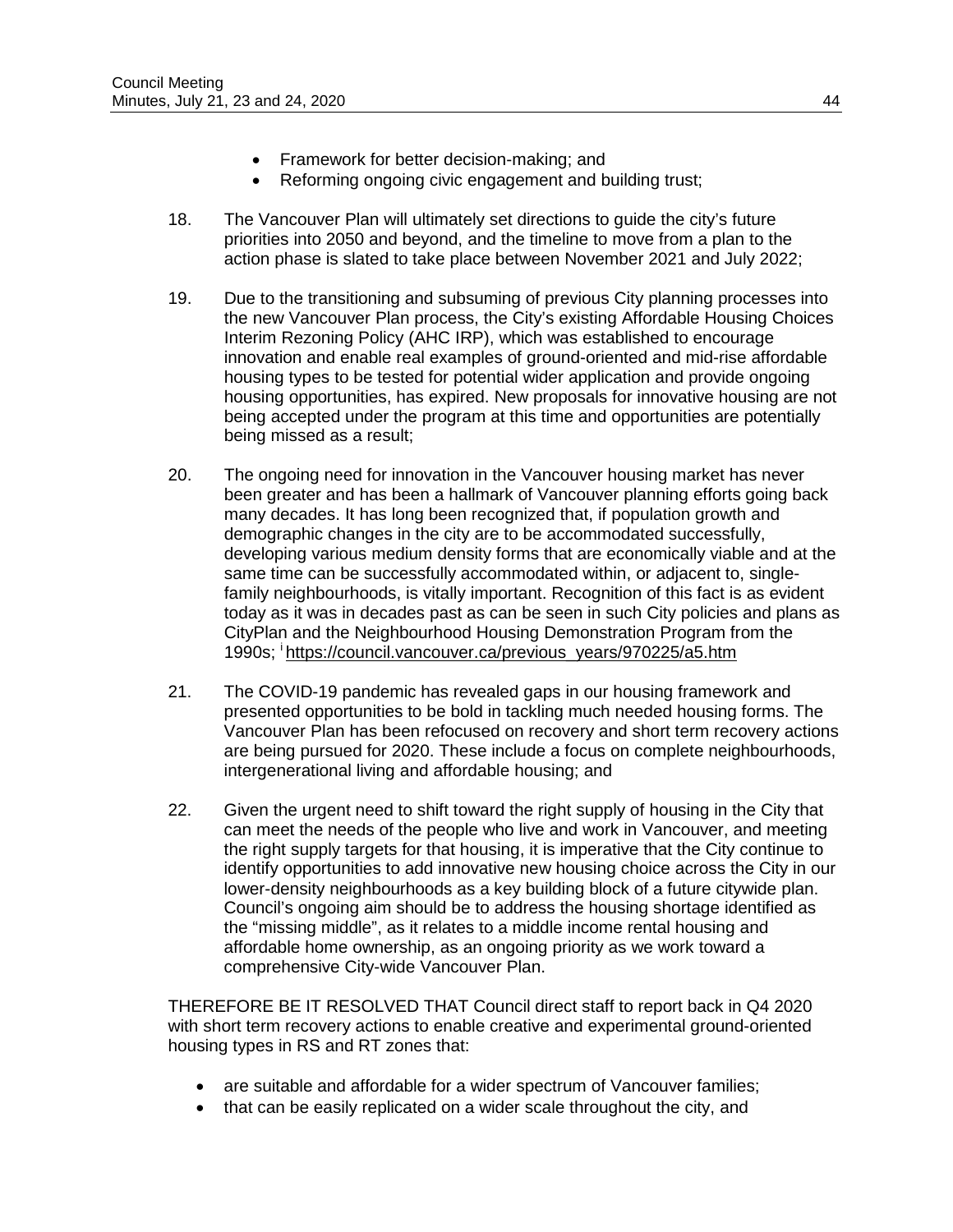- Framework for better decision-making; and
- Reforming ongoing civic engagement and building trust;

18. The Vancouver Plan will ultimately set directions to guide the city's future priorities into 2050 and beyond, and the timeline to move from a plan to the action phase is slated to take place between November 2021 and July 2022;

19. Due to the transitioning and subsuming of previous City planning processes into the new Vancouver Plan process, the City's existing Affordable Housing Choices Interim Rezoning Policy (AHC IRP), which was established to encourage innovation and enable real examples of ground-oriented and mid-rise affordable housing types to be tested for potential wider application and provide ongoing housing opportunities, has expired. New proposals for innovative housing are not being accepted under the program at this time and opportunities are potentially being missed as a result;

20. The ongoing need for innovation in the Vancouver housing market has never been greater and has been a hallmark of Vancouver planning efforts going back many decades. It has long been recognized that, if population growth and demographic changes in the city are to be accommodated successfully, developing various medium density forms that are economically viable and at the same time can be successfully accommodated within, or adjacent to, single-family neighbourhoods, is vitally important. Recognition of this fact is as evident today as it was in decades past as can be seen in such City policies and plans as CityPlan and the Neighbourhood Housing Demonstration Program from the 1990s; [i] https://council.vancouver.ca/previous_years/970225/a5.htm

21. The COVID-19 pandemic has revealed gaps in our housing framework and presented opportunities to be bold in tackling much needed housing forms. The Vancouver Plan has been refocused on recovery and short term recovery actions are being pursued for 2020. These include a focus on complete neighbourhoods, intergenerational living and affordable housing; and

22. Given the urgent need to shift toward the right supply of housing in the City that can meet the needs of the people who live and work in Vancouver, and meeting the right supply targets for that housing, it is imperative that the City continue to identify opportunities to add innovative new housing choice across the City in our lower-density neighbourhoods as a key building block of a future citywide plan. Council's ongoing aim should be to address the housing shortage identified as the "missing middle", as it relates to a middle income rental housing and affordable home ownership, as an ongoing priority as we work toward a comprehensive City-wide Vancouver Plan.

THEREFORE BE IT RESOLVED THAT Council direct staff to report back in Q4 2020 with short term recovery actions to enable creative and experimental ground-oriented housing types in RS and RT zones that:

- are suitable and affordable for a wider spectrum of Vancouver families;
- that can be easily replicated on a wider scale throughout the city, and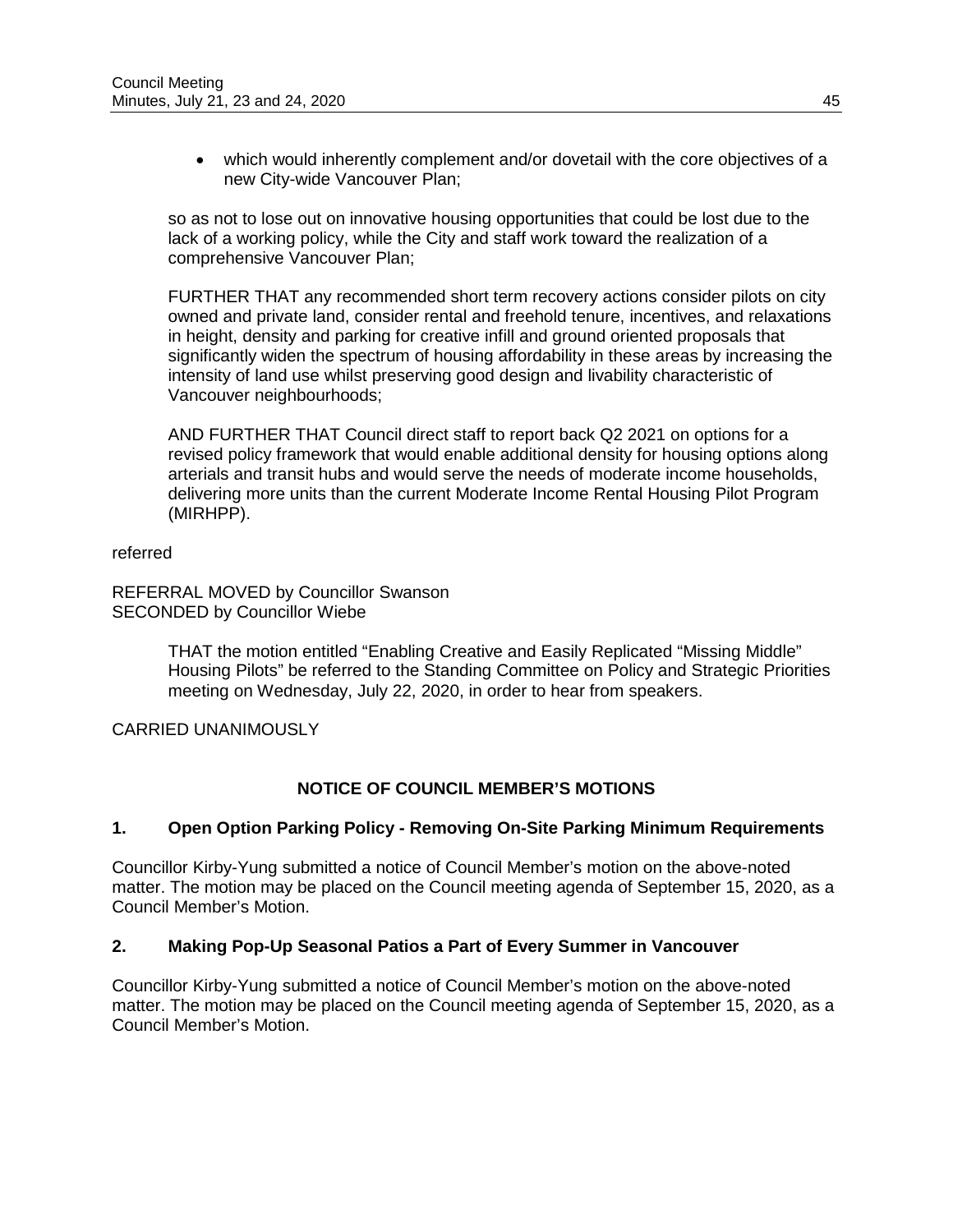- which would inherently complement and/or dovetail with the core objectives of a new City-wide Vancouver Plan;

so as not to lose out on innovative housing opportunities that could be lost due to the lack of a working policy, while the City and staff work toward the realization of a comprehensive Vancouver Plan;

FURTHER THAT any recommended short term recovery actions consider pilots on city owned and private land, consider rental and freehold tenure, incentives, and relaxations in height, density and parking for creative infill and ground oriented proposals that significantly widen the spectrum of housing affordability in these areas by increasing the intensity of land use whilst preserving good design and livability characteristic of Vancouver neighbourhoods;

AND FURTHER THAT Council direct staff to report back Q2 2021 on options for a revised policy framework that would enable additional density for housing options along arterials and transit hubs and would serve the needs of moderate income households, delivering more units than the current Moderate Income Rental Housing Pilot Program (MIRHPP).

referred

REFERRAL MOVED by Councillor Swanson
SECONDED by Councillor Wiebe

> THAT the motion entitled "Enabling Creative and Easily Replicated "Missing Middle" Housing Pilots" be referred to the Standing Committee on Policy and Strategic Priorities meeting on Wednesday, July 22, 2020, in order to hear from speakers.

CARRIED UNANIMOUSLY

## NOTICE OF COUNCIL MEMBER'S MOTIONS

### 1. Open Option Parking Policy - Removing On-Site Parking Minimum Requirements

Councillor Kirby-Yung submitted a notice of Council Member's motion on the above-noted matter. The motion may be placed on the Council meeting agenda of September 15, 2020, as a Council Member's Motion.

### 2. Making Pop-Up Seasonal Patios a Part of Every Summer in Vancouver

Councillor Kirby-Yung submitted a notice of Council Member's motion on the above-noted matter. The motion may be placed on the Council meeting agenda of September 15, 2020, as a Council Member's Motion.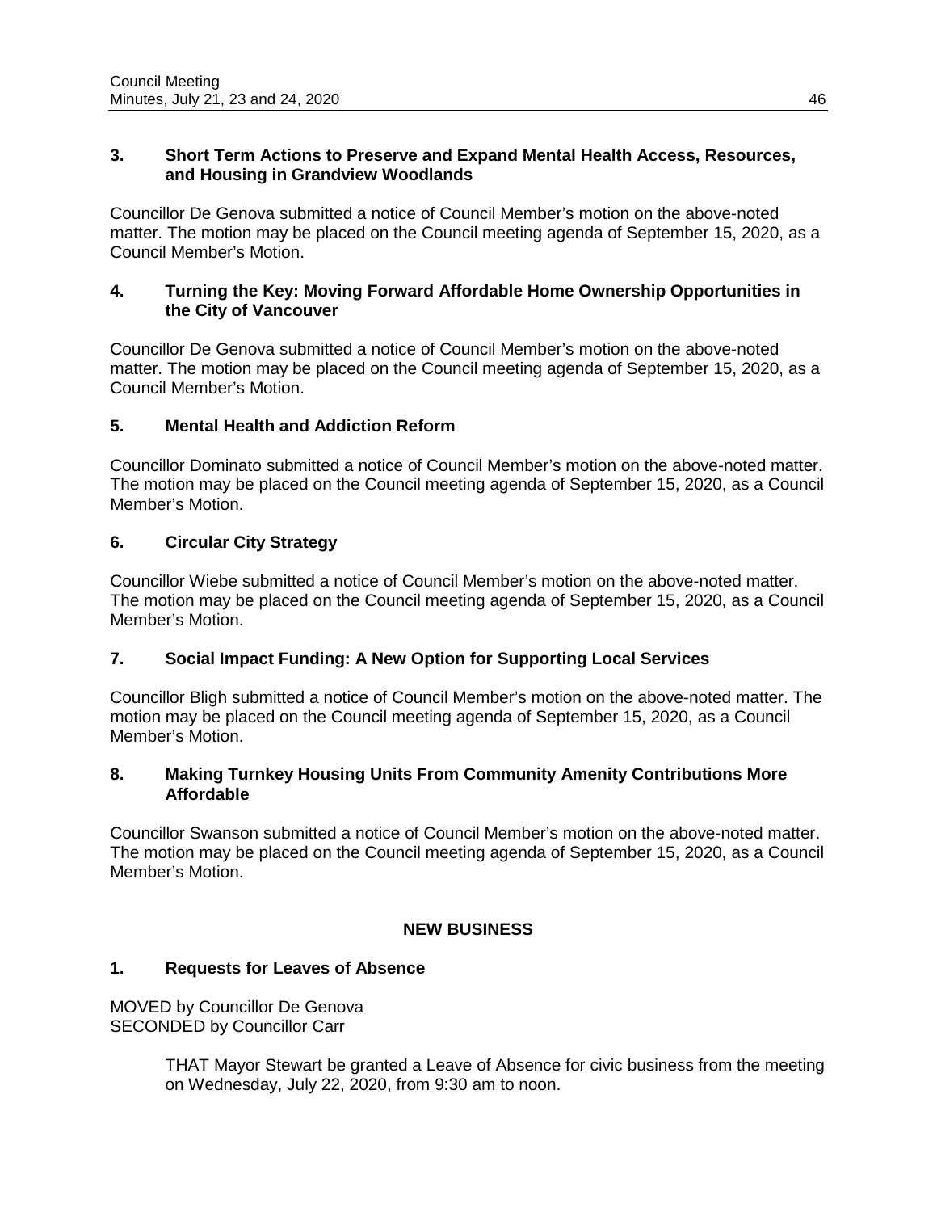### 3. Short Term Actions to Preserve and Expand Mental Health Access, Resources, and Housing in Grandview Woodlands

Councillor De Genova submitted a notice of Council Member's motion on the above-noted matter. The motion may be placed on the Council meeting agenda of September 15, 2020, as a Council Member's Motion.

### 4. Turning the Key: Moving Forward Affordable Home Ownership Opportunities in the City of Vancouver

Councillor De Genova submitted a notice of Council Member's motion on the above-noted matter. The motion may be placed on the Council meeting agenda of September 15, 2020, as a Council Member's Motion.

### 5. Mental Health and Addiction Reform

Councillor Dominato submitted a notice of Council Member's motion on the above-noted matter. The motion may be placed on the Council meeting agenda of September 15, 2020, as a Council Member's Motion.

### 6. Circular City Strategy

Councillor Wiebe submitted a notice of Council Member's motion on the above-noted matter. The motion may be placed on the Council meeting agenda of September 15, 2020, as a Council Member's Motion.

### 7. Social Impact Funding: A New Option for Supporting Local Services

Councillor Bligh submitted a notice of Council Member's motion on the above-noted matter. The motion may be placed on the Council meeting agenda of September 15, 2020, as a Council Member's Motion.

### 8. Making Turnkey Housing Units From Community Amenity Contributions More Affordable

Councillor Swanson submitted a notice of Council Member's motion on the above-noted matter. The motion may be placed on the Council meeting agenda of September 15, 2020, as a Council Member's Motion.

## NEW BUSINESS

### 1. Requests for Leaves of Absence

MOVED by Councillor De Genova
SECONDED by Councillor Carr

> THAT Mayor Stewart be granted a Leave of Absence for civic business from the meeting on Wednesday, July 22, 2020, from 9:30 am to noon.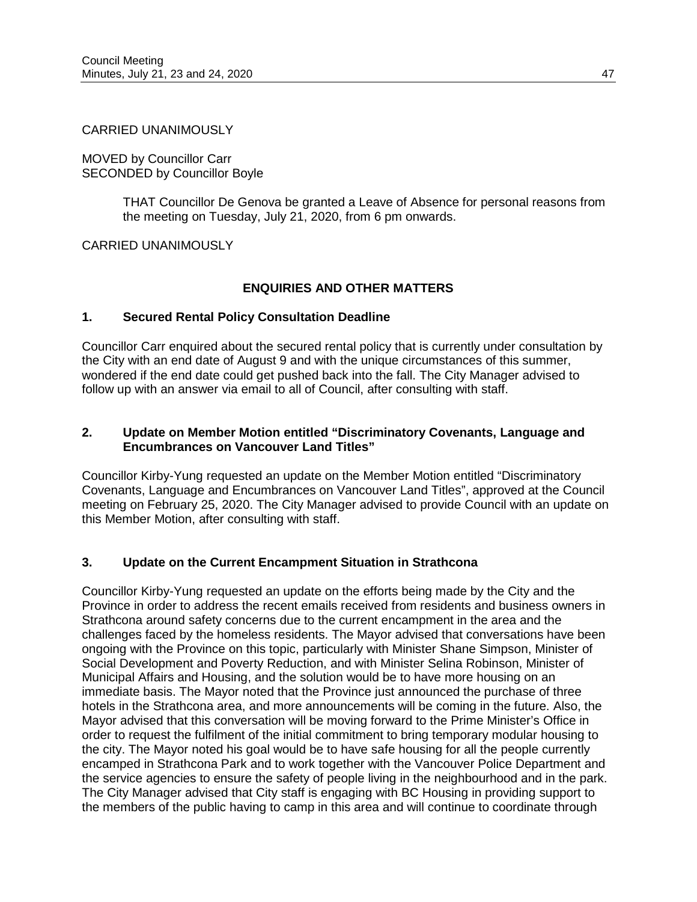CARRIED UNANIMOUSLY

MOVED by Councillor Carr
SECONDED by Councillor Boyle

> THAT Councillor De Genova be granted a Leave of Absence for personal reasons from the meeting on Tuesday, July 21, 2020, from 6 pm onwards.

CARRIED UNANIMOUSLY

## ENQUIRIES AND OTHER MATTERS

### 1. Secured Rental Policy Consultation Deadline

Councillor Carr enquired about the secured rental policy that is currently under consultation by the City with an end date of August 9 and with the unique circumstances of this summer, wondered if the end date could get pushed back into the fall. The City Manager advised to follow up with an answer via email to all of Council, after consulting with staff.

### 2. Update on Member Motion entitled "Discriminatory Covenants, Language and Encumbrances on Vancouver Land Titles"

Councillor Kirby-Yung requested an update on the Member Motion entitled "Discriminatory Covenants, Language and Encumbrances on Vancouver Land Titles", approved at the Council meeting on February 25, 2020. The City Manager advised to provide Council with an update on this Member Motion, after consulting with staff.

### 3. Update on the Current Encampment Situation in Strathcona

Councillor Kirby-Yung requested an update on the efforts being made by the City and the Province in order to address the recent emails received from residents and business owners in Strathcona around safety concerns due to the current encampment in the area and the challenges faced by the homeless residents. The Mayor advised that conversations have been ongoing with the Province on this topic, particularly with Minister Shane Simpson, Minister of Social Development and Poverty Reduction, and with Minister Selina Robinson, Minister of Municipal Affairs and Housing, and the solution would be to have more housing on an immediate basis. The Mayor noted that the Province just announced the purchase of three hotels in the Strathcona area, and more announcements will be coming in the future. Also, the Mayor advised that this conversation will be moving forward to the Prime Minister's Office in order to request the fulfilment of the initial commitment to bring temporary modular housing to the city. The Mayor noted his goal would be to have safe housing for all the people currently encamped in Strathcona Park and to work together with the Vancouver Police Department and the service agencies to ensure the safety of people living in the neighbourhood and in the park. The City Manager advised that City staff is engaging with BC Housing in providing support to the members of the public having to camp in this area and will continue to coordinate through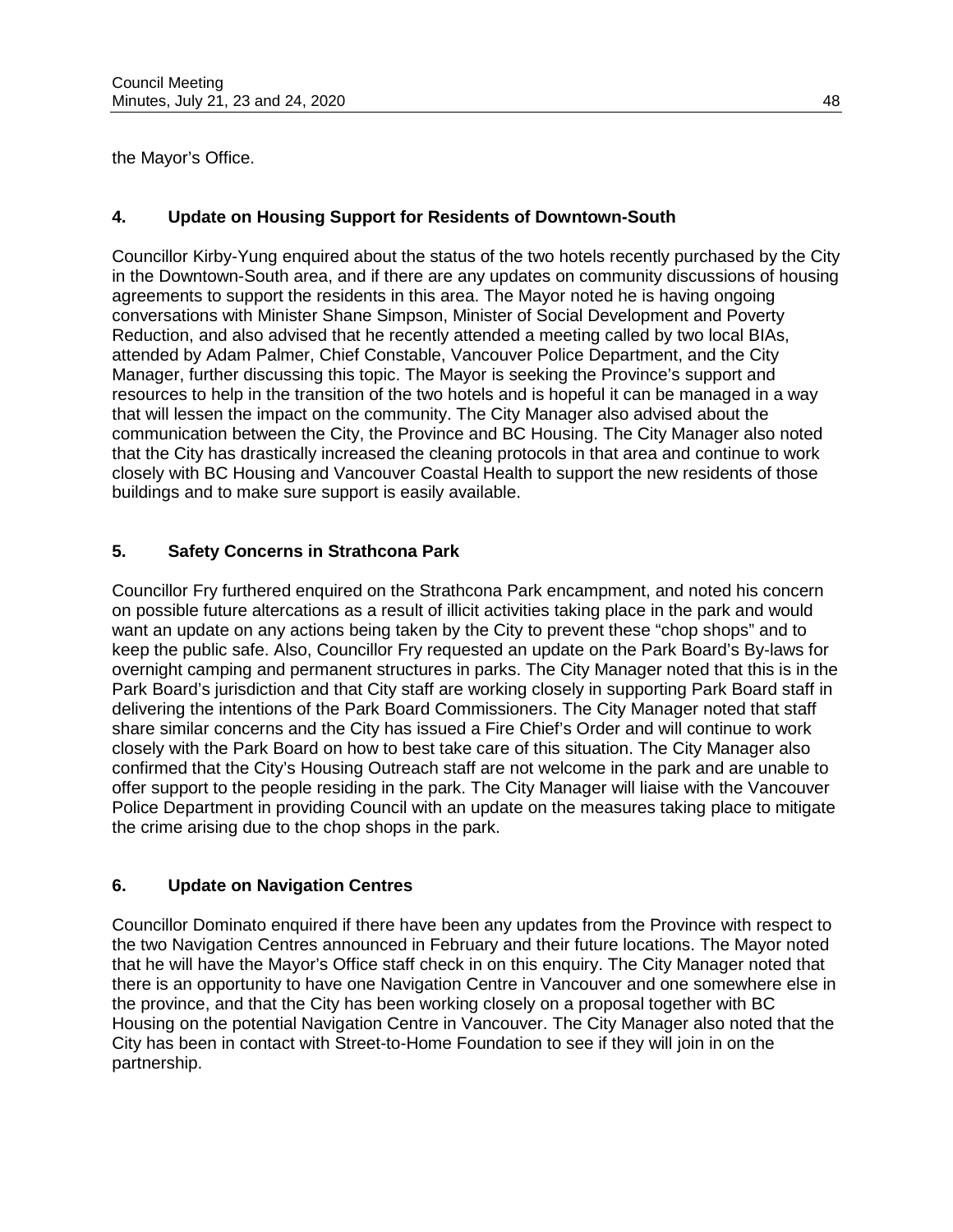the Mayor's Office.

### 4. Update on Housing Support for Residents of Downtown-South

Councillor Kirby-Yung enquired about the status of the two hotels recently purchased by the City in the Downtown-South area, and if there are any updates on community discussions of housing agreements to support the residents in this area. The Mayor noted he is having ongoing conversations with Minister Shane Simpson, Minister of Social Development and Poverty Reduction, and also advised that he recently attended a meeting called by two local BIAs, attended by Adam Palmer, Chief Constable, Vancouver Police Department, and the City Manager, further discussing this topic. The Mayor is seeking the Province's support and resources to help in the transition of the two hotels and is hopeful it can be managed in a way that will lessen the impact on the community. The City Manager also advised about the communication between the City, the Province and BC Housing. The City Manager also noted that the City has drastically increased the cleaning protocols in that area and continue to work closely with BC Housing and Vancouver Coastal Health to support the new residents of those buildings and to make sure support is easily available.

### 5. Safety Concerns in Strathcona Park

Councillor Fry furthered enquired on the Strathcona Park encampment, and noted his concern on possible future altercations as a result of illicit activities taking place in the park and would want an update on any actions being taken by the City to prevent these "chop shops" and to keep the public safe. Also, Councillor Fry requested an update on the Park Board's By-laws for overnight camping and permanent structures in parks. The City Manager noted that this is in the Park Board's jurisdiction and that City staff are working closely in supporting Park Board staff in delivering the intentions of the Park Board Commissioners. The City Manager noted that staff share similar concerns and the City has issued a Fire Chief's Order and will continue to work closely with the Park Board on how to best take care of this situation. The City Manager also confirmed that the City's Housing Outreach staff are not welcome in the park and are unable to offer support to the people residing in the park. The City Manager will liaise with the Vancouver Police Department in providing Council with an update on the measures taking place to mitigate the crime arising due to the chop shops in the park.

### 6. Update on Navigation Centres

Councillor Dominato enquired if there have been any updates from the Province with respect to the two Navigation Centres announced in February and their future locations. The Mayor noted that he will have the Mayor's Office staff check in on this enquiry. The City Manager noted that there is an opportunity to have one Navigation Centre in Vancouver and one somewhere else in the province, and that the City has been working closely on a proposal together with BC Housing on the potential Navigation Centre in Vancouver. The City Manager also noted that the City has been in contact with Street-to-Home Foundation to see if they will join in on the partnership.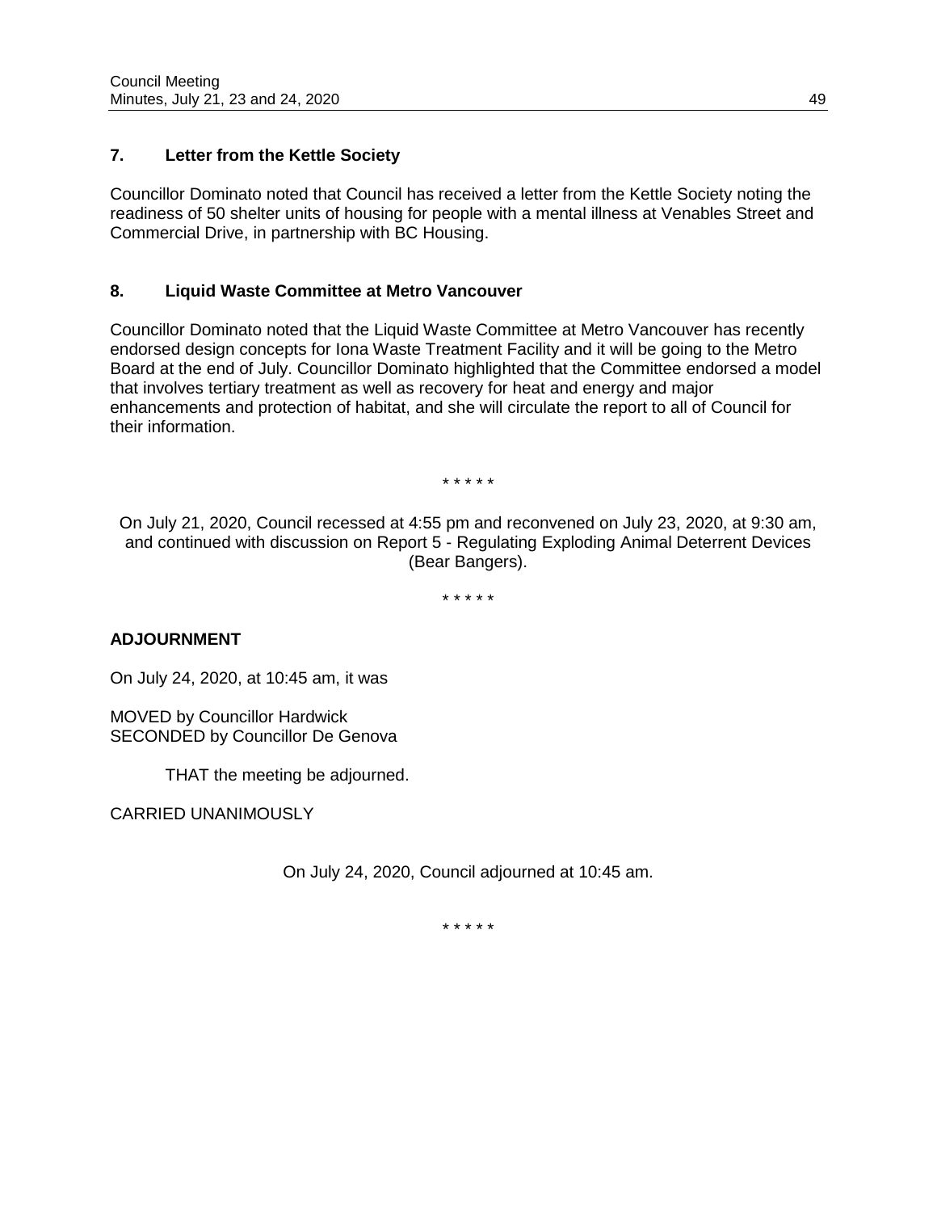### 7. Letter from the Kettle Society

Councillor Dominato noted that Council has received a letter from the Kettle Society noting the readiness of 50 shelter units of housing for people with a mental illness at Venables Street and Commercial Drive, in partnership with BC Housing.

### 8. Liquid Waste Committee at Metro Vancouver

Councillor Dominato noted that the Liquid Waste Committee at Metro Vancouver has recently endorsed design concepts for Iona Waste Treatment Facility and it will be going to the Metro Board at the end of July. Councillor Dominato highlighted that the Committee endorsed a model that involves tertiary treatment as well as recovery for heat and energy and major enhancements and protection of habitat, and she will circulate the report to all of Council for their information.

* * * * *

On July 21, 2020, Council recessed at 4:55 pm and reconvened on July 23, 2020, at 9:30 am, and continued with discussion on Report 5 - Regulating Exploding Animal Deterrent Devices (Bear Bangers).

* * * * *

**ADJOURNMENT**

On July 24, 2020, at 10:45 am, it was

MOVED by Councillor Hardwick
SECONDED by Councillor De Genova

THAT the meeting be adjourned.

CARRIED UNANIMOUSLY

On July 24, 2020, Council adjourned at 10:45 am.

* * * * *